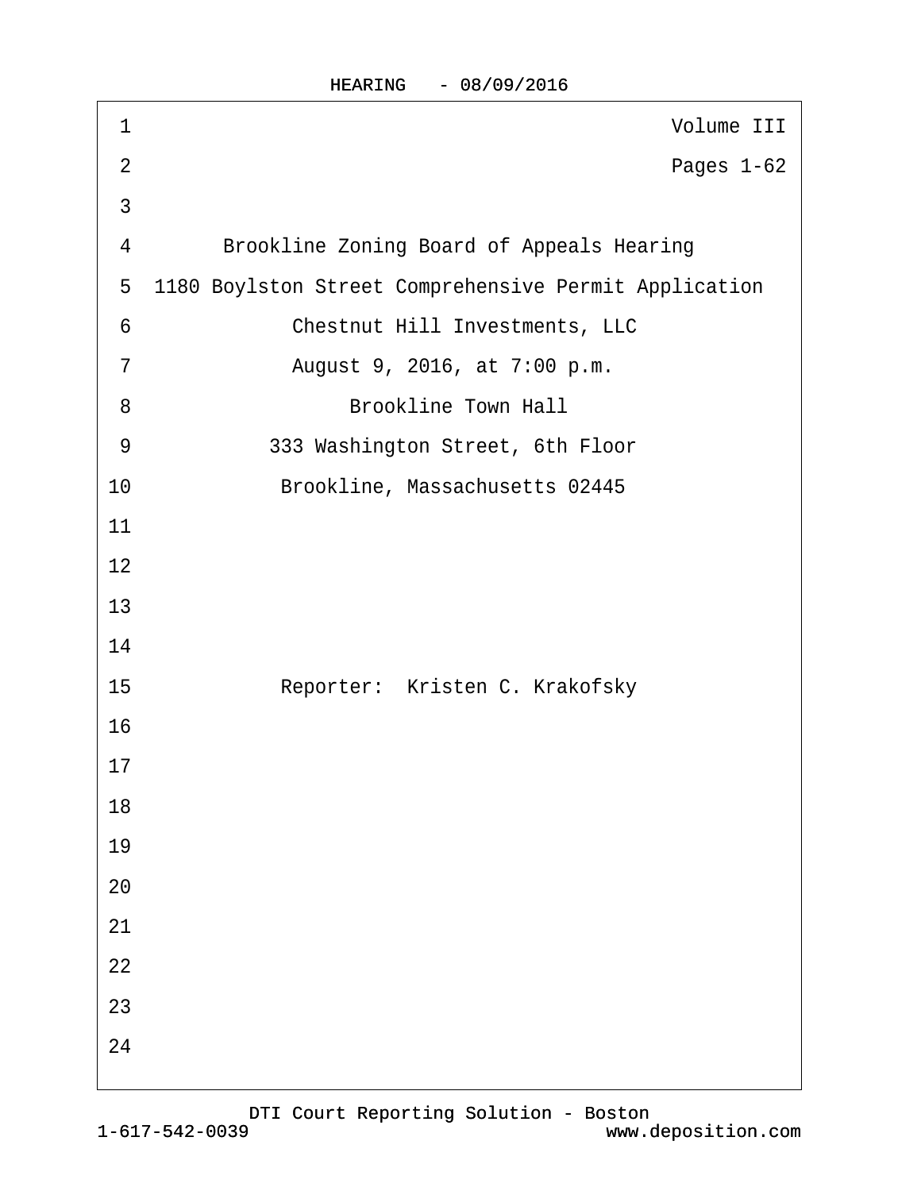Volume III

Pages 1-62

Brookline Zoning Board of Appeals Hearing

1180 Boylston Street Comprehensive Permit Application

Chestnut Hill Investments, LLC

August 9, 2016, at 7:00 p.m.

Brookline Town Hall

333 Washington Street, 6th Floor

Brookline, Massachusetts 02445

Reporter: Kristen C. Krakofsky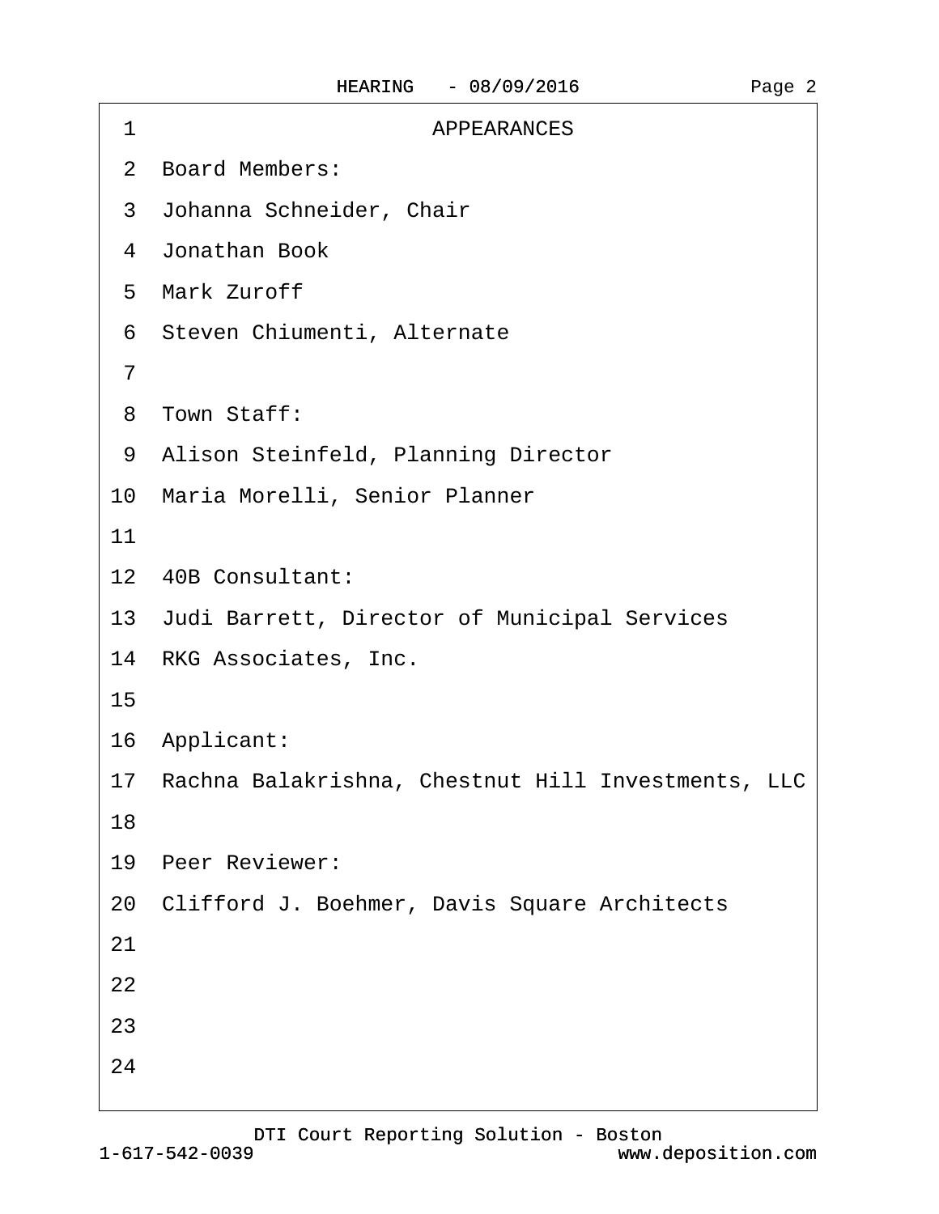# APPEARANCES

Board Members:

Johanna Schneider, Chair

Jonathan Book

Mark Zuroff

Steven Chiumenti, Alternate

Town Staff:

Alison Steinfeld, Planning Director

Maria Morelli, Senior Planner

40B Consultant:

Judi Barrett, Director of Municipal Services

RKG Associates, Inc.

Applicant:

Rachna Balakrishna, Chestnut Hill Investments, LLC

Peer Reviewer:

Clifford J. Boehmer, Davis Square Architects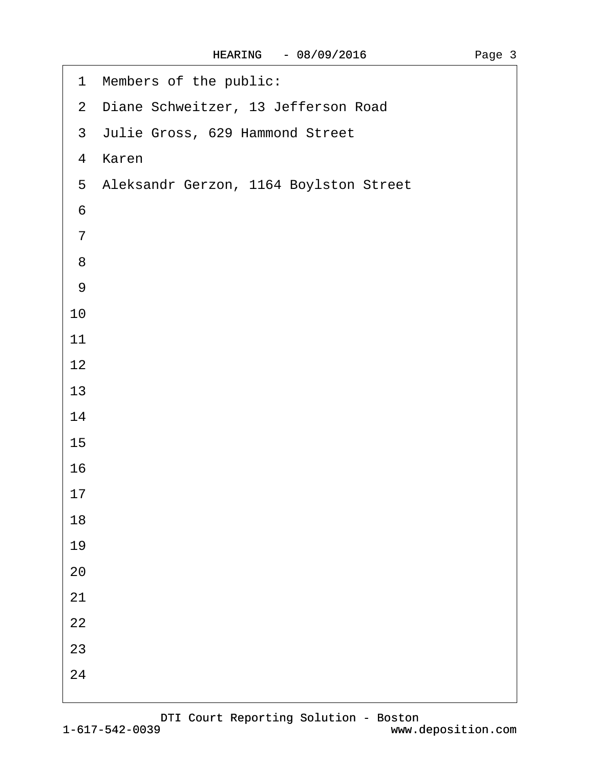1 Members of the public:
2 Diane Schweitzer, 13 Jefferson Road
3 Julie Gross, 629 Hammond Street
4 Karen
5 Aleksandr Gerzon, 1164 Boylston Street
6
7
8
9
10
11
12
13
14
15
16
17
18
19
20
21
22
23
24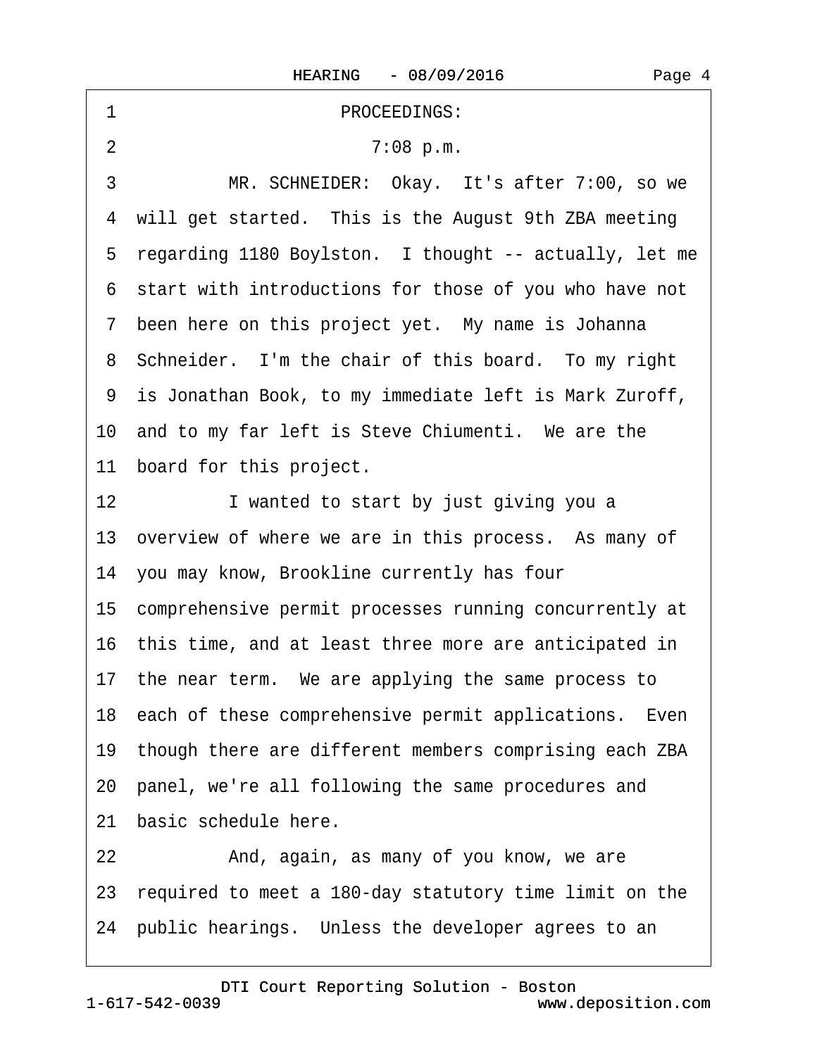PROCEEDINGS:

7:08 p.m.

MR. SCHNEIDER: Okay. It's after 7:00, so we will get started. This is the August 9th ZBA meeting regarding 1180 Boylston. I thought -- actually, let me start with introductions for those of you who have not been here on this project yet. My name is Johanna Schneider. I'm the chair of this board. To my right is Jonathan Book, to my immediate left is Mark Zuroff, and to my far left is Steve Chiumenti. We are the board for this project.

I wanted to start by just giving you a overview of where we are in this process. As many of you may know, Brookline currently has four comprehensive permit processes running concurrently at this time, and at least three more are anticipated in the near term. We are applying the same process to each of these comprehensive permit applications. Even though there are different members comprising each ZBA panel, we're all following the same procedures and basic schedule here.

And, again, as many of you know, we are required to meet a 180-day statutory time limit on the public hearings. Unless the developer agrees to an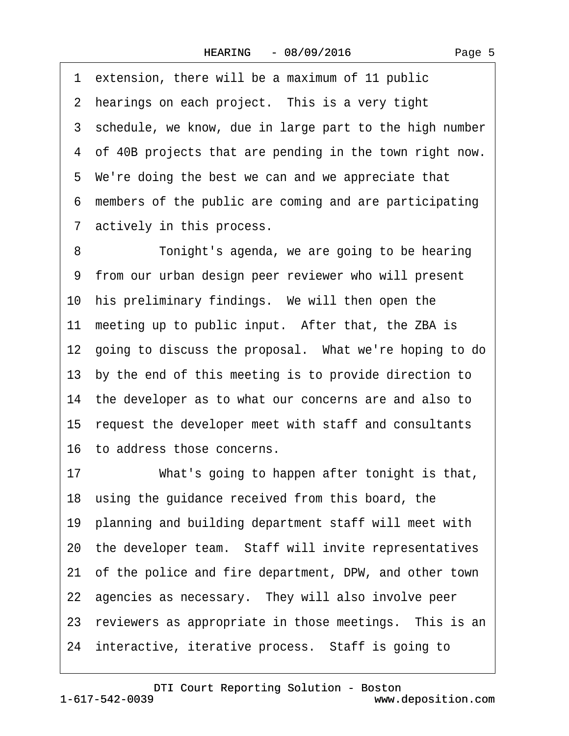1 extension, there will be a maximum of 11 public
2 hearings on each project. This is a very tight
3 schedule, we know, due in large part to the high number
4 of 40B projects that are pending in the town right now.
5 We're doing the best we can and we appreciate that
6 members of the public are coming and are participating
7 actively in this process.

8 Tonight's agenda, we are going to be hearing
9 from our urban design peer reviewer who will present
10 his preliminary findings. We will then open the
11 meeting up to public input. After that, the ZBA is
12 going to discuss the proposal. What we're hoping to do
13 by the end of this meeting is to provide direction to
14 the developer as to what our concerns are and also to
15 request the developer meet with staff and consultants
16 to address those concerns.

17 What's going to happen after tonight is that,
18 using the guidance received from this board, the
19 planning and building department staff will meet with
20 the developer team. Staff will invite representatives
21 of the police and fire department, DPW, and other town
22 agencies as necessary. They will also involve peer
23 reviewers as appropriate in those meetings. This is an
24 interactive, iterative process. Staff is going to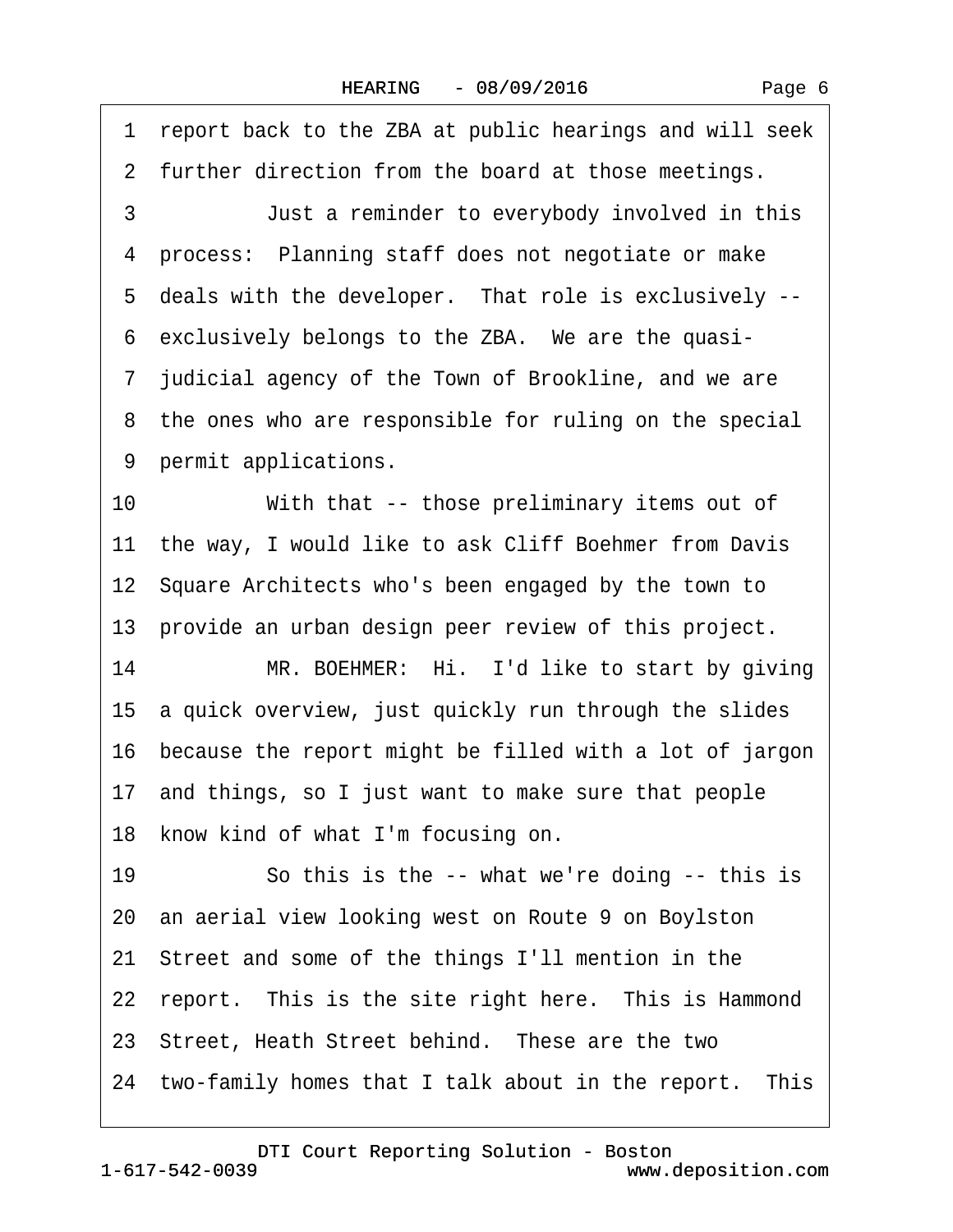1 report back to the ZBA at public hearings and will seek
2 further direction from the board at those meetings.
3 Just a reminder to everybody involved in this
4 process: Planning staff does not negotiate or make
5 deals with the developer. That role is exclusively --
6 exclusively belongs to the ZBA. We are the quasi-
7 judicial agency of the Town of Brookline, and we are
8 the ones who are responsible for ruling on the special
9 permit applications.
10 With that -- those preliminary items out of
11 the way, I would like to ask Cliff Boehmer from Davis
12 Square Architects who's been engaged by the town to
13 provide an urban design peer review of this project.
14 MR. BOEHMER: Hi. I'd like to start by giving
15 a quick overview, just quickly run through the slides
16 because the report might be filled with a lot of jargon
17 and things, so I just want to make sure that people
18 know kind of what I'm focusing on.
19 So this is the -- what we're doing -- this is
20 an aerial view looking west on Route 9 on Boylston
21 Street and some of the things I'll mention in the
22 report. This is the site right here. This is Hammond
23 Street, Heath Street behind. These are the two
24 two-family homes that I talk about in the report. This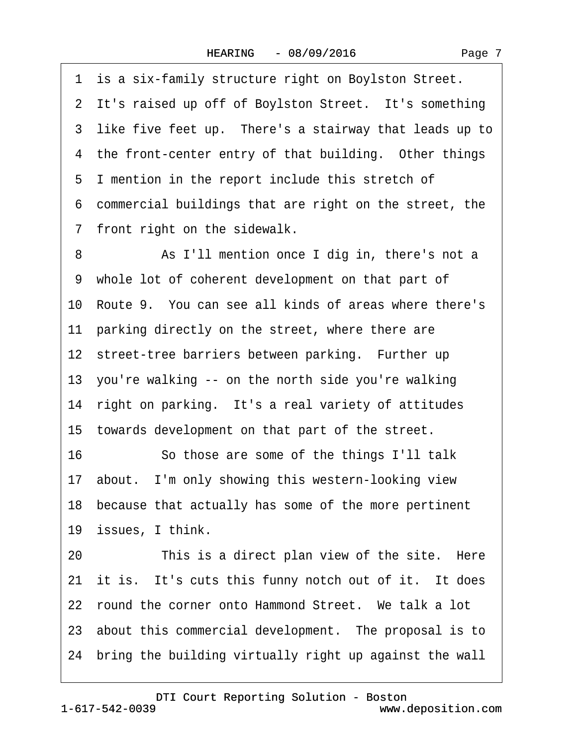1 is a six-family structure right on Boylston Street.
2 It's raised up off of Boylston Street. It's something
3 like five feet up. There's a stairway that leads up to
4 the front-center entry of that building. Other things
5 I mention in the report include this stretch of
6 commercial buildings that are right on the street, the
7 front right on the sidewalk.
8 As I'll mention once I dig in, there's not a
9 whole lot of coherent development on that part of
10 Route 9. You can see all kinds of areas where there's
11 parking directly on the street, where there are
12 street-tree barriers between parking. Further up
13 you're walking -- on the north side you're walking
14 right on parking. It's a real variety of attitudes
15 towards development on that part of the street.
16 So those are some of the things I'll talk
17 about. I'm only showing this western-looking view
18 because that actually has some of the more pertinent
19 issues, I think.
20 This is a direct plan view of the site. Here
21 it is. It's cuts this funny notch out of it. It does
22 round the corner onto Hammond Street. We talk a lot
23 about this commercial development. The proposal is to
24 bring the building virtually right up against the wall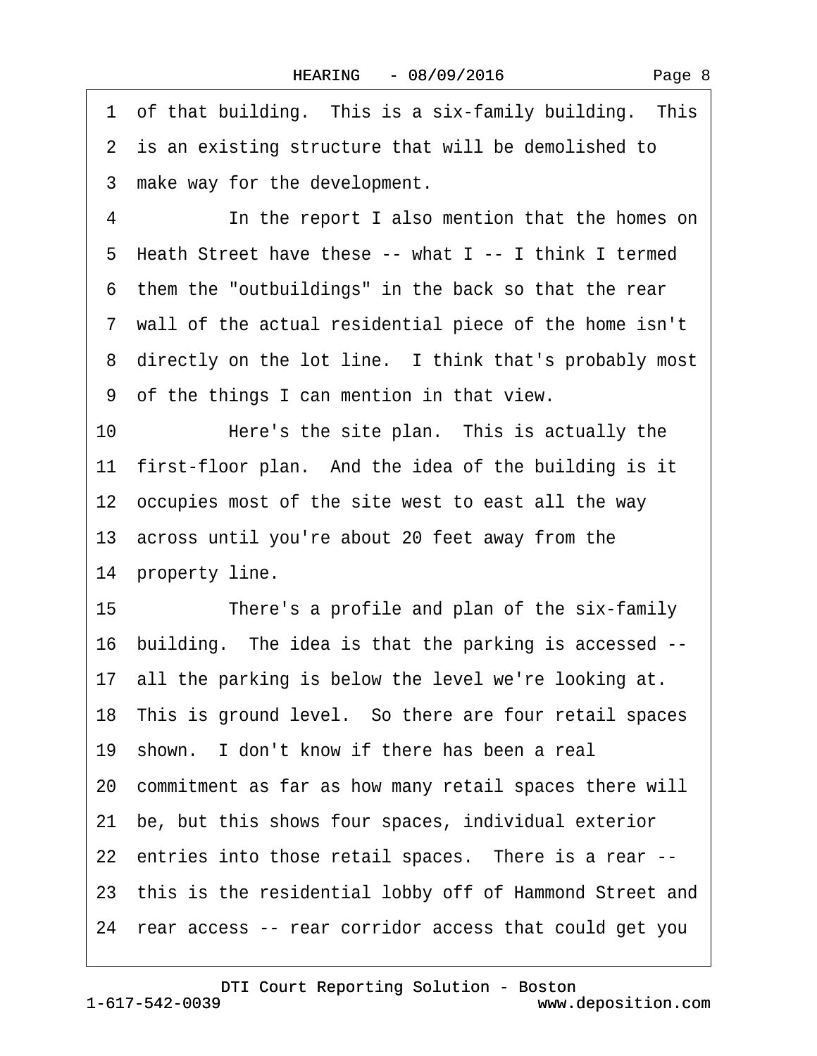1 of that building. This is a six-family building. This
2 is an existing structure that will be demolished to
3 make way for the development.

4 In the report I also mention that the homes on
5 Heath Street have these -- what I -- I think I termed
6 them the "outbuildings" in the back so that the rear
7 wall of the actual residential piece of the home isn't
8 directly on the lot line. I think that's probably most
9 of the things I can mention in that view.

10 Here's the site plan. This is actually the
11 first-floor plan. And the idea of the building is it
12 occupies most of the site west to east all the way
13 across until you're about 20 feet away from the
14 property line.

15 There's a profile and plan of the six-family
16 building. The idea is that the parking is accessed --
17 all the parking is below the level we're looking at.
18 This is ground level. So there are four retail spaces
19 shown. I don't know if there has been a real
20 commitment as far as how many retail spaces there will
21 be, but this shows four spaces, individual exterior
22 entries into those retail spaces. There is a rear --
23 this is the residential lobby off of Hammond Street and
24 rear access -- rear corridor access that could get you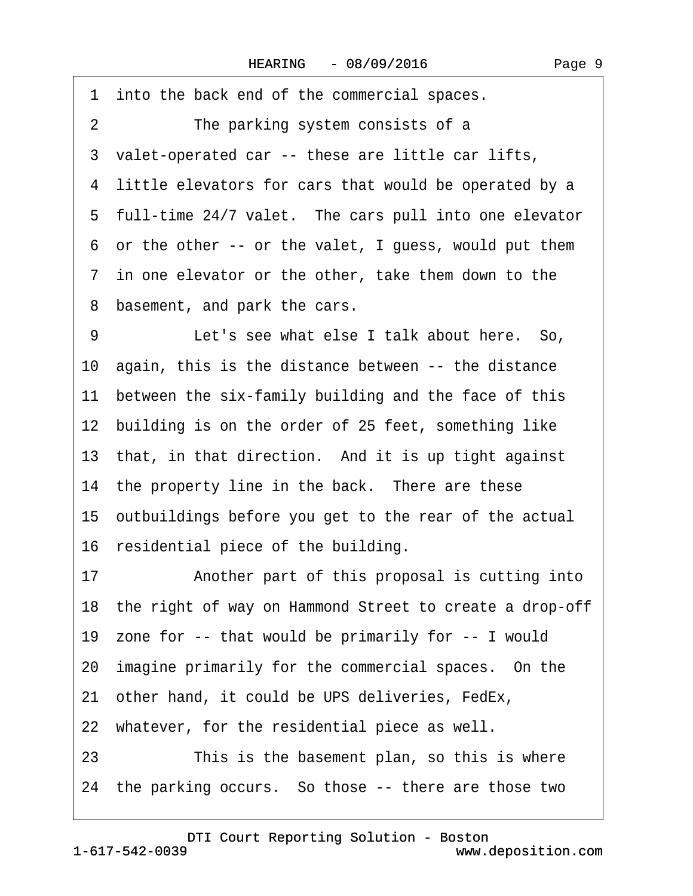1 into the back end of the commercial spaces.

2 The parking system consists of a

3 valet-operated car -- these are little car lifts,

4 little elevators for cars that would be operated by a

5 full-time 24/7 valet. The cars pull into one elevator

6 or the other -- or the valet, I guess, would put them

7 in one elevator or the other, take them down to the

8 basement, and park the cars.

9 Let's see what else I talk about here. So,

10 again, this is the distance between -- the distance

11 between the six-family building and the face of this

12 building is on the order of 25 feet, something like

13 that, in that direction. And it is up tight against

14 the property line in the back. There are these

15 outbuildings before you get to the rear of the actual

16 residential piece of the building.

17 Another part of this proposal is cutting into

18 the right of way on Hammond Street to create a drop-off

19 zone for -- that would be primarily for -- I would

20 imagine primarily for the commercial spaces. On the

21 other hand, it could be UPS deliveries, FedEx,

22 whatever, for the residential piece as well.

23 This is the basement plan, so this is where

24 the parking occurs. So those -- there are those two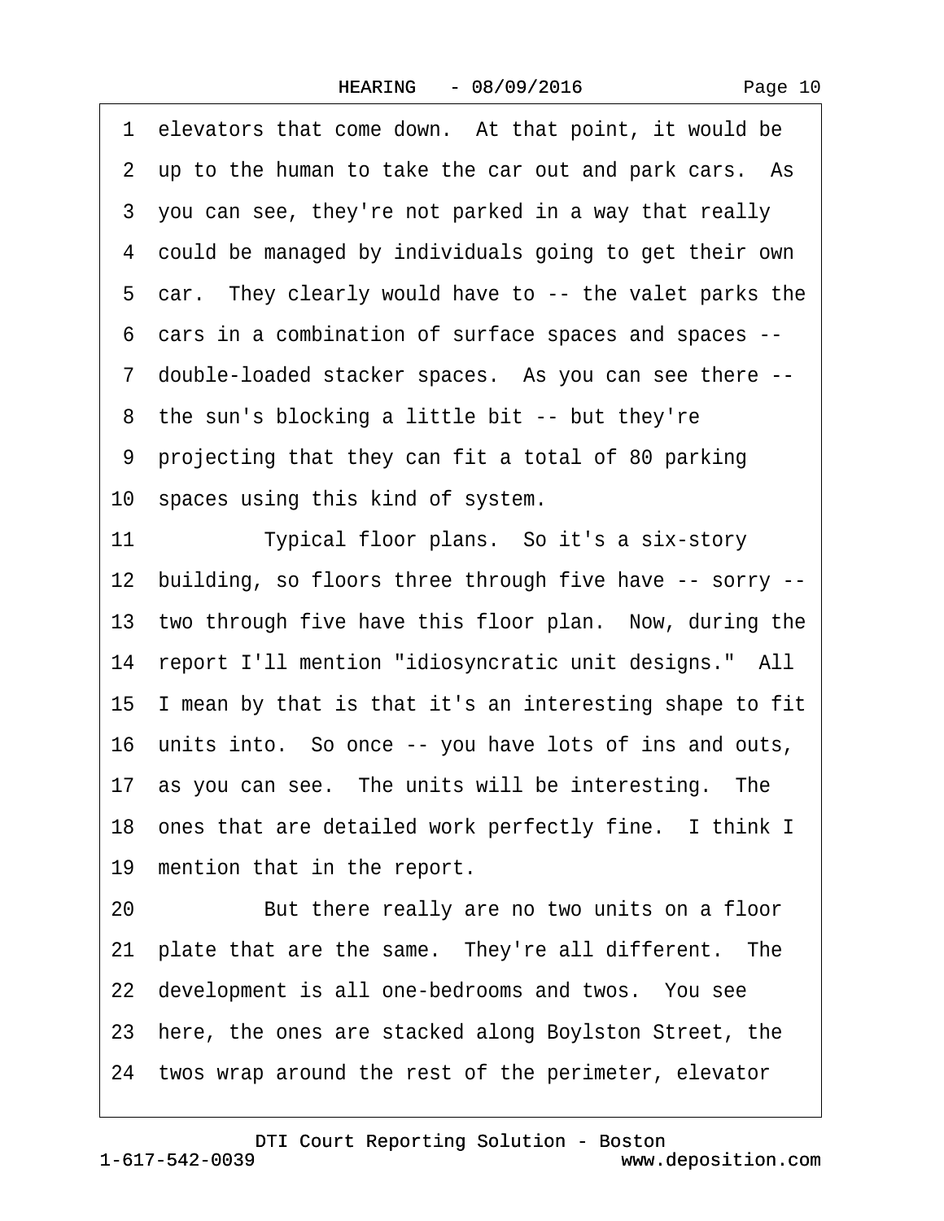1 elevators that come down. At that point, it would be
2 up to the human to take the car out and park cars. As
3 you can see, they're not parked in a way that really
4 could be managed by individuals going to get their own
5 car. They clearly would have to -- the valet parks the
6 cars in a combination of surface spaces and spaces --
7 double-loaded stacker spaces. As you can see there --
8 the sun's blocking a little bit -- but they're
9 projecting that they can fit a total of 80 parking
10 spaces using this kind of system.
11 Typical floor plans. So it's a six-story
12 building, so floors three through five have -- sorry --
13 two through five have this floor plan. Now, during the
14 report I'll mention "idiosyncratic unit designs." All
15 I mean by that is that it's an interesting shape to fit
16 units into. So once -- you have lots of ins and outs,
17 as you can see. The units will be interesting. The
18 ones that are detailed work perfectly fine. I think I
19 mention that in the report.
20 But there really are no two units on a floor
21 plate that are the same. They're all different. The
22 development is all one-bedrooms and twos. You see
23 here, the ones are stacked along Boylston Street, the
24 twos wrap around the rest of the perimeter, elevator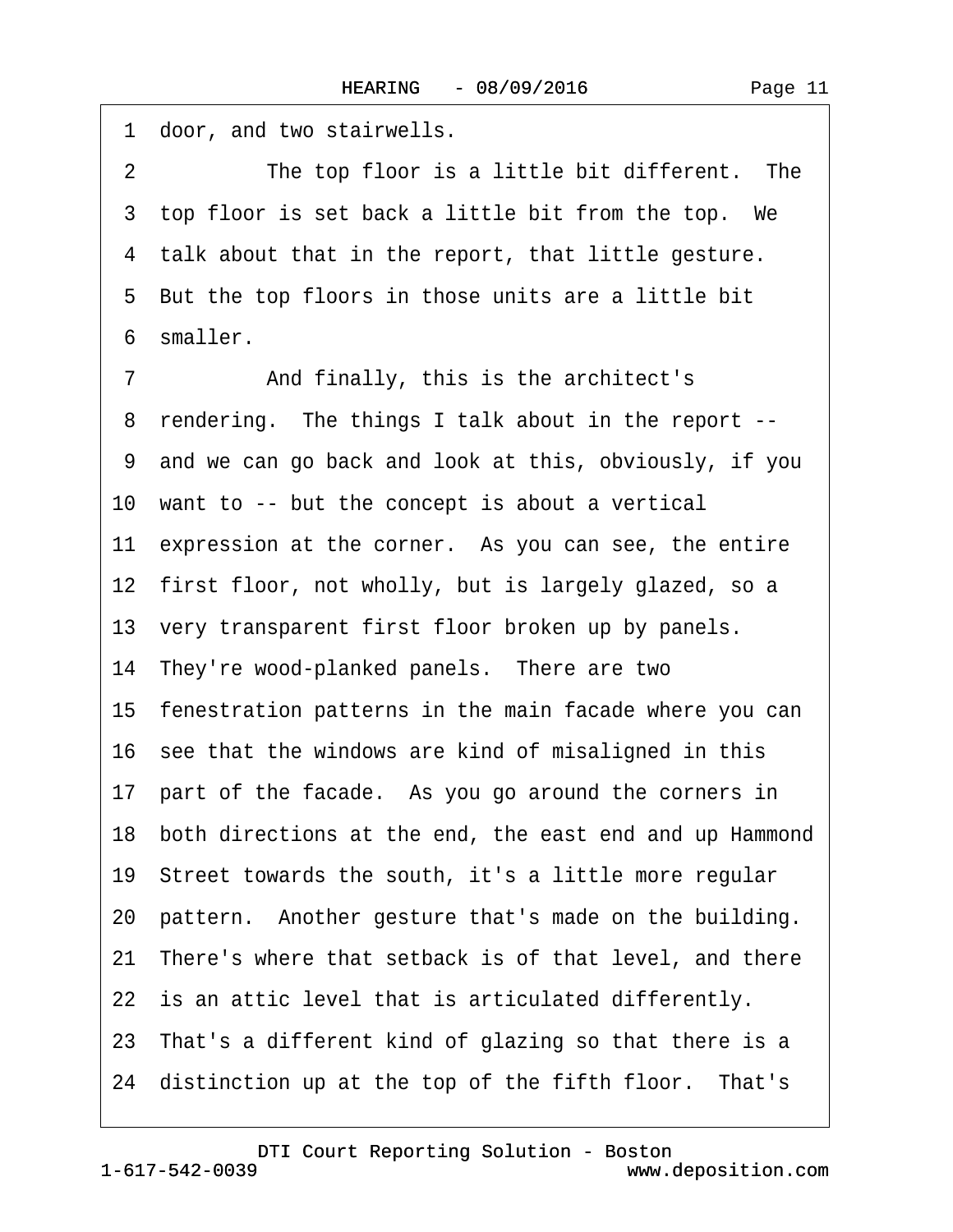1 door, and two stairwells.

2 The top floor is a little bit different. The

3 top floor is set back a little bit from the top. We

4 talk about that in the report, that little gesture.

5 But the top floors in those units are a little bit

6 smaller.

7 And finally, this is the architect's

8 rendering. The things I talk about in the report --

9 and we can go back and look at this, obviously, if you

10 want to -- but the concept is about a vertical

11 expression at the corner. As you can see, the entire

12 first floor, not wholly, but is largely glazed, so a

13 very transparent first floor broken up by panels.

14 They're wood-planked panels. There are two

15 fenestration patterns in the main facade where you can

16 see that the windows are kind of misaligned in this

17 part of the facade. As you go around the corners in

18 both directions at the end, the east end and up Hammond

19 Street towards the south, it's a little more regular

20 pattern. Another gesture that's made on the building.

21 There's where that setback is of that level, and there

22 is an attic level that is articulated differently.

23 That's a different kind of glazing so that there is a

24 distinction up at the top of the fifth floor. That's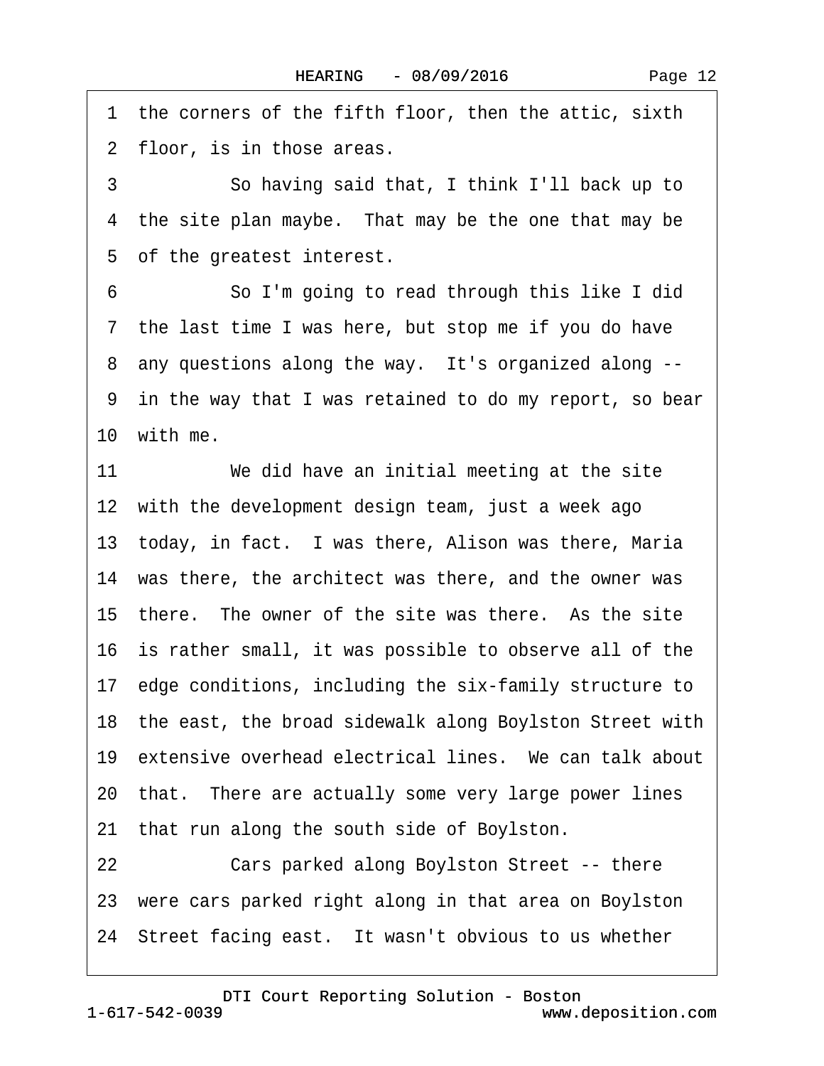1 the corners of the fifth floor, then the attic, sixth
2 floor, is in those areas.
3 So having said that, I think I'll back up to
4 the site plan maybe. That may be the one that may be
5 of the greatest interest.
6 So I'm going to read through this like I did
7 the last time I was here, but stop me if you do have
8 any questions along the way. It's organized along --
9 in the way that I was retained to do my report, so bear
10 with me.
11 We did have an initial meeting at the site
12 with the development design team, just a week ago
13 today, in fact. I was there, Alison was there, Maria
14 was there, the architect was there, and the owner was
15 there. The owner of the site was there. As the site
16 is rather small, it was possible to observe all of the
17 edge conditions, including the six-family structure to
18 the east, the broad sidewalk along Boylston Street with
19 extensive overhead electrical lines. We can talk about
20 that. There are actually some very large power lines
21 that run along the south side of Boylston.
22 Cars parked along Boylston Street -- there
23 were cars parked right along in that area on Boylston
24 Street facing east. It wasn't obvious to us whether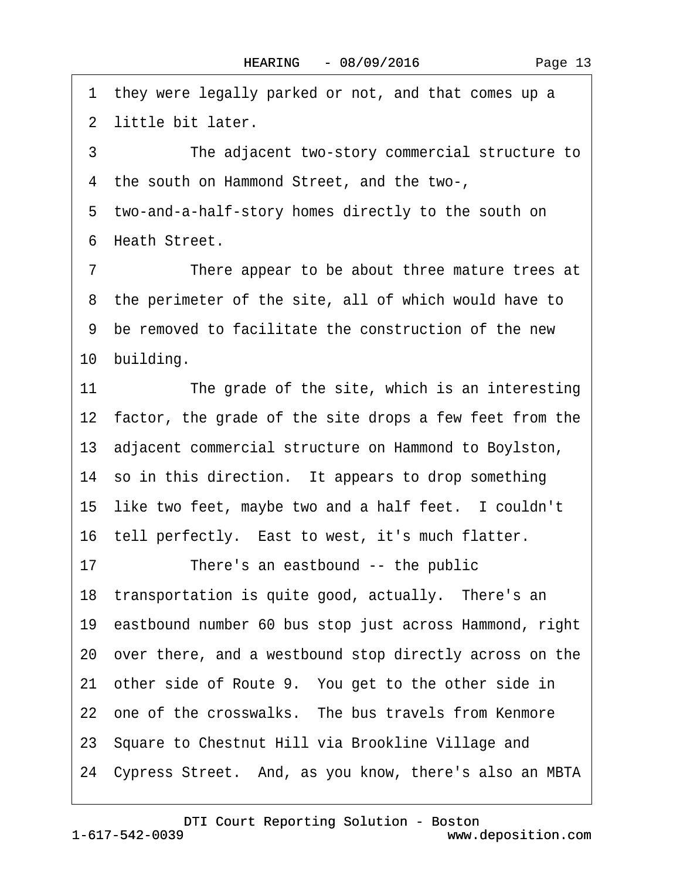1 they were legally parked or not, and that comes up a
2 little bit later.

3 The adjacent two-story commercial structure to
4 the south on Hammond Street, and the two-,
5 two-and-a-half-story homes directly to the south on
6 Heath Street.

7 There appear to be about three mature trees at
8 the perimeter of the site, all of which would have to
9 be removed to facilitate the construction of the new
10 building.

11 The grade of the site, which is an interesting
12 factor, the grade of the site drops a few feet from the
13 adjacent commercial structure on Hammond to Boylston,
14 so in this direction. It appears to drop something
15 like two feet, maybe two and a half feet. I couldn't
16 tell perfectly. East to west, it's much flatter.

17 There's an eastbound -- the public
18 transportation is quite good, actually. There's an
19 eastbound number 60 bus stop just across Hammond, right
20 over there, and a westbound stop directly across on the
21 other side of Route 9. You get to the other side in
22 one of the crosswalks. The bus travels from Kenmore
23 Square to Chestnut Hill via Brookline Village and
24 Cypress Street. And, as you know, there's also an MBTA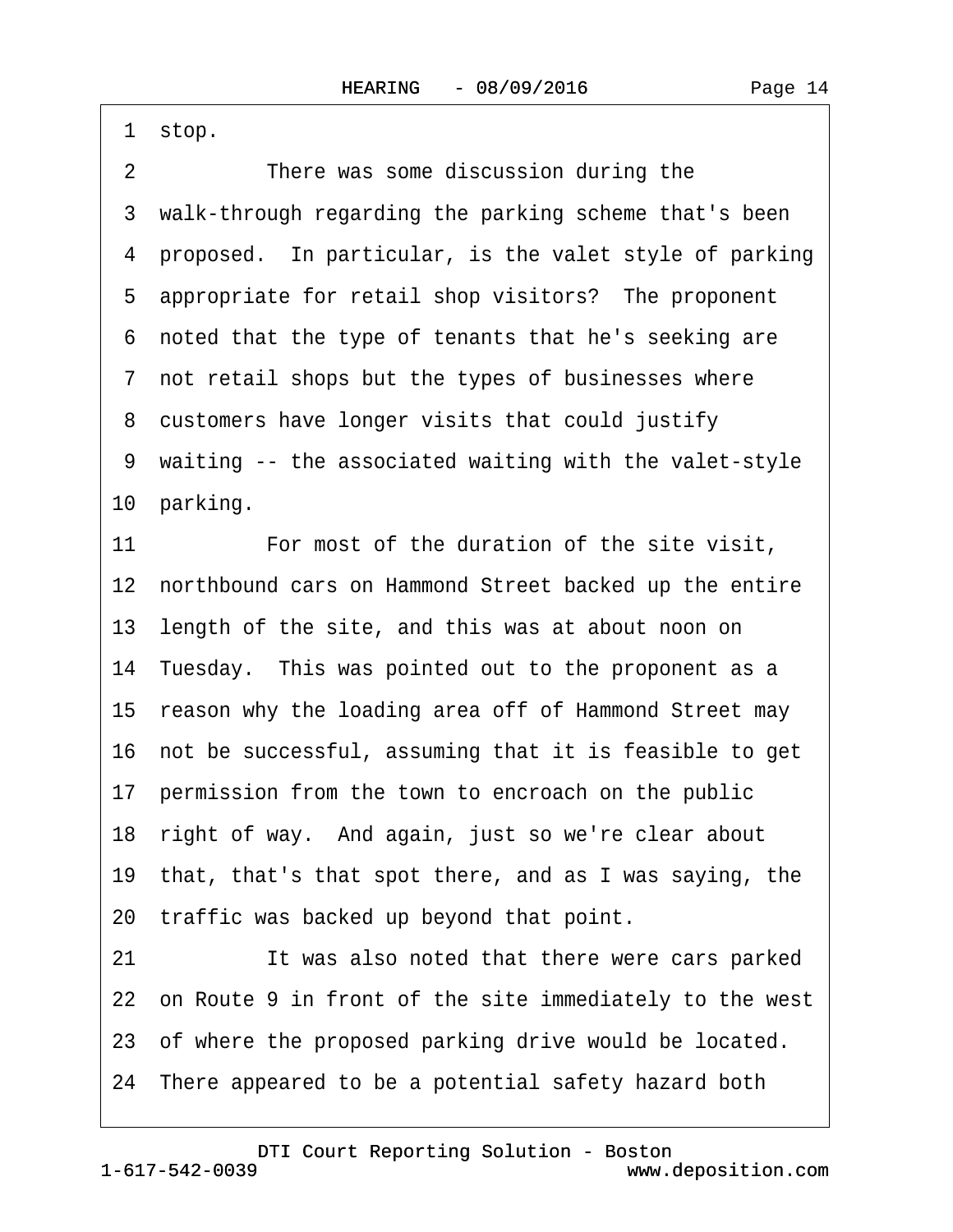1 stop.

2 There was some discussion during the

3 walk-through regarding the parking scheme that's been

4 proposed. In particular, is the valet style of parking

5 appropriate for retail shop visitors? The proponent

6 noted that the type of tenants that he's seeking are

7 not retail shops but the types of businesses where

8 customers have longer visits that could justify

9 waiting -- the associated waiting with the valet-style

10 parking.

11 For most of the duration of the site visit,

12 northbound cars on Hammond Street backed up the entire

13 length of the site, and this was at about noon on

14 Tuesday. This was pointed out to the proponent as a

15 reason why the loading area off of Hammond Street may

16 not be successful, assuming that it is feasible to get

17 permission from the town to encroach on the public

18 right of way. And again, just so we're clear about

19 that, that's that spot there, and as I was saying, the

20 traffic was backed up beyond that point.

21 It was also noted that there were cars parked

22 on Route 9 in front of the site immediately to the west

23 of where the proposed parking drive would be located.

24 There appeared to be a potential safety hazard both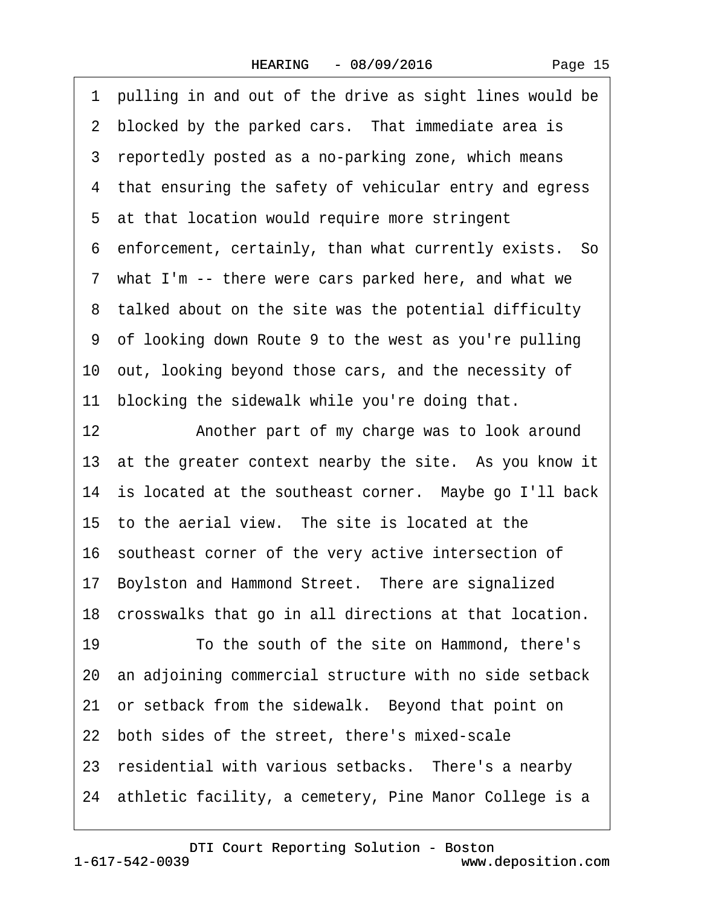1 pulling in and out of the drive as sight lines would be
2 blocked by the parked cars. That immediate area is
3 reportedly posted as a no-parking zone, which means
4 that ensuring the safety of vehicular entry and egress
5 at that location would require more stringent
6 enforcement, certainly, than what currently exists. So
7 what I'm -- there were cars parked here, and what we
8 talked about on the site was the potential difficulty
9 of looking down Route 9 to the west as you're pulling
10 out, looking beyond those cars, and the necessity of
11 blocking the sidewalk while you're doing that.
12 Another part of my charge was to look around
13 at the greater context nearby the site. As you know it
14 is located at the southeast corner. Maybe go I'll back
15 to the aerial view. The site is located at the
16 southeast corner of the very active intersection of
17 Boylston and Hammond Street. There are signalized
18 crosswalks that go in all directions at that location.
19 To the south of the site on Hammond, there's
20 an adjoining commercial structure with no side setback
21 or setback from the sidewalk. Beyond that point on
22 both sides of the street, there's mixed-scale
23 residential with various setbacks. There's a nearby
24 athletic facility, a cemetery, Pine Manor College is a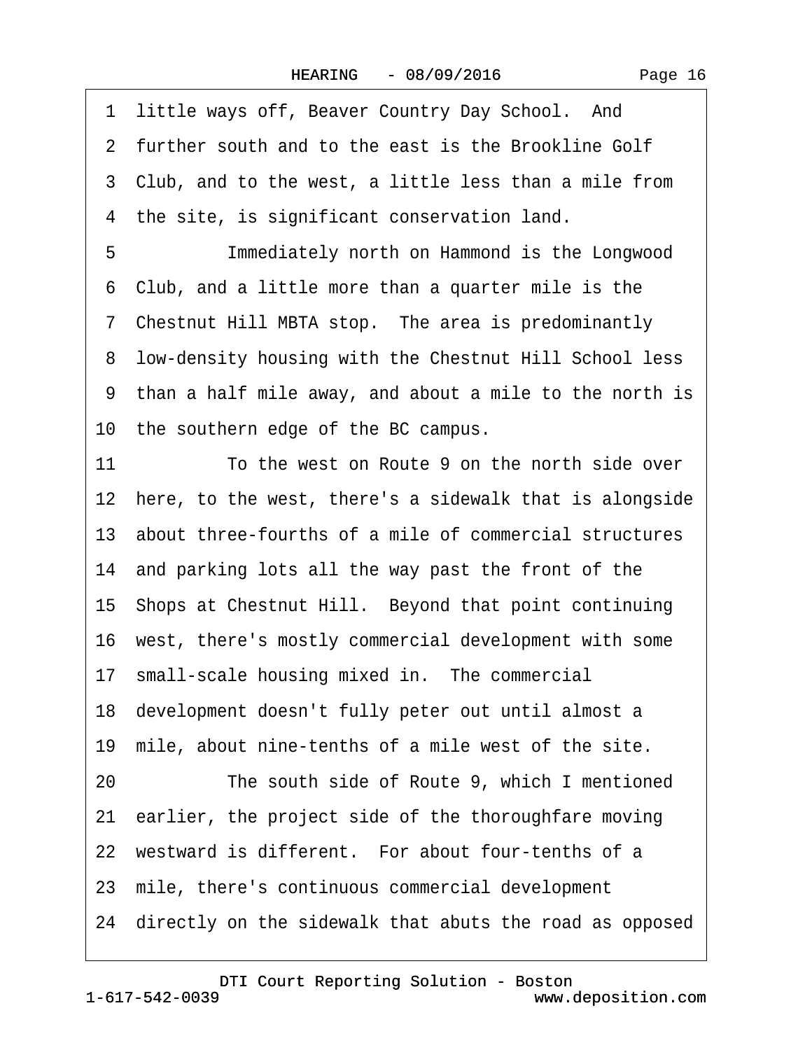1 little ways off, Beaver Country Day School. And
2 further south and to the east is the Brookline Golf
3 Club, and to the west, a little less than a mile from
4 the site, is significant conservation land.
5 Immediately north on Hammond is the Longwood
6 Club, and a little more than a quarter mile is the
7 Chestnut Hill MBTA stop. The area is predominantly
8 low-density housing with the Chestnut Hill School less
9 than a half mile away, and about a mile to the north is
10 the southern edge of the BC campus.
11 To the west on Route 9 on the north side over
12 here, to the west, there's a sidewalk that is alongside
13 about three-fourths of a mile of commercial structures
14 and parking lots all the way past the front of the
15 Shops at Chestnut Hill. Beyond that point continuing
16 west, there's mostly commercial development with some
17 small-scale housing mixed in. The commercial
18 development doesn't fully peter out until almost a
19 mile, about nine-tenths of a mile west of the site.
20 The south side of Route 9, which I mentioned
21 earlier, the project side of the thoroughfare moving
22 westward is different. For about four-tenths of a
23 mile, there's continuous commercial development
24 directly on the sidewalk that abuts the road as opposed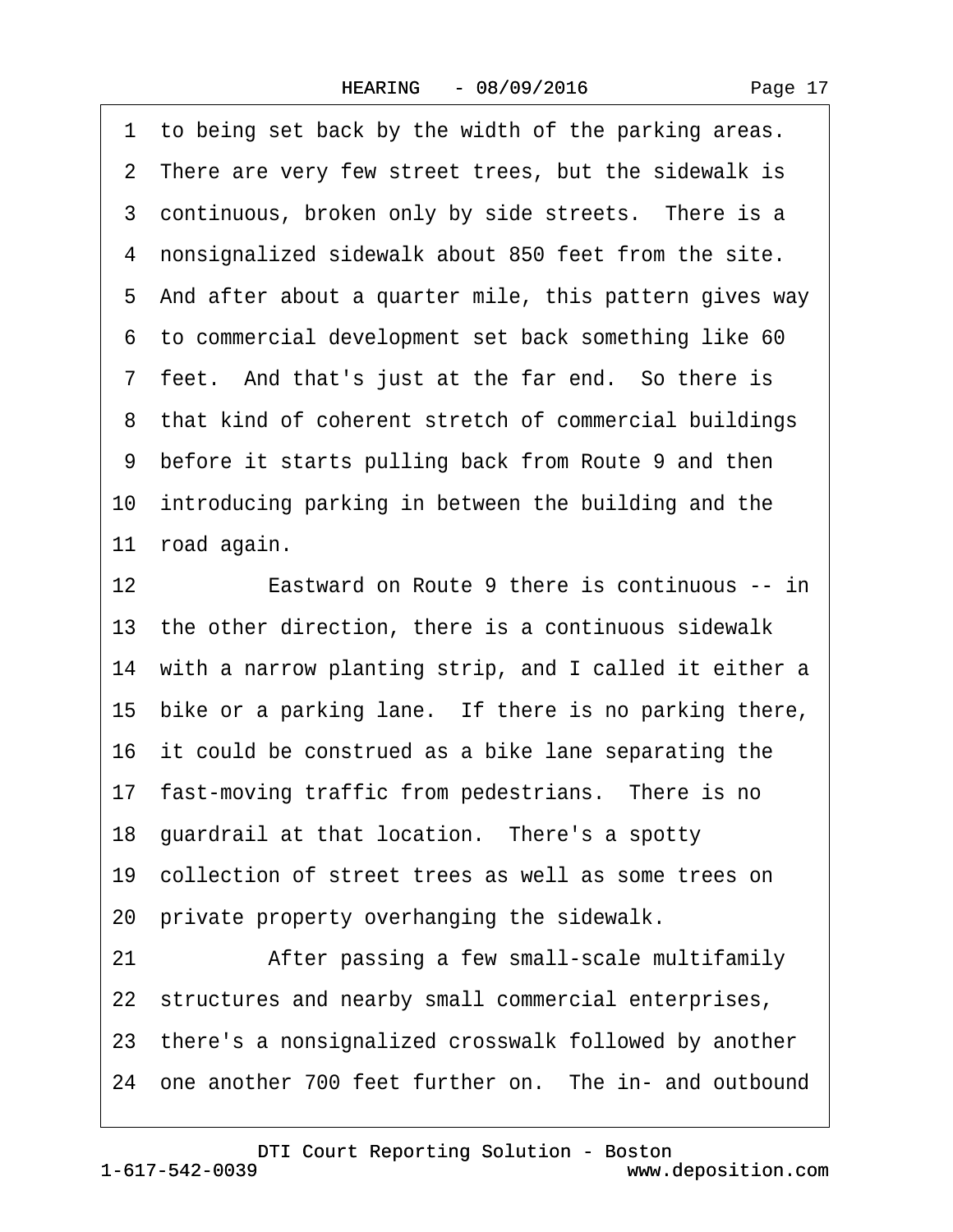1 to being set back by the width of the parking areas.
2 There are very few street trees, but the sidewalk is
3 continuous, broken only by side streets. There is a
4 nonsignalized sidewalk about 850 feet from the site.
5 And after about a quarter mile, this pattern gives way
6 to commercial development set back something like 60
7 feet. And that's just at the far end. So there is
8 that kind of coherent stretch of commercial buildings
9 before it starts pulling back from Route 9 and then
10 introducing parking in between the building and the
11 road again.
12 Eastward on Route 9 there is continuous -- in
13 the other direction, there is a continuous sidewalk
14 with a narrow planting strip, and I called it either a
15 bike or a parking lane. If there is no parking there,
16 it could be construed as a bike lane separating the
17 fast-moving traffic from pedestrians. There is no
18 guardrail at that location. There's a spotty
19 collection of street trees as well as some trees on
20 private property overhanging the sidewalk.
21 After passing a few small-scale multifamily
22 structures and nearby small commercial enterprises,
23 there's a nonsignalized crosswalk followed by another
24 one another 700 feet further on. The in- and outbound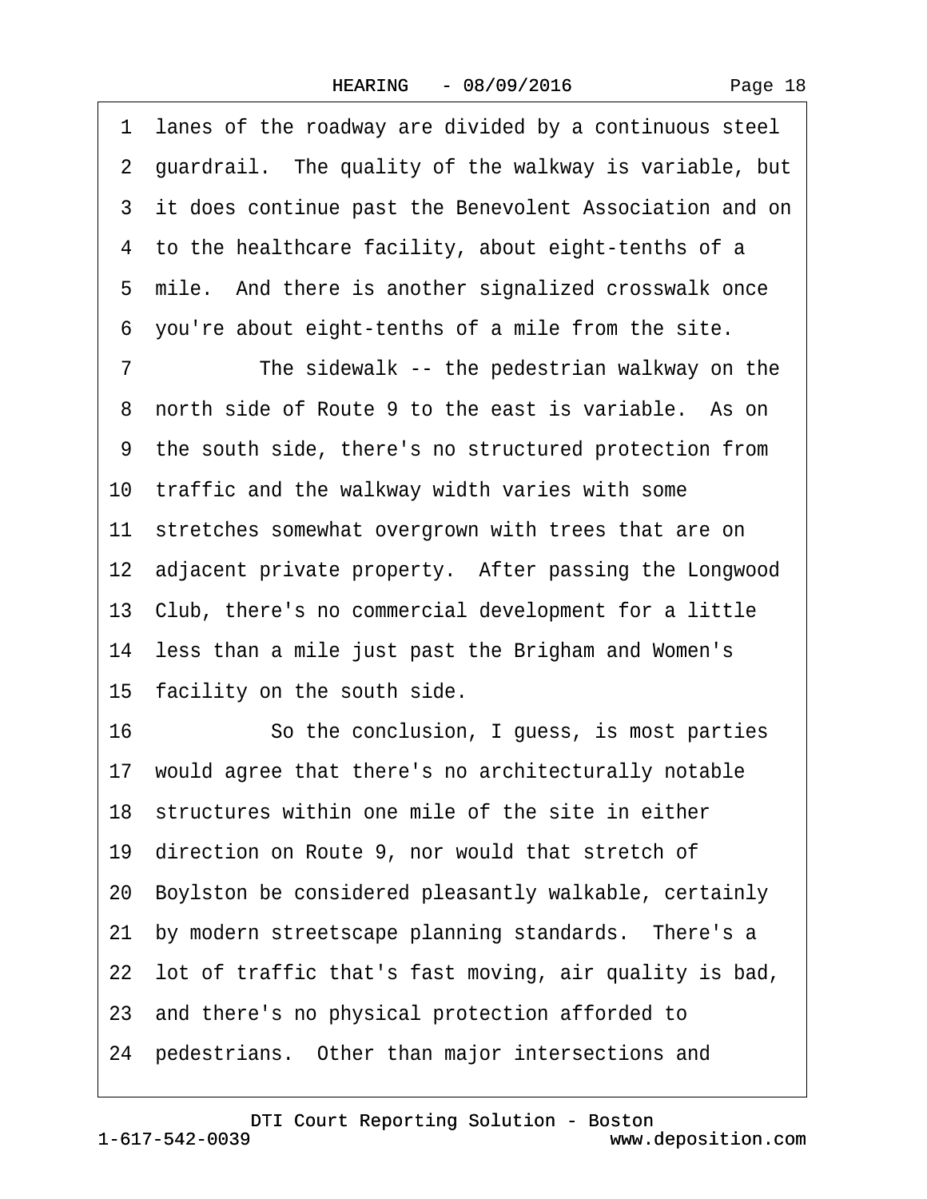1 lanes of the roadway are divided by a continuous steel
2 guardrail. The quality of the walkway is variable, but
3 it does continue past the Benevolent Association and on
4 to the healthcare facility, about eight-tenths of a
5 mile. And there is another signalized crosswalk once
6 you're about eight-tenths of a mile from the site.
7 The sidewalk -- the pedestrian walkway on the
8 north side of Route 9 to the east is variable. As on
9 the south side, there's no structured protection from
10 traffic and the walkway width varies with some
11 stretches somewhat overgrown with trees that are on
12 adjacent private property. After passing the Longwood
13 Club, there's no commercial development for a little
14 less than a mile just past the Brigham and Women's
15 facility on the south side.
16 So the conclusion, I guess, is most parties
17 would agree that there's no architecturally notable
18 structures within one mile of the site in either
19 direction on Route 9, nor would that stretch of
20 Boylston be considered pleasantly walkable, certainly
21 by modern streetscape planning standards. There's a
22 lot of traffic that's fast moving, air quality is bad,
23 and there's no physical protection afforded to
24 pedestrians. Other than major intersections and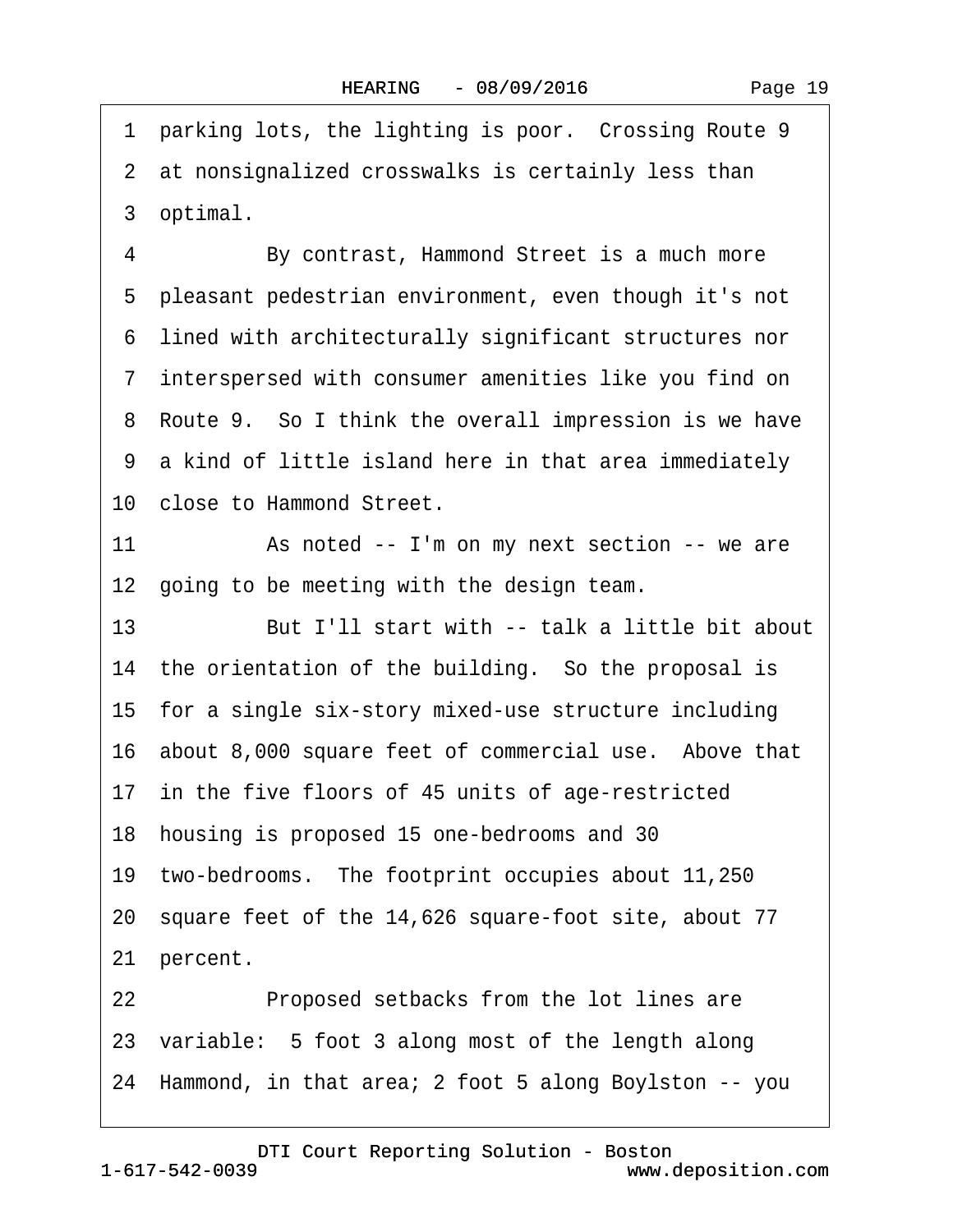1 parking lots, the lighting is poor. Crossing Route 9
2 at nonsignalized crosswalks is certainly less than
3 optimal.
4 By contrast, Hammond Street is a much more
5 pleasant pedestrian environment, even though it's not
6 lined with architecturally significant structures nor
7 interspersed with consumer amenities like you find on
8 Route 9. So I think the overall impression is we have
9 a kind of little island here in that area immediately
10 close to Hammond Street.
11 As noted -- I'm on my next section -- we are
12 going to be meeting with the design team.
13 But I'll start with -- talk a little bit about
14 the orientation of the building. So the proposal is
15 for a single six-story mixed-use structure including
16 about 8,000 square feet of commercial use. Above that
17 in the five floors of 45 units of age-restricted
18 housing is proposed 15 one-bedrooms and 30
19 two-bedrooms. The footprint occupies about 11,250
20 square feet of the 14,626 square-foot site, about 77
21 percent.
22 Proposed setbacks from the lot lines are
23 variable: 5 foot 3 along most of the length along
24 Hammond, in that area; 2 foot 5 along Boylston -- you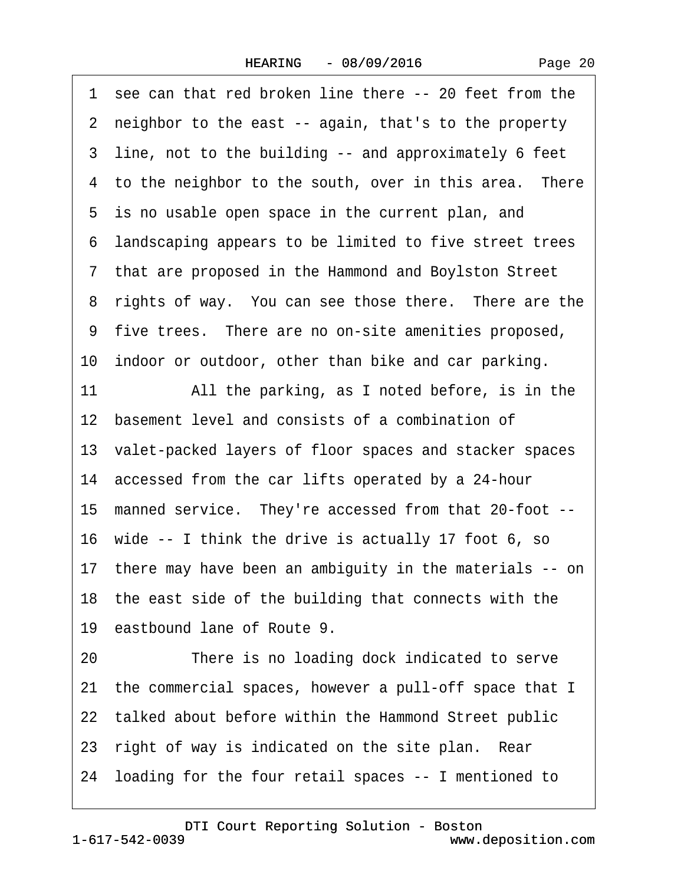1 see can that red broken line there -- 20 feet from the
2 neighbor to the east -- again, that's to the property
3 line, not to the building -- and approximately 6 feet
4 to the neighbor to the south, over in this area. There
5 is no usable open space in the current plan, and
6 landscaping appears to be limited to five street trees
7 that are proposed in the Hammond and Boylston Street
8 rights of way. You can see those there. There are the
9 five trees. There are no on-site amenities proposed,
10 indoor or outdoor, other than bike and car parking.

11 All the parking, as I noted before, is in the
12 basement level and consists of a combination of
13 valet-packed layers of floor spaces and stacker spaces
14 accessed from the car lifts operated by a 24-hour
15 manned service. They're accessed from that 20-foot --
16 wide -- I think the drive is actually 17 foot 6, so
17 there may have been an ambiguity in the materials -- on
18 the east side of the building that connects with the
19 eastbound lane of Route 9.

20 There is no loading dock indicated to serve
21 the commercial spaces, however a pull-off space that I
22 talked about before within the Hammond Street public
23 right of way is indicated on the site plan. Rear
24 loading for the four retail spaces -- I mentioned to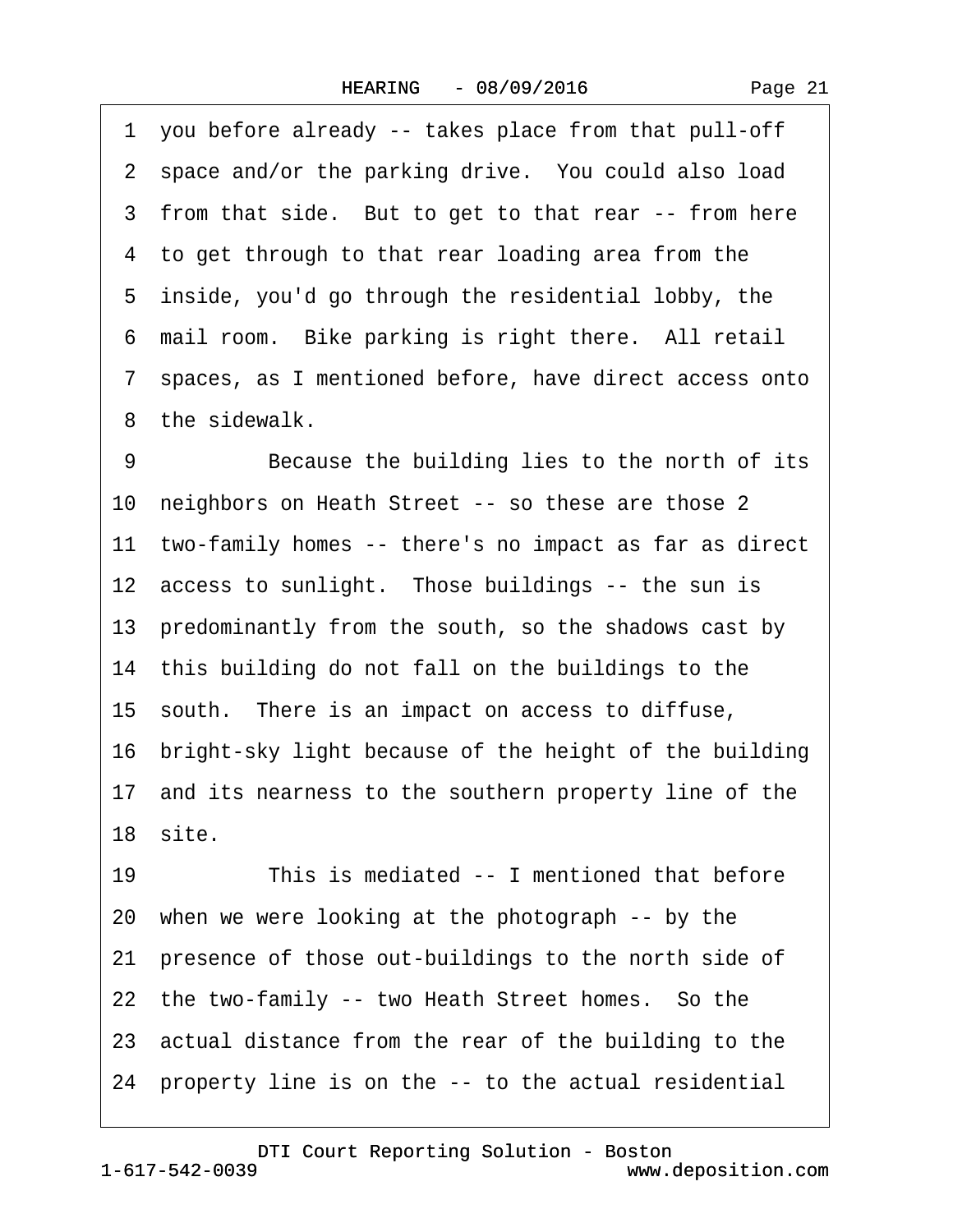1 you before already -- takes place from that pull-off
2 space and/or the parking drive. You could also load
3 from that side. But to get to that rear -- from here
4 to get through to that rear loading area from the
5 inside, you'd go through the residential lobby, the
6 mail room. Bike parking is right there. All retail
7 spaces, as I mentioned before, have direct access onto
8 the sidewalk.

9 Because the building lies to the north of its
10 neighbors on Heath Street -- so these are those 2
11 two-family homes -- there's no impact as far as direct
12 access to sunlight. Those buildings -- the sun is
13 predominantly from the south, so the shadows cast by
14 this building do not fall on the buildings to the
15 south. There is an impact on access to diffuse,
16 bright-sky light because of the height of the building
17 and its nearness to the southern property line of the
18 site.

19 This is mediated -- I mentioned that before
20 when we were looking at the photograph -- by the
21 presence of those out-buildings to the north side of
22 the two-family -- two Heath Street homes. So the
23 actual distance from the rear of the building to the
24 property line is on the -- to the actual residential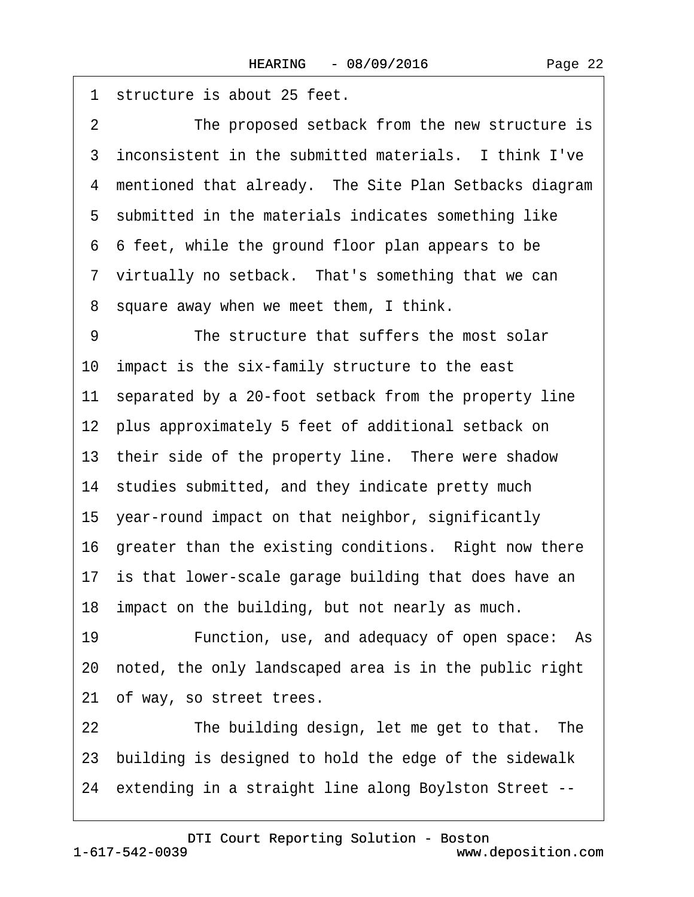1 structure is about 25 feet.

2 The proposed setback from the new structure is

3 inconsistent in the submitted materials. I think I've

4 mentioned that already. The Site Plan Setbacks diagram

5 submitted in the materials indicates something like

6 6 feet, while the ground floor plan appears to be

7 virtually no setback. That's something that we can

8 square away when we meet them, I think.

9 The structure that suffers the most solar

10 impact is the six-family structure to the east

11 separated by a 20-foot setback from the property line

12 plus approximately 5 feet of additional setback on

13 their side of the property line. There were shadow

14 studies submitted, and they indicate pretty much

15 year-round impact on that neighbor, significantly

16 greater than the existing conditions. Right now there

17 is that lower-scale garage building that does have an

18 impact on the building, but not nearly as much.

19 Function, use, and adequacy of open space: As

20 noted, the only landscaped area is in the public right

21 of way, so street trees.

22 The building design, let me get to that. The

23 building is designed to hold the edge of the sidewalk

24 extending in a straight line along Boylston Street --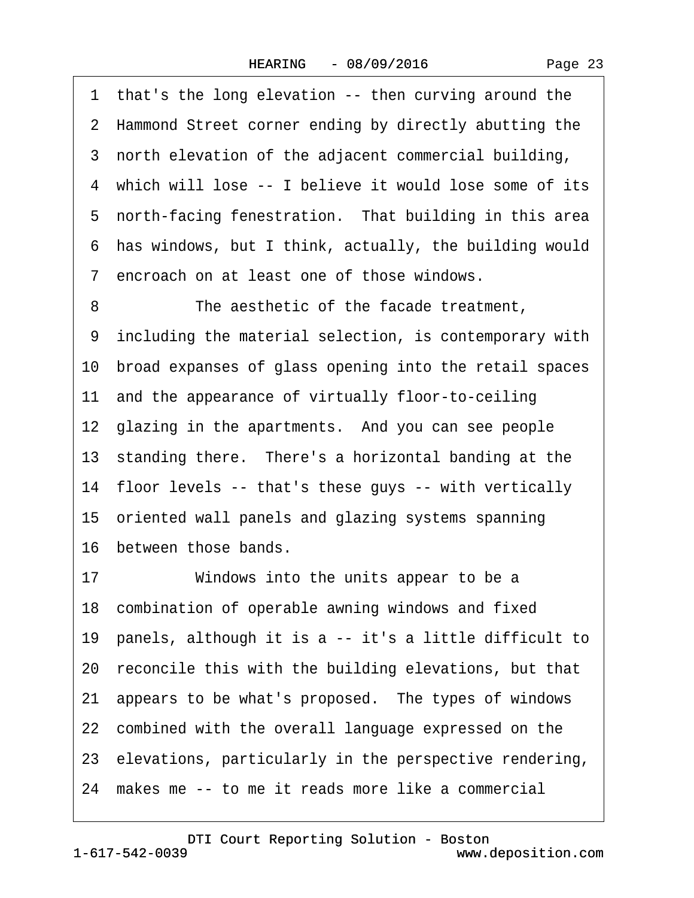1 that's the long elevation -- then curving around the
2 Hammond Street corner ending by directly abutting the
3 north elevation of the adjacent commercial building,
4 which will lose -- I believe it would lose some of its
5 north-facing fenestration. That building in this area
6 has windows, but I think, actually, the building would
7 encroach on at least one of those windows.
8 The aesthetic of the facade treatment,
9 including the material selection, is contemporary with
10 broad expanses of glass opening into the retail spaces
11 and the appearance of virtually floor-to-ceiling
12 glazing in the apartments. And you can see people
13 standing there. There's a horizontal banding at the
14 floor levels -- that's these guys -- with vertically
15 oriented wall panels and glazing systems spanning
16 between those bands.
17 Windows into the units appear to be a
18 combination of operable awning windows and fixed
19 panels, although it is a -- it's a little difficult to
20 reconcile this with the building elevations, but that
21 appears to be what's proposed. The types of windows
22 combined with the overall language expressed on the
23 elevations, particularly in the perspective rendering,
24 makes me -- to me it reads more like a commercial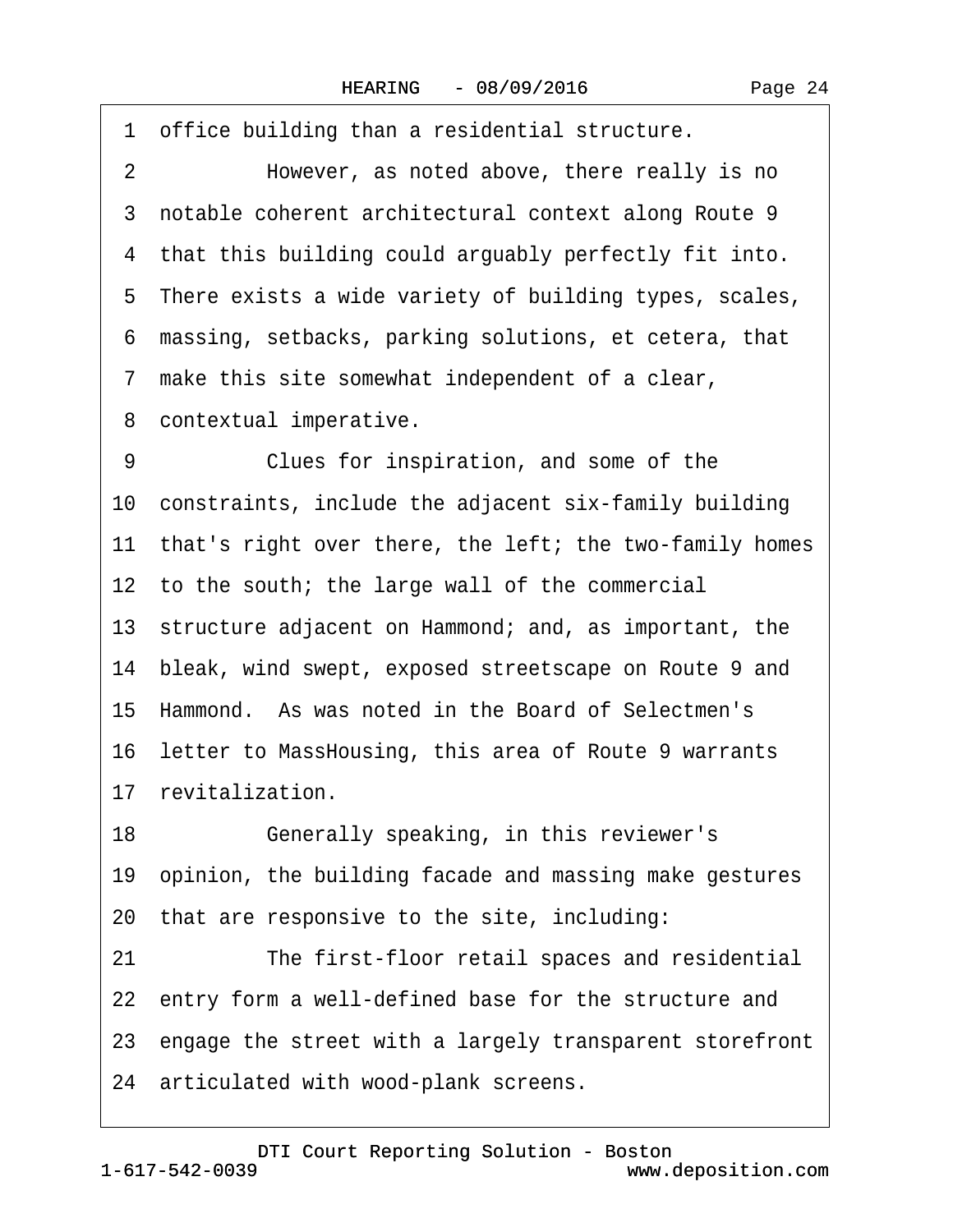1 office building than a residential structure.

2 However, as noted above, there really is no

3 notable coherent architectural context along Route 9

4 that this building could arguably perfectly fit into.

5 There exists a wide variety of building types, scales,

6 massing, setbacks, parking solutions, et cetera, that

7 make this site somewhat independent of a clear,

8 contextual imperative.

9 Clues for inspiration, and some of the

10 constraints, include the adjacent six-family building

11 that's right over there, the left; the two-family homes

12 to the south; the large wall of the commercial

13 structure adjacent on Hammond; and, as important, the

14 bleak, wind swept, exposed streetscape on Route 9 and

15 Hammond. As was noted in the Board of Selectmen's

16 letter to MassHousing, this area of Route 9 warrants

17 revitalization.

18 Generally speaking, in this reviewer's

19 opinion, the building facade and massing make gestures

20 that are responsive to the site, including:

21 The first-floor retail spaces and residential

22 entry form a well-defined base for the structure and

23 engage the street with a largely transparent storefront

24 articulated with wood-plank screens.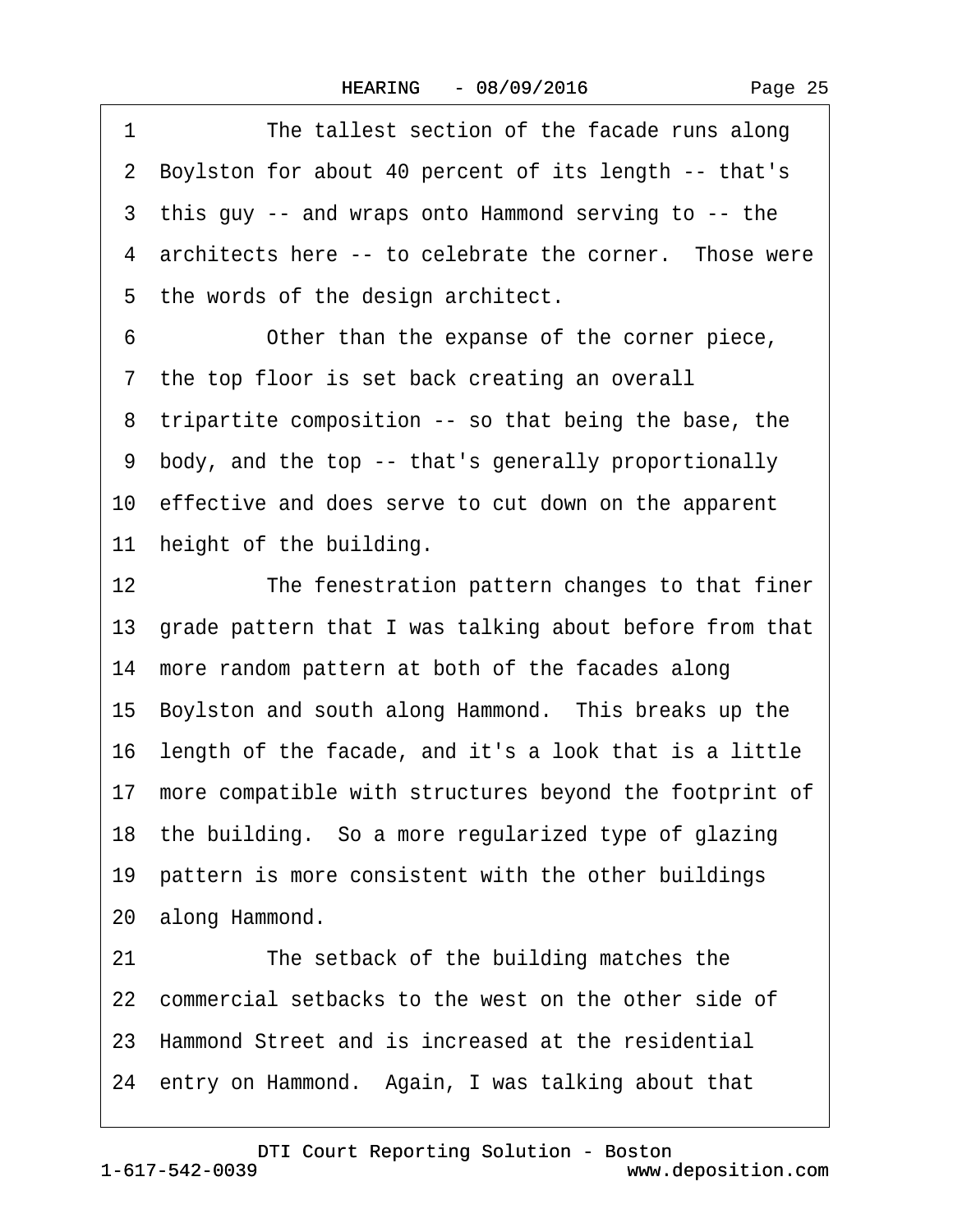1 The tallest section of the facade runs along
2 Boylston for about 40 percent of its length -- that's
3 this guy -- and wraps onto Hammond serving to -- the
4 architects here -- to celebrate the corner. Those were
5 the words of the design architect.
6 Other than the expanse of the corner piece,
7 the top floor is set back creating an overall
8 tripartite composition -- so that being the base, the
9 body, and the top -- that's generally proportionally
10 effective and does serve to cut down on the apparent
11 height of the building.
12 The fenestration pattern changes to that finer
13 grade pattern that I was talking about before from that
14 more random pattern at both of the facades along
15 Boylston and south along Hammond. This breaks up the
16 length of the facade, and it's a look that is a little
17 more compatible with structures beyond the footprint of
18 the building. So a more regularized type of glazing
19 pattern is more consistent with the other buildings
20 along Hammond.
21 The setback of the building matches the
22 commercial setbacks to the west on the other side of
23 Hammond Street and is increased at the residential
24 entry on Hammond. Again, I was talking about that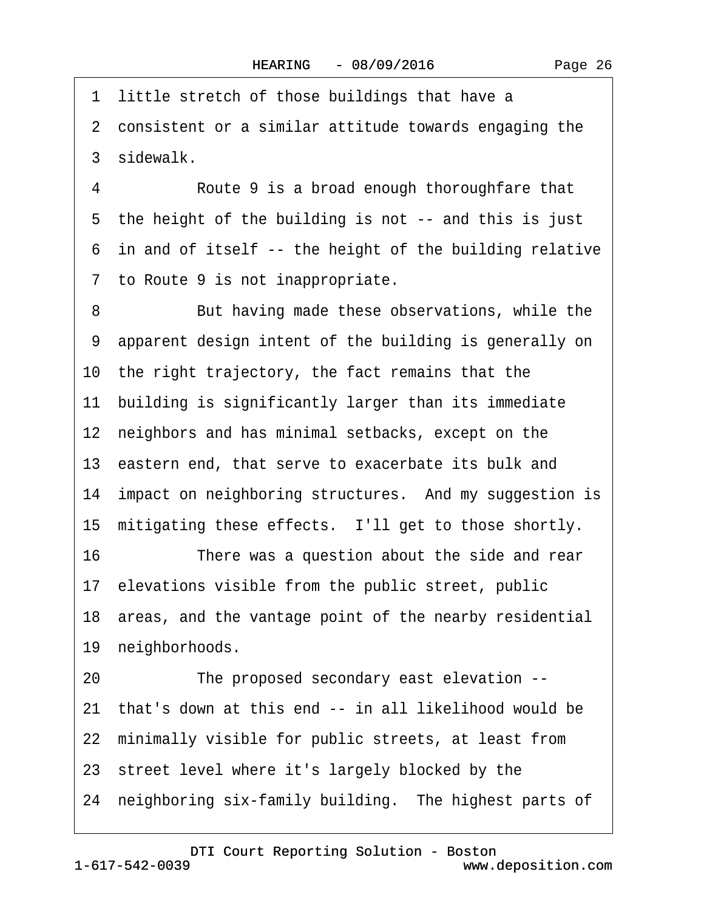1 little stretch of those buildings that have a
2 consistent or a similar attitude towards engaging the
3 sidewalk.
4 Route 9 is a broad enough thoroughfare that
5 the height of the building is not -- and this is just
6 in and of itself -- the height of the building relative
7 to Route 9 is not inappropriate.
8 But having made these observations, while the
9 apparent design intent of the building is generally on
10 the right trajectory, the fact remains that the
11 building is significantly larger than its immediate
12 neighbors and has minimal setbacks, except on the
13 eastern end, that serve to exacerbate its bulk and
14 impact on neighboring structures. And my suggestion is
15 mitigating these effects. I'll get to those shortly.
16 There was a question about the side and rear
17 elevations visible from the public street, public
18 areas, and the vantage point of the nearby residential
19 neighborhoods.
20 The proposed secondary east elevation --
21 that's down at this end -- in all likelihood would be
22 minimally visible for public streets, at least from
23 street level where it's largely blocked by the
24 neighboring six-family building. The highest parts of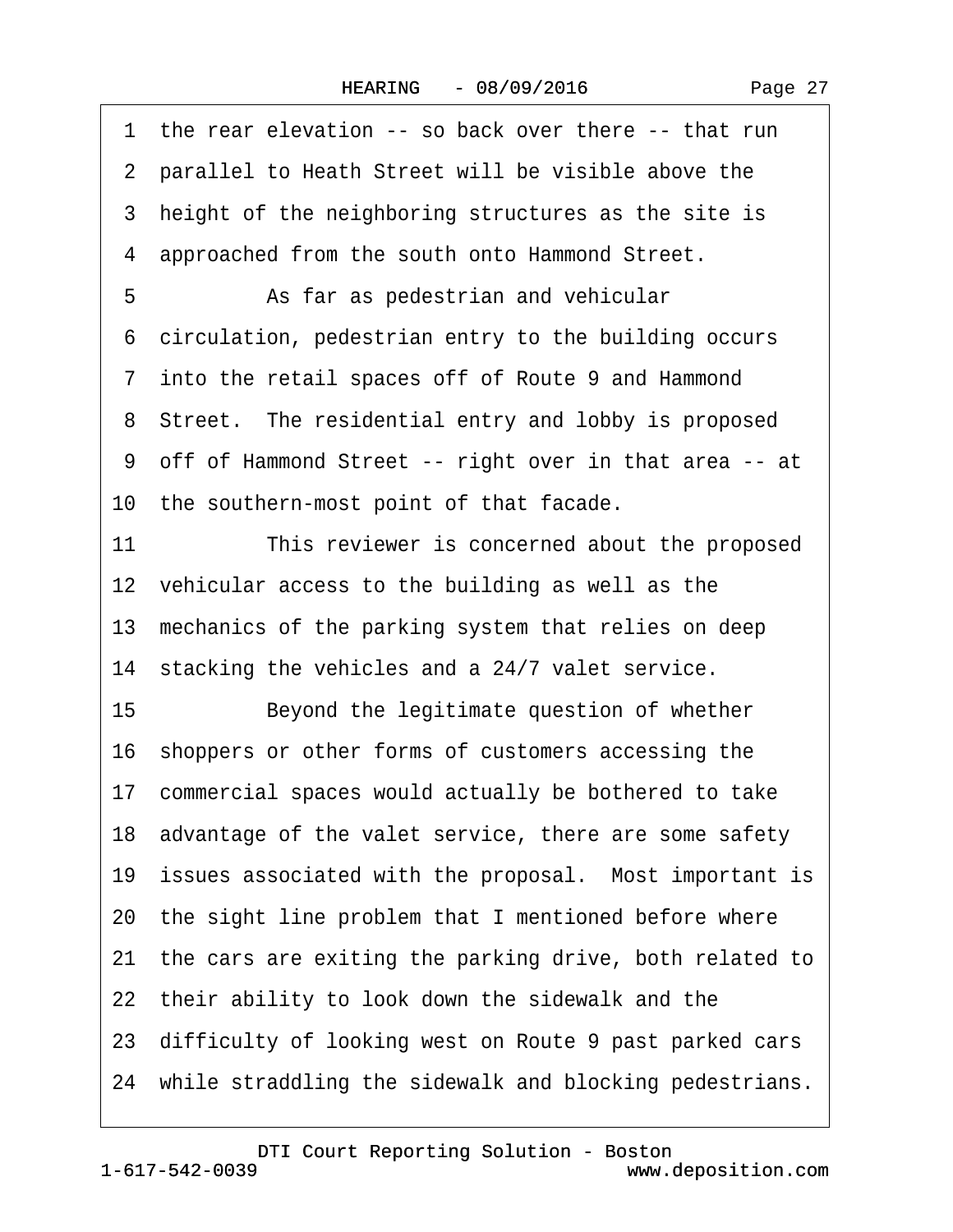1 the rear elevation -- so back over there -- that run
2 parallel to Heath Street will be visible above the
3 height of the neighboring structures as the site is
4 approached from the south onto Hammond Street.
5 As far as pedestrian and vehicular
6 circulation, pedestrian entry to the building occurs
7 into the retail spaces off of Route 9 and Hammond
8 Street. The residential entry and lobby is proposed
9 off of Hammond Street -- right over in that area -- at
10 the southern-most point of that facade.
11 This reviewer is concerned about the proposed
12 vehicular access to the building as well as the
13 mechanics of the parking system that relies on deep
14 stacking the vehicles and a 24/7 valet service.
15 Beyond the legitimate question of whether
16 shoppers or other forms of customers accessing the
17 commercial spaces would actually be bothered to take
18 advantage of the valet service, there are some safety
19 issues associated with the proposal. Most important is
20 the sight line problem that I mentioned before where
21 the cars are exiting the parking drive, both related to
22 their ability to look down the sidewalk and the
23 difficulty of looking west on Route 9 past parked cars
24 while straddling the sidewalk and blocking pedestrians.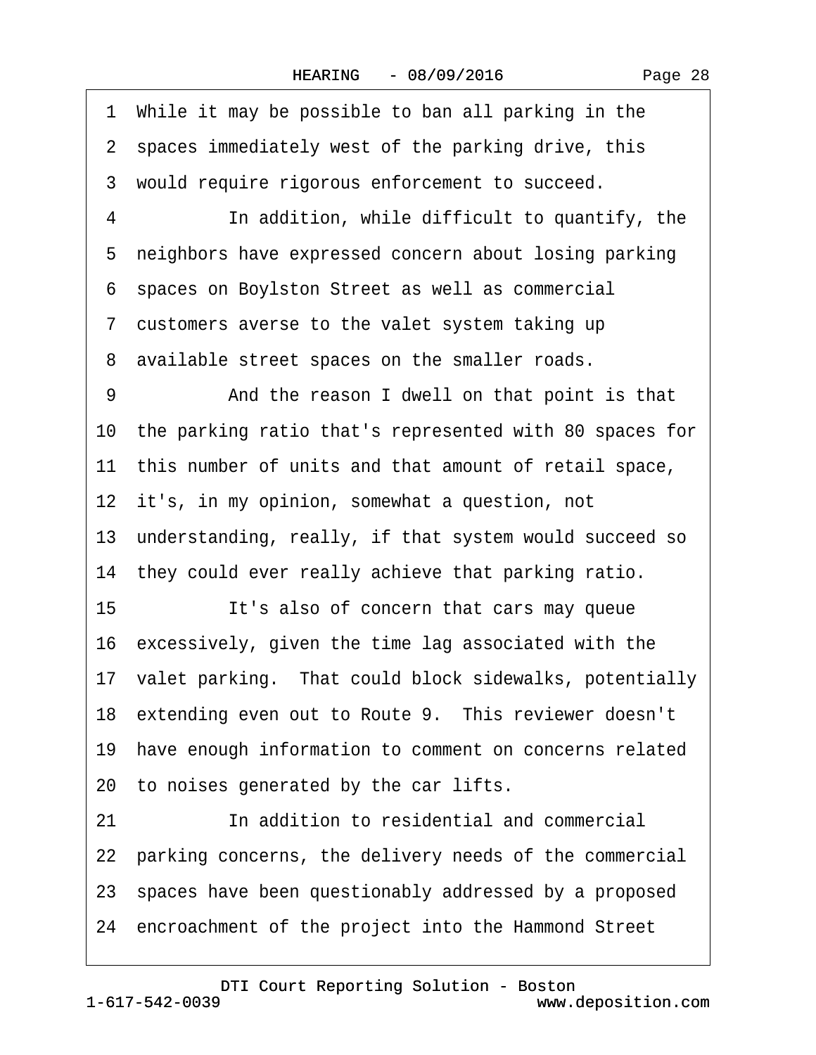1 While it may be possible to ban all parking in the
2 spaces immediately west of the parking drive, this
3 would require rigorous enforcement to succeed.
4 In addition, while difficult to quantify, the
5 neighbors have expressed concern about losing parking
6 spaces on Boylston Street as well as commercial
7 customers averse to the valet system taking up
8 available street spaces on the smaller roads.
9 And the reason I dwell on that point is that
10 the parking ratio that's represented with 80 spaces for
11 this number of units and that amount of retail space,
12 it's, in my opinion, somewhat a question, not
13 understanding, really, if that system would succeed so
14 they could ever really achieve that parking ratio.
15 It's also of concern that cars may queue
16 excessively, given the time lag associated with the
17 valet parking. That could block sidewalks, potentially
18 extending even out to Route 9. This reviewer doesn't
19 have enough information to comment on concerns related
20 to noises generated by the car lifts.
21 In addition to residential and commercial
22 parking concerns, the delivery needs of the commercial
23 spaces have been questionably addressed by a proposed
24 encroachment of the project into the Hammond Street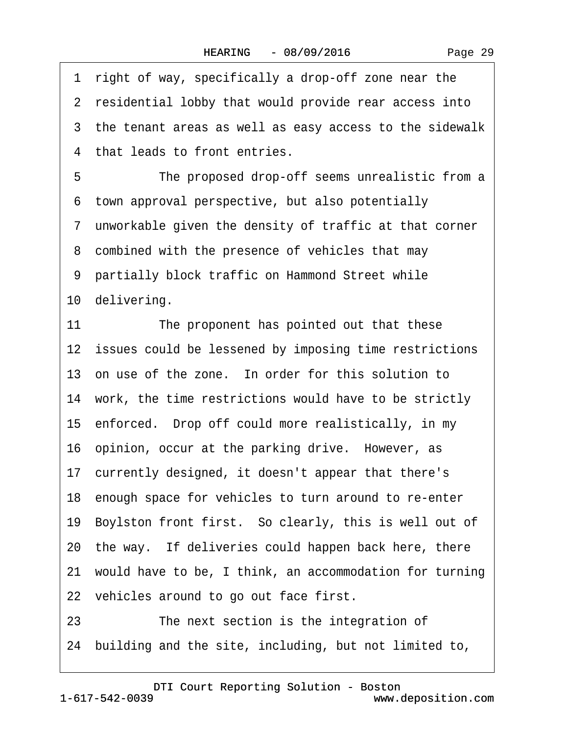1 right of way, specifically a drop-off zone near the
2 residential lobby that would provide rear access into
3 the tenant areas as well as easy access to the sidewalk
4 that leads to front entries.
5 The proposed drop-off seems unrealistic from a
6 town approval perspective, but also potentially
7 unworkable given the density of traffic at that corner
8 combined with the presence of vehicles that may
9 partially block traffic on Hammond Street while
10 delivering.
11 The proponent has pointed out that these
12 issues could be lessened by imposing time restrictions
13 on use of the zone. In order for this solution to
14 work, the time restrictions would have to be strictly
15 enforced. Drop off could more realistically, in my
16 opinion, occur at the parking drive. However, as
17 currently designed, it doesn't appear that there's
18 enough space for vehicles to turn around to re-enter
19 Boylston front first. So clearly, this is well out of
20 the way. If deliveries could happen back here, there
21 would have to be, I think, an accommodation for turning
22 vehicles around to go out face first.
23 The next section is the integration of
24 building and the site, including, but not limited to,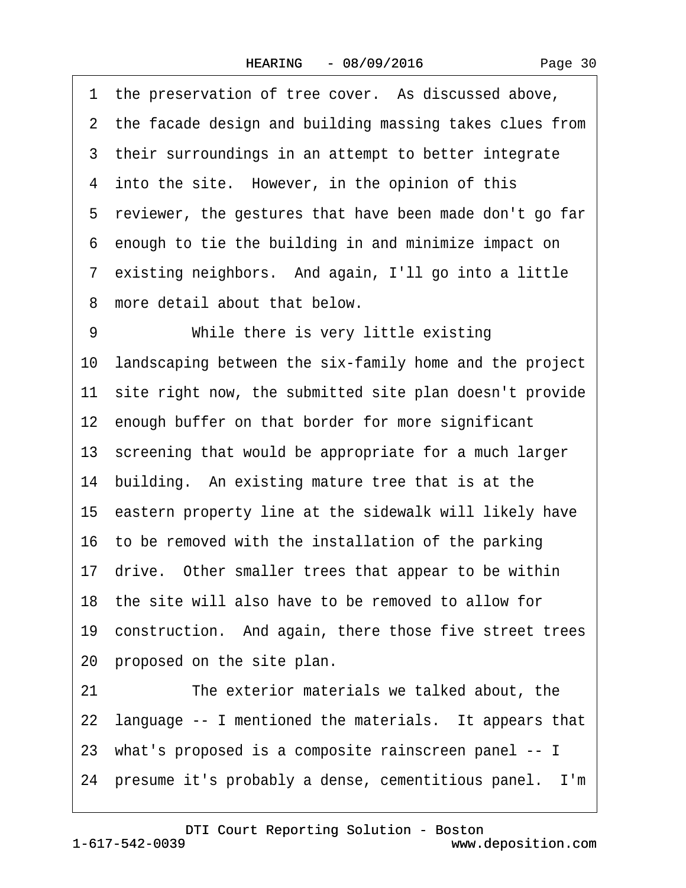1 the preservation of tree cover. As discussed above,
2 the facade design and building massing takes clues from
3 their surroundings in an attempt to better integrate
4 into the site. However, in the opinion of this
5 reviewer, the gestures that have been made don't go far
6 enough to tie the building in and minimize impact on
7 existing neighbors. And again, I'll go into a little
8 more detail about that below.

9 While there is very little existing
10 landscaping between the six-family home and the project
11 site right now, the submitted site plan doesn't provide
12 enough buffer on that border for more significant
13 screening that would be appropriate for a much larger
14 building. An existing mature tree that is at the
15 eastern property line at the sidewalk will likely have
16 to be removed with the installation of the parking
17 drive. Other smaller trees that appear to be within
18 the site will also have to be removed to allow for
19 construction. And again, there those five street trees
20 proposed on the site plan.

21 The exterior materials we talked about, the
22 language -- I mentioned the materials. It appears that
23 what's proposed is a composite rainscreen panel -- I
24 presume it's probably a dense, cementitious panel. I'm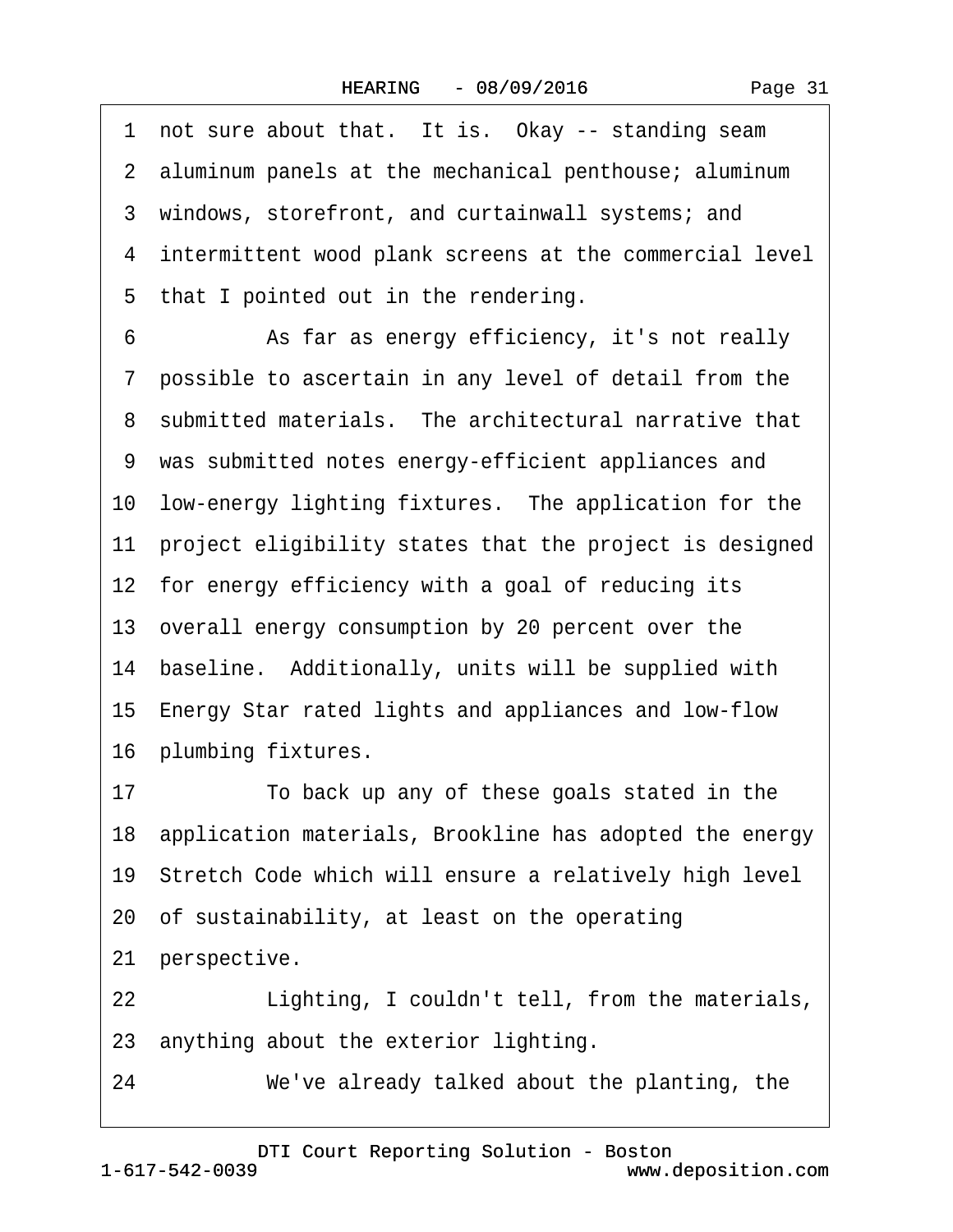1 not sure about that. It is. Okay -- standing seam
2 aluminum panels at the mechanical penthouse; aluminum
3 windows, storefront, and curtainwall systems; and
4 intermittent wood plank screens at the commercial level
5 that I pointed out in the rendering.
6 As far as energy efficiency, it's not really
7 possible to ascertain in any level of detail from the
8 submitted materials. The architectural narrative that
9 was submitted notes energy-efficient appliances and
10 low-energy lighting fixtures. The application for the
11 project eligibility states that the project is designed
12 for energy efficiency with a goal of reducing its
13 overall energy consumption by 20 percent over the
14 baseline. Additionally, units will be supplied with
15 Energy Star rated lights and appliances and low-flow
16 plumbing fixtures.
17 To back up any of these goals stated in the
18 application materials, Brookline has adopted the energy
19 Stretch Code which will ensure a relatively high level
20 of sustainability, at least on the operating
21 perspective.
22 Lighting, I couldn't tell, from the materials,
23 anything about the exterior lighting.
24 We've already talked about the planting, the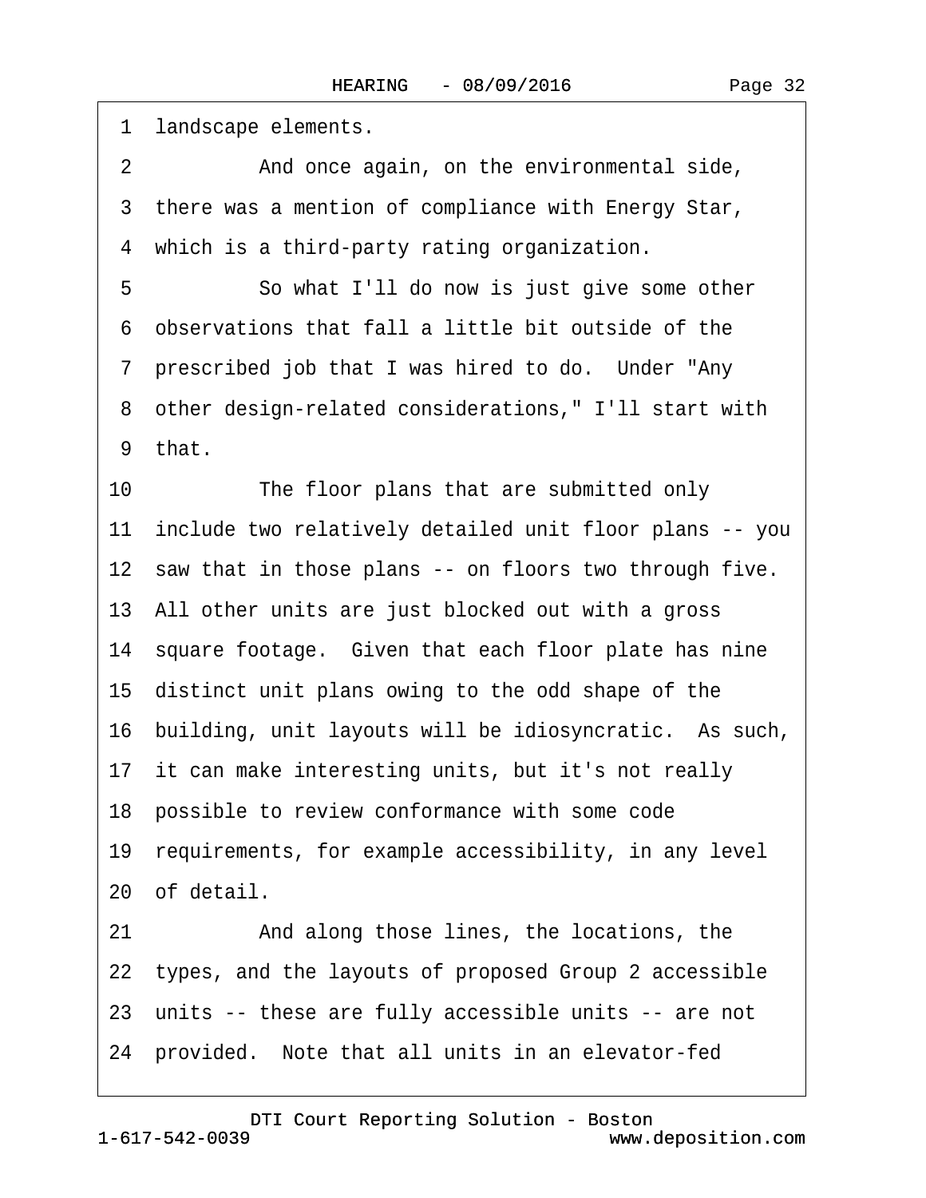1 landscape elements.

2 And once again, on the environmental side,

3 there was a mention of compliance with Energy Star,

4 which is a third-party rating organization.

5 So what I'll do now is just give some other

6 observations that fall a little bit outside of the

7 prescribed job that I was hired to do. Under "Any

8 other design-related considerations," I'll start with

9 that.

10 The floor plans that are submitted only

11 include two relatively detailed unit floor plans -- you

12 saw that in those plans -- on floors two through five.

13 All other units are just blocked out with a gross

14 square footage. Given that each floor plate has nine

15 distinct unit plans owing to the odd shape of the

16 building, unit layouts will be idiosyncratic. As such,

17 it can make interesting units, but it's not really

18 possible to review conformance with some code

19 requirements, for example accessibility, in any level

20 of detail.

21 And along those lines, the locations, the

22 types, and the layouts of proposed Group 2 accessible

23 units -- these are fully accessible units -- are not

24 provided. Note that all units in an elevator-fed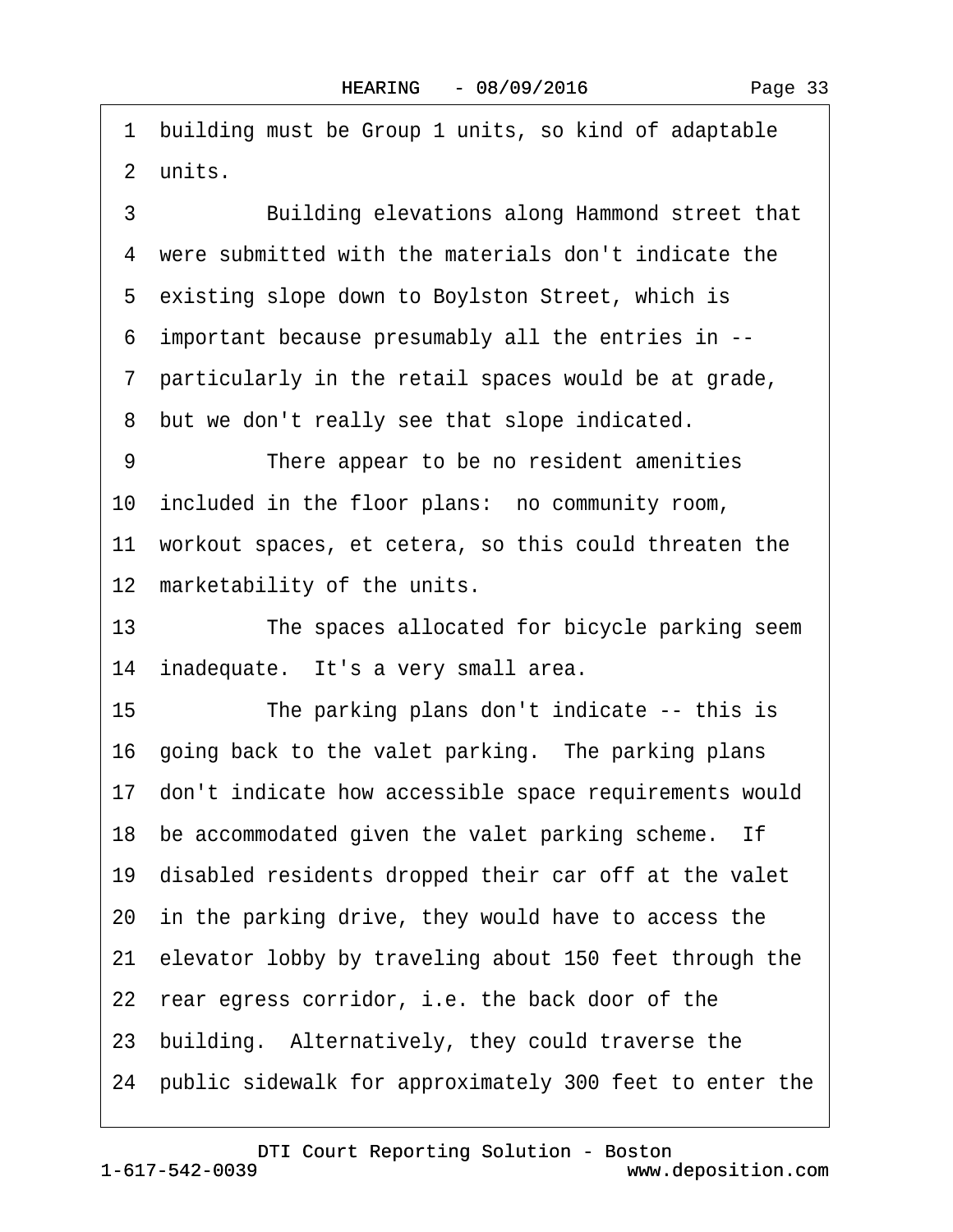1 building must be Group 1 units, so kind of adaptable
2 units.
3 Building elevations along Hammond street that
4 were submitted with the materials don't indicate the
5 existing slope down to Boylston Street, which is
6 important because presumably all the entries in --
7 particularly in the retail spaces would be at grade,
8 but we don't really see that slope indicated.
9 There appear to be no resident amenities
10 included in the floor plans: no community room,
11 workout spaces, et cetera, so this could threaten the
12 marketability of the units.
13 The spaces allocated for bicycle parking seem
14 inadequate. It's a very small area.
15 The parking plans don't indicate -- this is
16 going back to the valet parking. The parking plans
17 don't indicate how accessible space requirements would
18 be accommodated given the valet parking scheme. If
19 disabled residents dropped their car off at the valet
20 in the parking drive, they would have to access the
21 elevator lobby by traveling about 150 feet through the
22 rear egress corridor, i.e. the back door of the
23 building. Alternatively, they could traverse the
24 public sidewalk for approximately 300 feet to enter the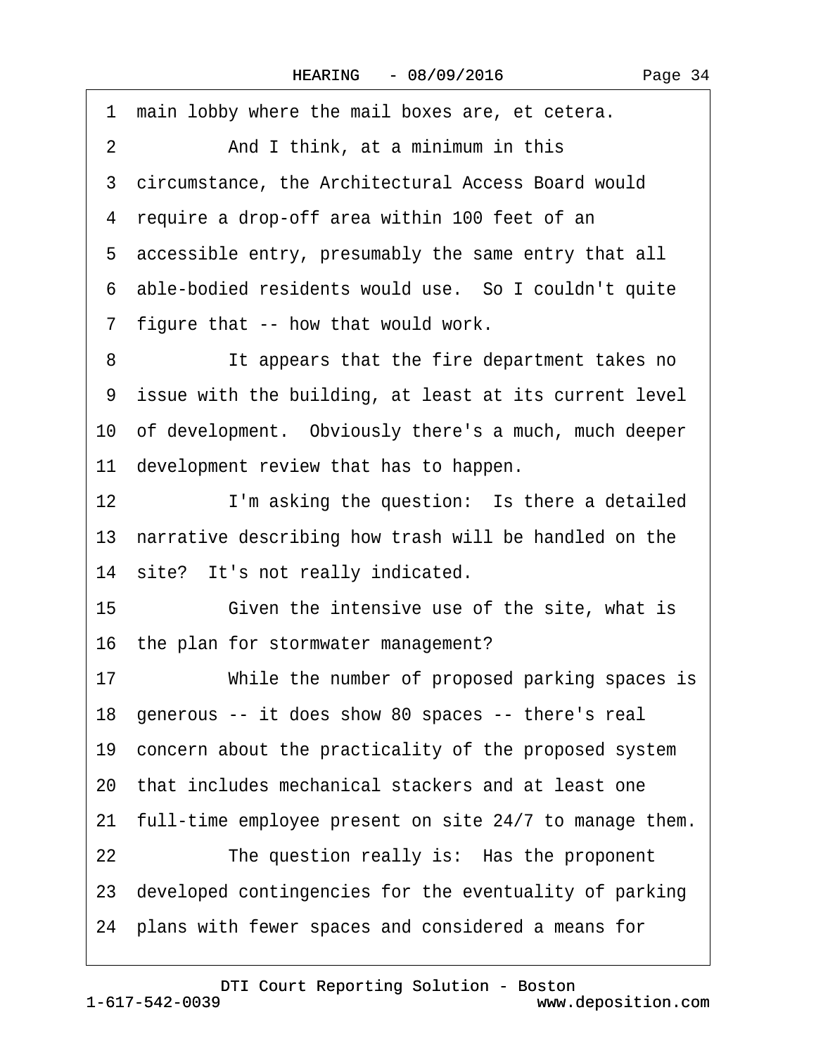1 main lobby where the mail boxes are, et cetera.

2 And I think, at a minimum in this

3 circumstance, the Architectural Access Board would

4 require a drop-off area within 100 feet of an

5 accessible entry, presumably the same entry that all

6 able-bodied residents would use. So I couldn't quite

7 figure that -- how that would work.

8 It appears that the fire department takes no

9 issue with the building, at least at its current level

10 of development. Obviously there's a much, much deeper

11 development review that has to happen.

12 I'm asking the question: Is there a detailed

13 narrative describing how trash will be handled on the

14 site? It's not really indicated.

15 Given the intensive use of the site, what is

16 the plan for stormwater management?

17 While the number of proposed parking spaces is

18 generous -- it does show 80 spaces -- there's real

19 concern about the practicality of the proposed system

20 that includes mechanical stackers and at least one

21 full-time employee present on site 24/7 to manage them.

22 The question really is: Has the proponent

23 developed contingencies for the eventuality of parking

24 plans with fewer spaces and considered a means for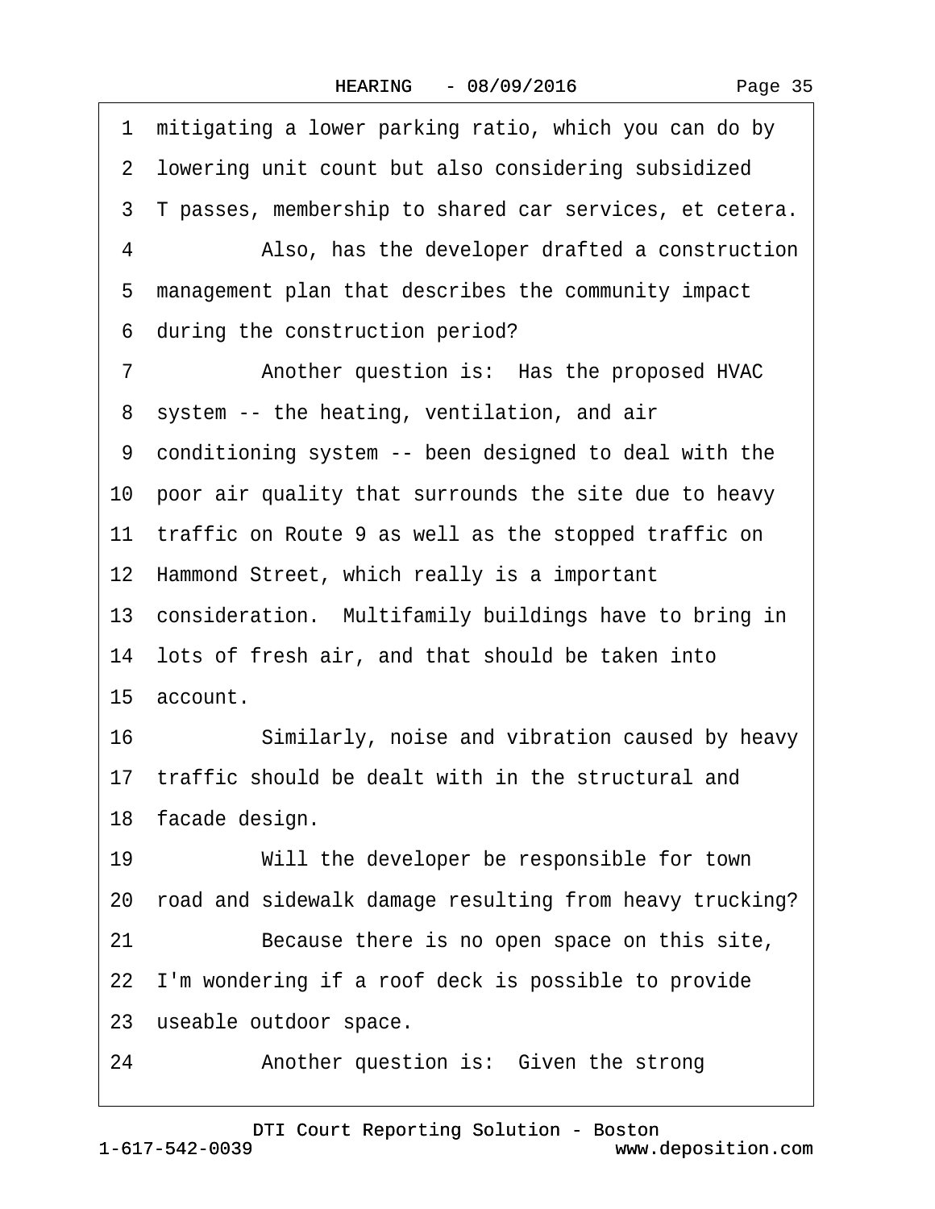1 mitigating a lower parking ratio, which you can do by
2 lowering unit count but also considering subsidized
3 T passes, membership to shared car services, et cetera.
4 Also, has the developer drafted a construction
5 management plan that describes the community impact
6 during the construction period?
7 Another question is: Has the proposed HVAC
8 system -- the heating, ventilation, and air
9 conditioning system -- been designed to deal with the
10 poor air quality that surrounds the site due to heavy
11 traffic on Route 9 as well as the stopped traffic on
12 Hammond Street, which really is a important
13 consideration. Multifamily buildings have to bring in
14 lots of fresh air, and that should be taken into
15 account.
16 Similarly, noise and vibration caused by heavy
17 traffic should be dealt with in the structural and
18 facade design.
19 Will the developer be responsible for town
20 road and sidewalk damage resulting from heavy trucking?
21 Because there is no open space on this site,
22 I'm wondering if a roof deck is possible to provide
23 useable outdoor space.
24 Another question is: Given the strong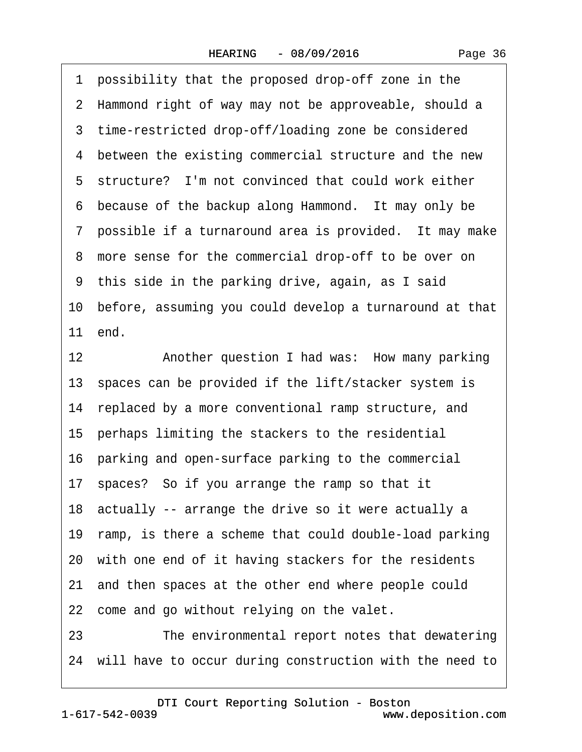1 possibility that the proposed drop-off zone in the
2 Hammond right of way may not be approveable, should a
3 time-restricted drop-off/loading zone be considered
4 between the existing commercial structure and the new
5 structure? I'm not convinced that could work either
6 because of the backup along Hammond. It may only be
7 possible if a turnaround area is provided. It may make
8 more sense for the commercial drop-off to be over on
9 this side in the parking drive, again, as I said
10 before, assuming you could develop a turnaround at that
11 end.
12 Another question I had was: How many parking
13 spaces can be provided if the lift/stacker system is
14 replaced by a more conventional ramp structure, and
15 perhaps limiting the stackers to the residential
16 parking and open-surface parking to the commercial
17 spaces? So if you arrange the ramp so that it
18 actually -- arrange the drive so it were actually a
19 ramp, is there a scheme that could double-load parking
20 with one end of it having stackers for the residents
21 and then spaces at the other end where people could
22 come and go without relying on the valet.
23 The environmental report notes that dewatering
24 will have to occur during construction with the need to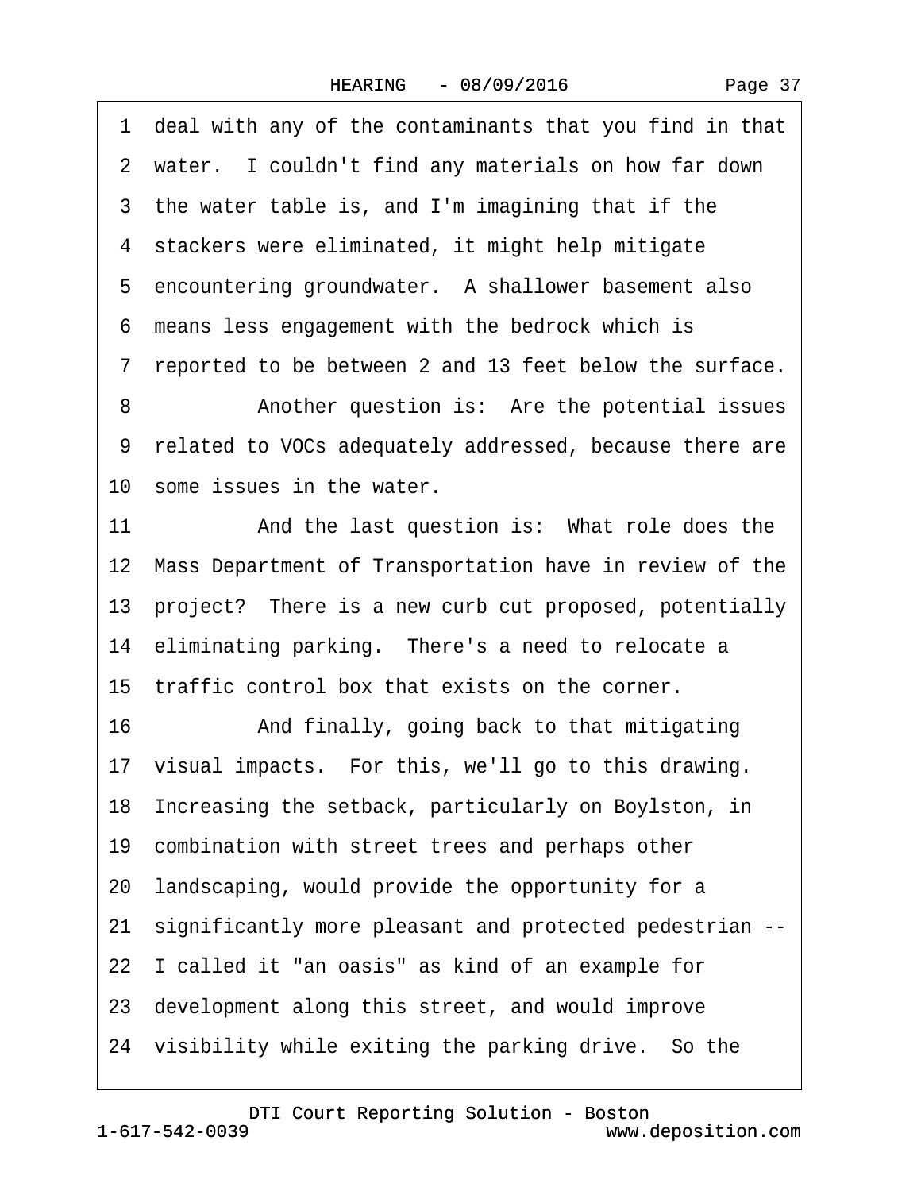1 deal with any of the contaminants that you find in that
2 water. I couldn't find any materials on how far down
3 the water table is, and I'm imagining that if the
4 stackers were eliminated, it might help mitigate
5 encountering groundwater. A shallower basement also
6 means less engagement with the bedrock which is
7 reported to be between 2 and 13 feet below the surface.
8 Another question is: Are the potential issues
9 related to VOCs adequately addressed, because there are
10 some issues in the water.
11 And the last question is: What role does the
12 Mass Department of Transportation have in review of the
13 project? There is a new curb cut proposed, potentially
14 eliminating parking. There's a need to relocate a
15 traffic control box that exists on the corner.
16 And finally, going back to that mitigating
17 visual impacts. For this, we'll go to this drawing.
18 Increasing the setback, particularly on Boylston, in
19 combination with street trees and perhaps other
20 landscaping, would provide the opportunity for a
21 significantly more pleasant and protected pedestrian --
22 I called it "an oasis" as kind of an example for
23 development along this street, and would improve
24 visibility while exiting the parking drive. So the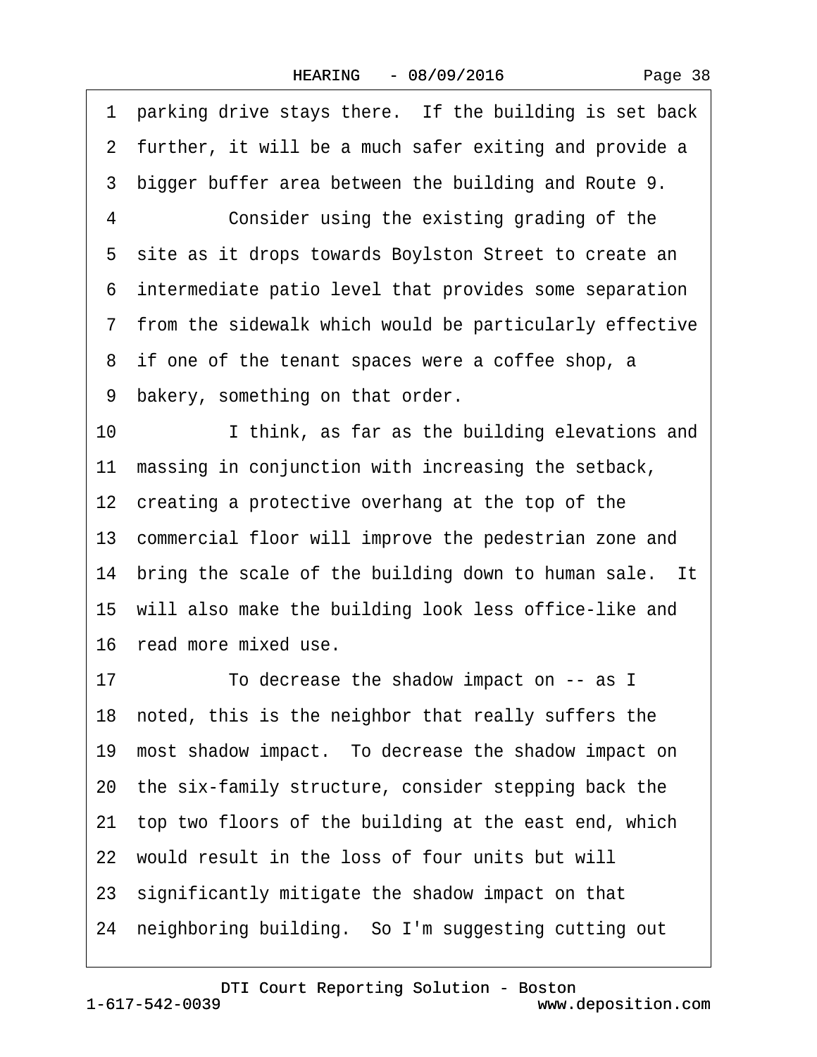1 parking drive stays there. If the building is set back
2 further, it will be a much safer exiting and provide a
3 bigger buffer area between the building and Route 9.
4 Consider using the existing grading of the
5 site as it drops towards Boylston Street to create an
6 intermediate patio level that provides some separation
7 from the sidewalk which would be particularly effective
8 if one of the tenant spaces were a coffee shop, a
9 bakery, something on that order.
10 I think, as far as the building elevations and
11 massing in conjunction with increasing the setback,
12 creating a protective overhang at the top of the
13 commercial floor will improve the pedestrian zone and
14 bring the scale of the building down to human sale. It
15 will also make the building look less office-like and
16 read more mixed use.
17 To decrease the shadow impact on -- as I
18 noted, this is the neighbor that really suffers the
19 most shadow impact. To decrease the shadow impact on
20 the six-family structure, consider stepping back the
21 top two floors of the building at the east end, which
22 would result in the loss of four units but will
23 significantly mitigate the shadow impact on that
24 neighboring building. So I'm suggesting cutting out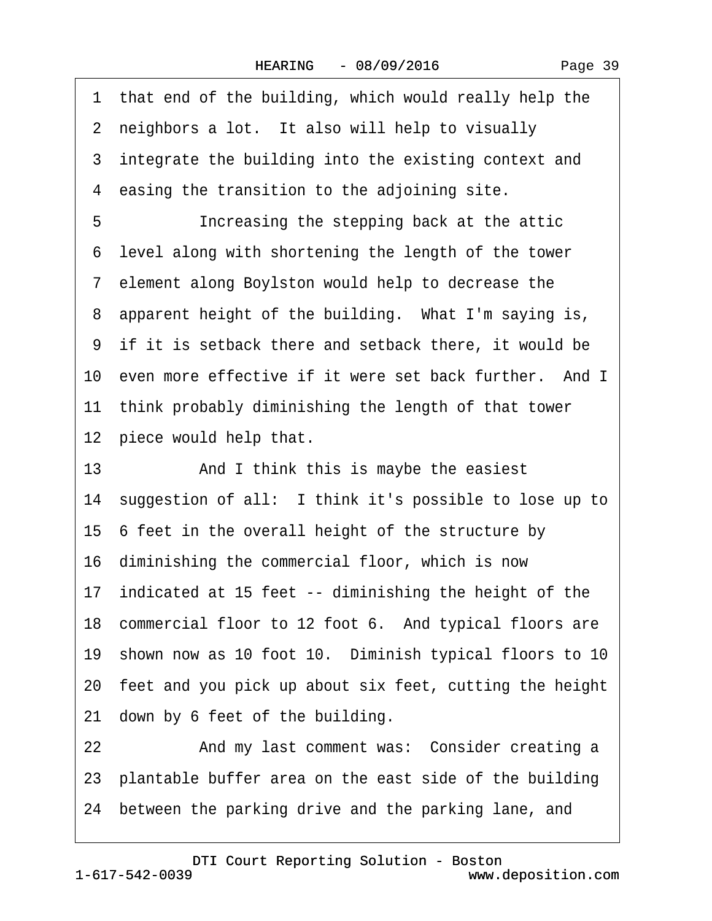1 that end of the building, which would really help the
2 neighbors a lot. It also will help to visually
3 integrate the building into the existing context and
4 easing the transition to the adjoining site.
5 Increasing the stepping back at the attic
6 level along with shortening the length of the tower
7 element along Boylston would help to decrease the
8 apparent height of the building. What I'm saying is,
9 if it is setback there and setback there, it would be
10 even more effective if it were set back further. And I
11 think probably diminishing the length of that tower
12 piece would help that.
13 And I think this is maybe the easiest
14 suggestion of all: I think it's possible to lose up to
15 6 feet in the overall height of the structure by
16 diminishing the commercial floor, which is now
17 indicated at 15 feet -- diminishing the height of the
18 commercial floor to 12 foot 6. And typical floors are
19 shown now as 10 foot 10. Diminish typical floors to 10
20 feet and you pick up about six feet, cutting the height
21 down by 6 feet of the building.
22 And my last comment was: Consider creating a
23 plantable buffer area on the east side of the building
24 between the parking drive and the parking lane, and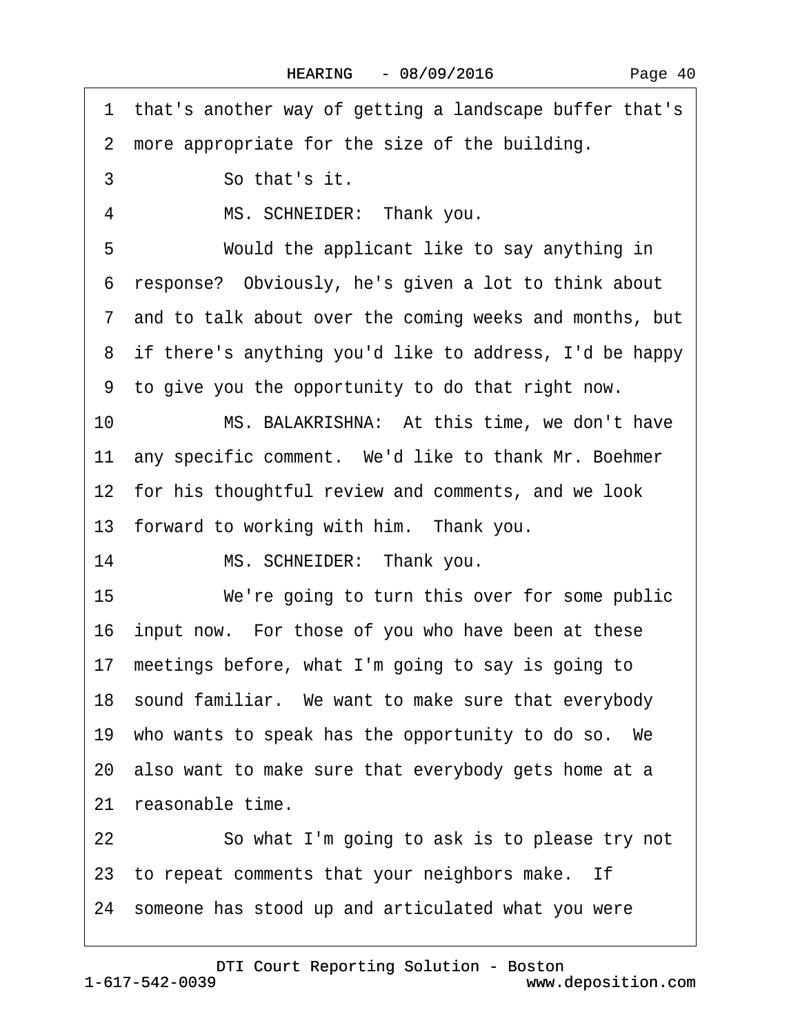1 that's another way of getting a landscape buffer that's
2 more appropriate for the size of the building.

3 So that's it.

4 MS. SCHNEIDER: Thank you.

5 Would the applicant like to say anything in
6 response? Obviously, he's given a lot to think about
7 and to talk about over the coming weeks and months, but
8 if there's anything you'd like to address, I'd be happy
9 to give you the opportunity to do that right now.

10 MS. BALAKRISHNA: At this time, we don't have
11 any specific comment. We'd like to thank Mr. Boehmer
12 for his thoughtful review and comments, and we look
13 forward to working with him. Thank you.

14 MS. SCHNEIDER: Thank you.

15 We're going to turn this over for some public
16 input now. For those of you who have been at these
17 meetings before, what I'm going to say is going to
18 sound familiar. We want to make sure that everybody
19 who wants to speak has the opportunity to do so. We
20 also want to make sure that everybody gets home at a
21 reasonable time.

22 So what I'm going to ask is to please try not
23 to repeat comments that your neighbors make. If
24 someone has stood up and articulated what you were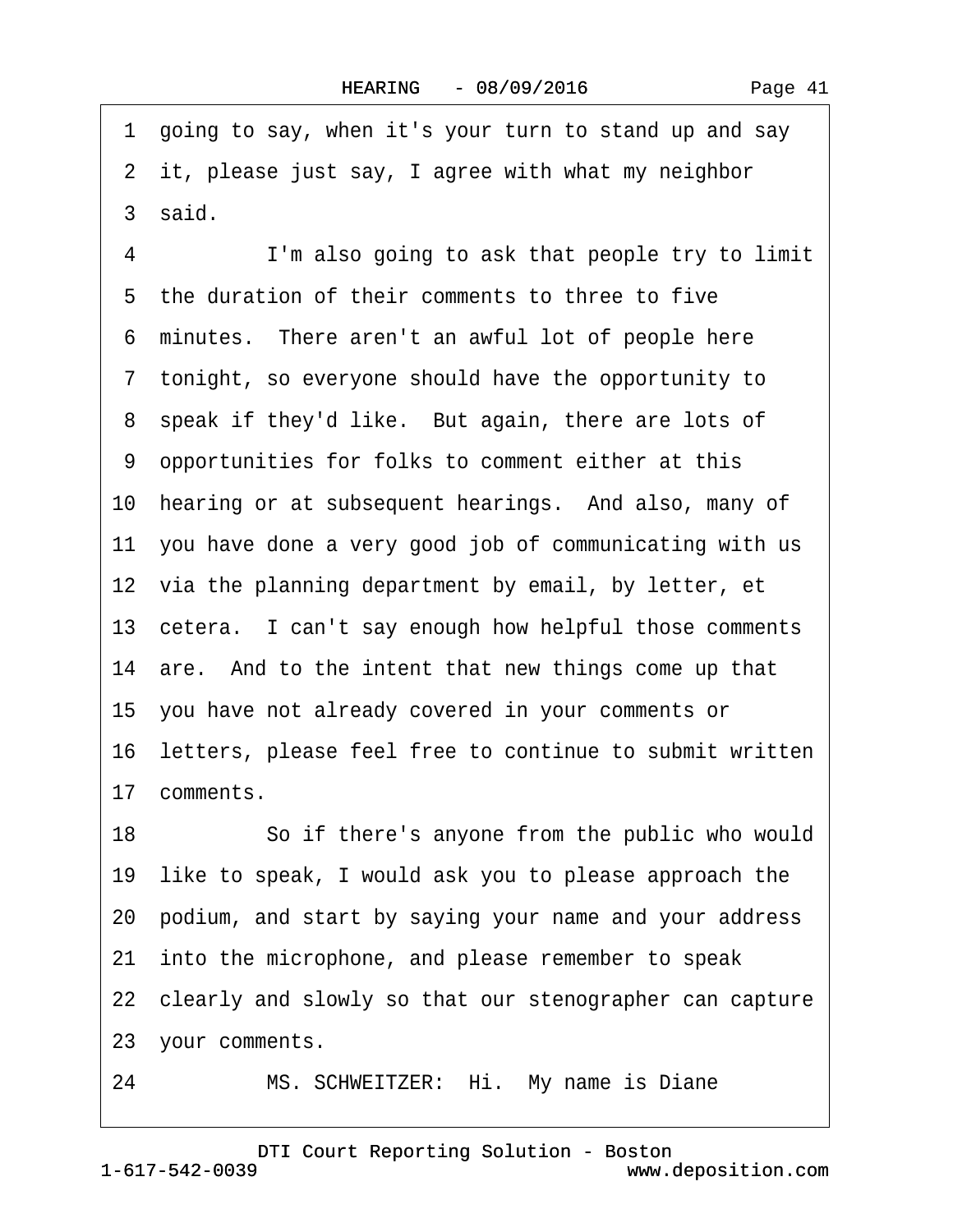1 going to say, when it's your turn to stand up and say
2 it, please just say, I agree with what my neighbor
3 said.

4 I'm also going to ask that people try to limit
5 the duration of their comments to three to five
6 minutes. There aren't an awful lot of people here
7 tonight, so everyone should have the opportunity to
8 speak if they'd like. But again, there are lots of
9 opportunities for folks to comment either at this
10 hearing or at subsequent hearings. And also, many of
11 you have done a very good job of communicating with us
12 via the planning department by email, by letter, et
13 cetera. I can't say enough how helpful those comments
14 are. And to the intent that new things come up that
15 you have not already covered in your comments or
16 letters, please feel free to continue to submit written
17 comments.

18 So if there's anyone from the public who would
19 like to speak, I would ask you to please approach the
20 podium, and start by saying your name and your address
21 into the microphone, and please remember to speak
22 clearly and slowly so that our stenographer can capture
23 your comments.

24 MS. SCHWEITZER: Hi. My name is Diane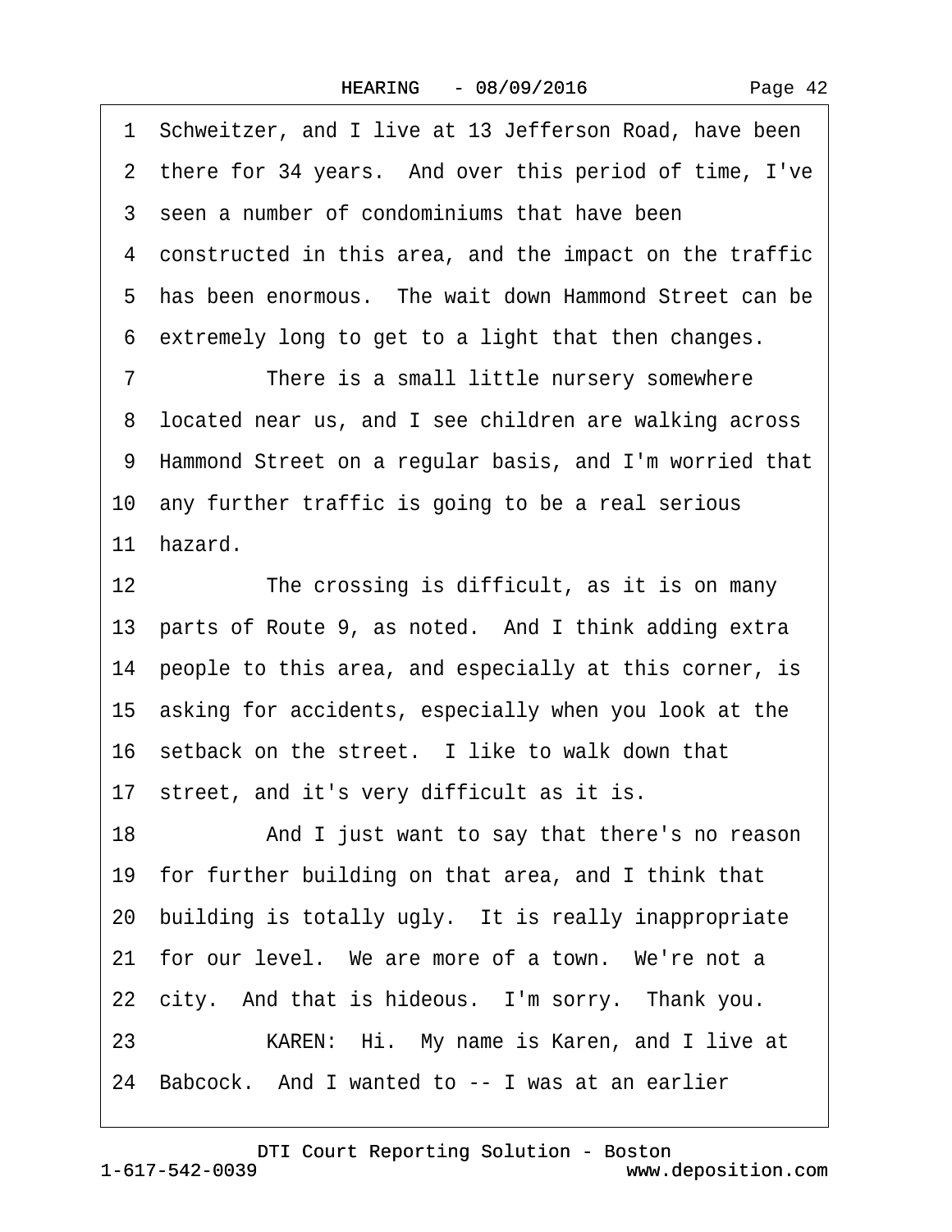1 Schweitzer, and I live at 13 Jefferson Road, have been
2 there for 34 years. And over this period of time, I've
3 seen a number of condominiums that have been
4 constructed in this area, and the impact on the traffic
5 has been enormous. The wait down Hammond Street can be
6 extremely long to get to a light that then changes.
7 There is a small little nursery somewhere
8 located near us, and I see children are walking across
9 Hammond Street on a regular basis, and I'm worried that
10 any further traffic is going to be a real serious
11 hazard.
12 The crossing is difficult, as it is on many
13 parts of Route 9, as noted. And I think adding extra
14 people to this area, and especially at this corner, is
15 asking for accidents, especially when you look at the
16 setback on the street. I like to walk down that
17 street, and it's very difficult as it is.
18 And I just want to say that there's no reason
19 for further building on that area, and I think that
20 building is totally ugly. It is really inappropriate
21 for our level. We are more of a town. We're not a
22 city. And that is hideous. I'm sorry. Thank you.
23 KAREN: Hi. My name is Karen, and I live at
24 Babcock. And I wanted to -- I was at an earlier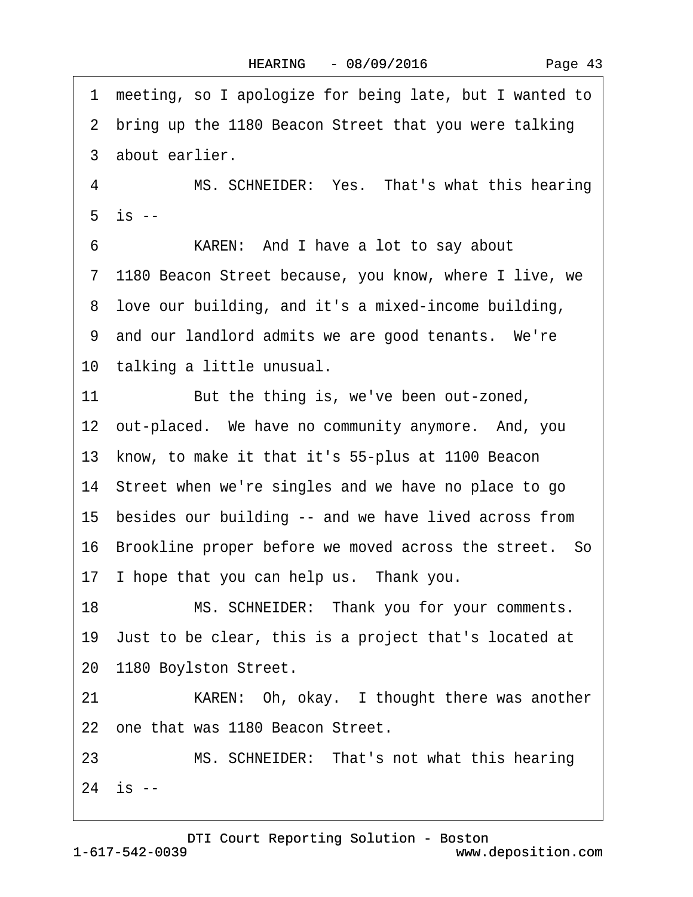1 meeting, so I apologize for being late, but I wanted to
2 bring up the 1180 Beacon Street that you were talking
3 about earlier.

4 MS. SCHNEIDER: Yes. That's what this hearing
5 is --

6 KAREN: And I have a lot to say about
7 1180 Beacon Street because, you know, where I live, we
8 love our building, and it's a mixed-income building,
9 and our landlord admits we are good tenants. We're
10 talking a little unusual.

11 But the thing is, we've been out-zoned,
12 out-placed. We have no community anymore. And, you
13 know, to make it that it's 55-plus at 1100 Beacon
14 Street when we're singles and we have no place to go
15 besides our building -- and we have lived across from
16 Brookline proper before we moved across the street. So
17 I hope that you can help us. Thank you.

18 MS. SCHNEIDER: Thank you for your comments.
19 Just to be clear, this is a project that's located at
20 1180 Boylston Street.

21 KAREN: Oh, okay. I thought there was another
22 one that was 1180 Beacon Street.

23 MS. SCHNEIDER: That's not what this hearing
24 is --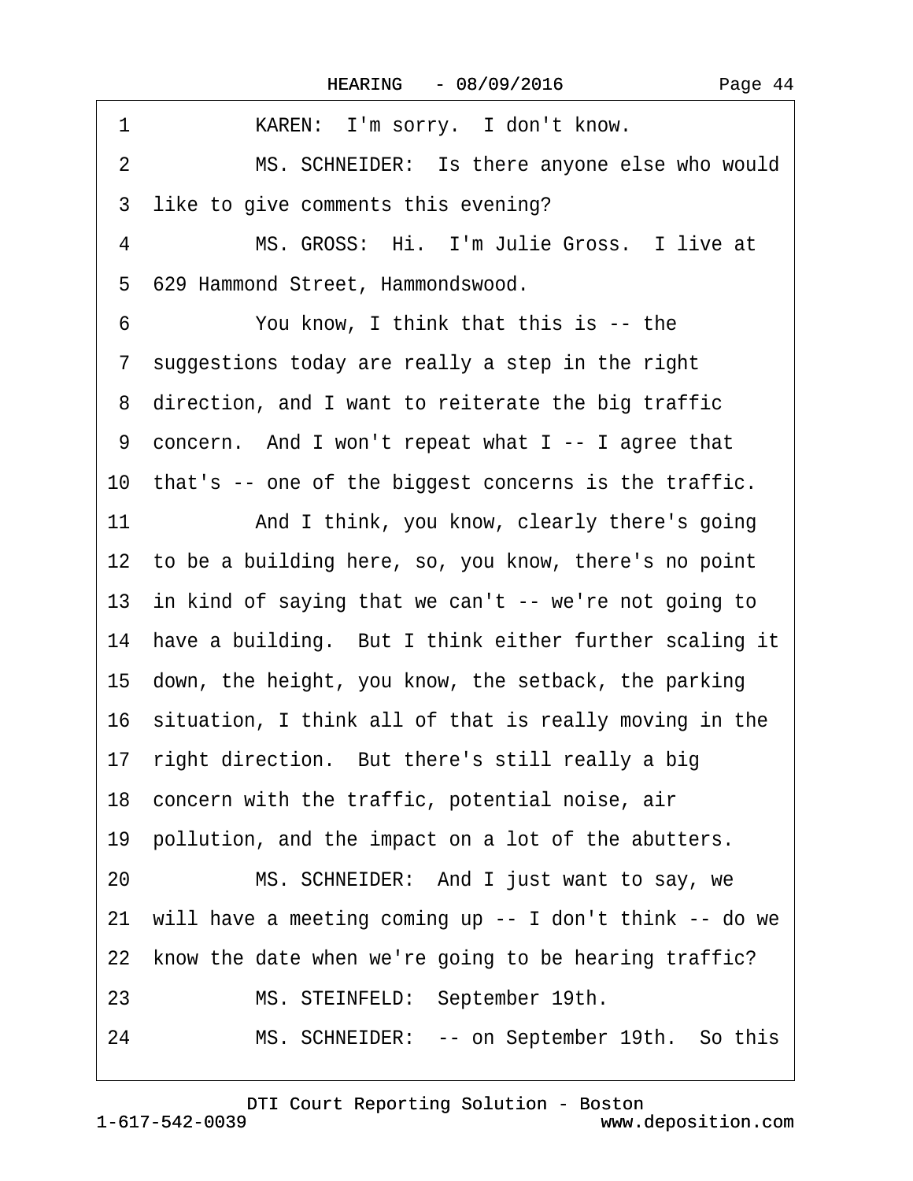1 KAREN: I'm sorry. I don't know.

2 MS. SCHNEIDER: Is there anyone else who would

3 like to give comments this evening?

4 MS. GROSS: Hi. I'm Julie Gross. I live at

5 629 Hammond Street, Hammondswood.

6 You know, I think that this is -- the

7 suggestions today are really a step in the right

8 direction, and I want to reiterate the big traffic

9 concern. And I won't repeat what I -- I agree that

10 that's -- one of the biggest concerns is the traffic.

11 And I think, you know, clearly there's going

12 to be a building here, so, you know, there's no point

13 in kind of saying that we can't -- we're not going to

14 have a building. But I think either further scaling it

15 down, the height, you know, the setback, the parking

16 situation, I think all of that is really moving in the

17 right direction. But there's still really a big

18 concern with the traffic, potential noise, air

19 pollution, and the impact on a lot of the abutters.

20 MS. SCHNEIDER: And I just want to say, we

21 will have a meeting coming up -- I don't think -- do we

22 know the date when we're going to be hearing traffic?

23 MS. STEINFELD: September 19th.

24 MS. SCHNEIDER: -- on September 19th. So this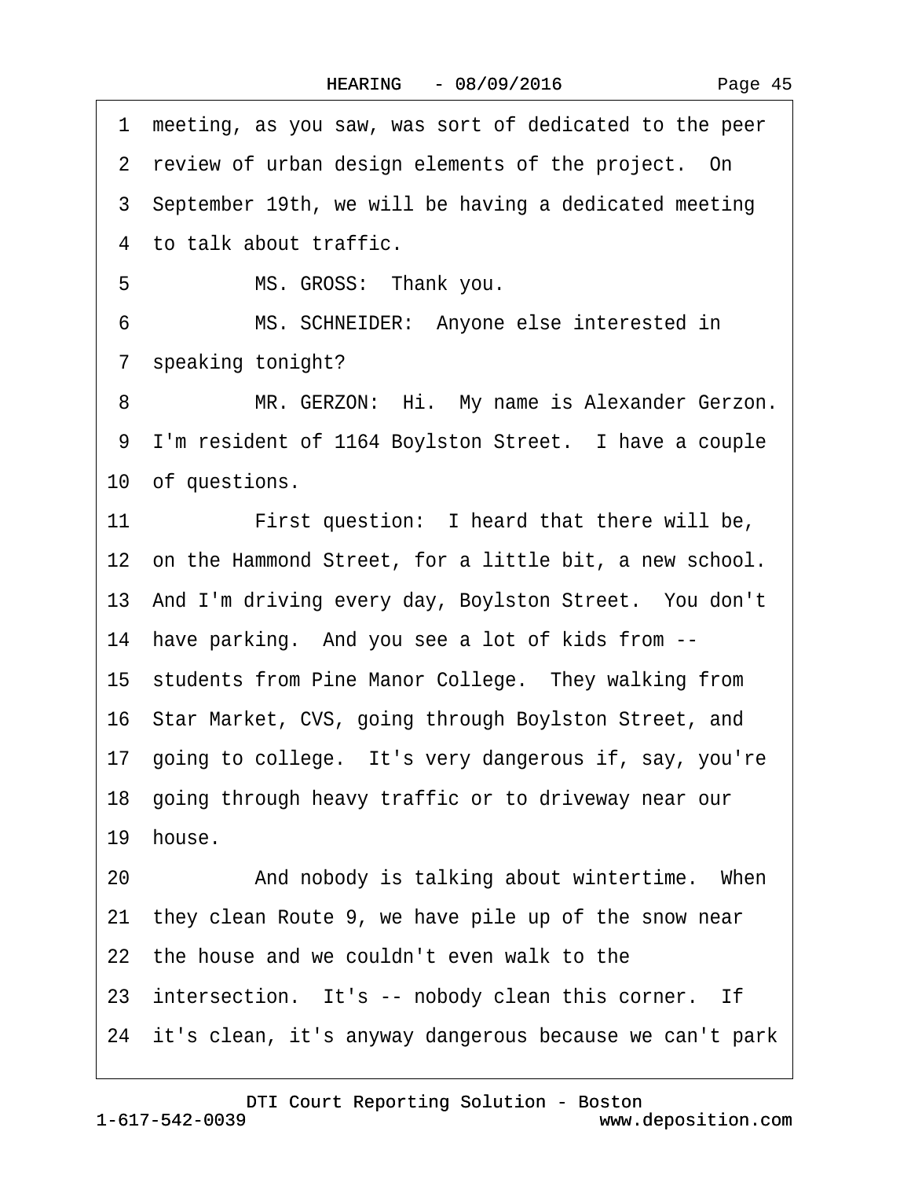1 meeting, as you saw, was sort of dedicated to the peer
2 review of urban design elements of the project. On
3 September 19th, we will be having a dedicated meeting
4 to talk about traffic.
5 MS. GROSS: Thank you.
6 MS. SCHNEIDER: Anyone else interested in
7 speaking tonight?
8 MR. GERZON: Hi. My name is Alexander Gerzon.
9 I'm resident of 1164 Boylston Street. I have a couple
10 of questions.
11 First question: I heard that there will be,
12 on the Hammond Street, for a little bit, a new school.
13 And I'm driving every day, Boylston Street. You don't
14 have parking. And you see a lot of kids from --
15 students from Pine Manor College. They walking from
16 Star Market, CVS, going through Boylston Street, and
17 going to college. It's very dangerous if, say, you're
18 going through heavy traffic or to driveway near our
19 house.
20 And nobody is talking about wintertime. When
21 they clean Route 9, we have pile up of the snow near
22 the house and we couldn't even walk to the
23 intersection. It's -- nobody clean this corner. If
24 it's clean, it's anyway dangerous because we can't park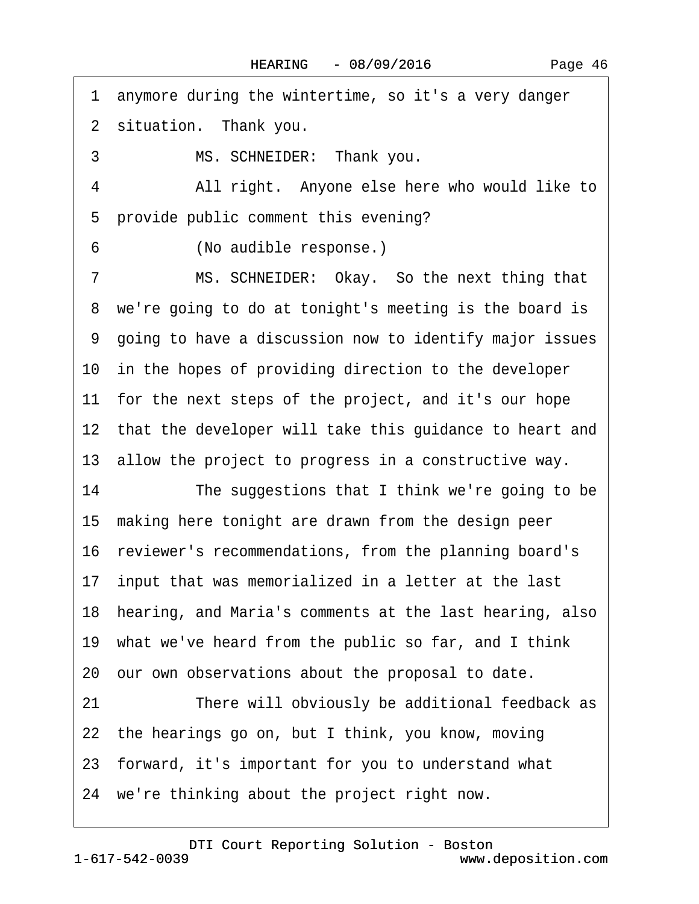1 anymore during the wintertime, so it's a very danger

2 situation. Thank you.

3 MS. SCHNEIDER: Thank you.

4 All right. Anyone else here who would like to

5 provide public comment this evening?

6 (No audible response.)

7 MS. SCHNEIDER: Okay. So the next thing that

8 we're going to do at tonight's meeting is the board is

9 going to have a discussion now to identify major issues

10 in the hopes of providing direction to the developer

11 for the next steps of the project, and it's our hope

12 that the developer will take this guidance to heart and

13 allow the project to progress in a constructive way.

14 The suggestions that I think we're going to be

15 making here tonight are drawn from the design peer

16 reviewer's recommendations, from the planning board's

17 input that was memorialized in a letter at the last

18 hearing, and Maria's comments at the last hearing, also

19 what we've heard from the public so far, and I think

20 our own observations about the proposal to date.

21 There will obviously be additional feedback as

22 the hearings go on, but I think, you know, moving

23 forward, it's important for you to understand what

24 we're thinking about the project right now.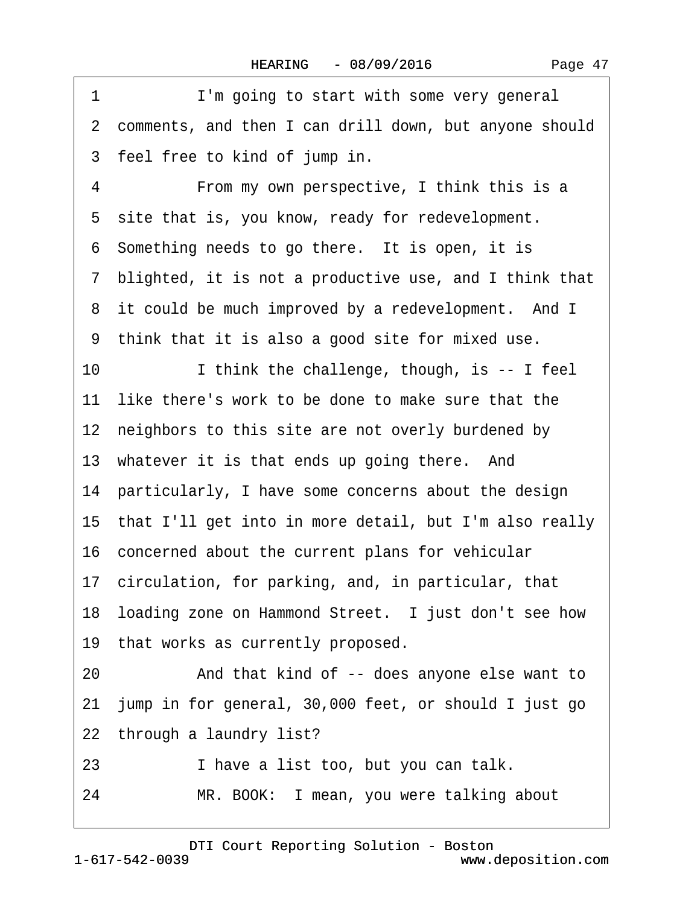1 I'm going to start with some very general
2 comments, and then I can drill down, but anyone should
3 feel free to kind of jump in.
4 From my own perspective, I think this is a
5 site that is, you know, ready for redevelopment.
6 Something needs to go there. It is open, it is
7 blighted, it is not a productive use, and I think that
8 it could be much improved by a redevelopment. And I
9 think that it is also a good site for mixed use.
10 I think the challenge, though, is -- I feel
11 like there's work to be done to make sure that the
12 neighbors to this site are not overly burdened by
13 whatever it is that ends up going there. And
14 particularly, I have some concerns about the design
15 that I'll get into in more detail, but I'm also really
16 concerned about the current plans for vehicular
17 circulation, for parking, and, in particular, that
18 loading zone on Hammond Street. I just don't see how
19 that works as currently proposed.
20 And that kind of -- does anyone else want to
21 jump in for general, 30,000 feet, or should I just go
22 through a laundry list?
23 I have a list too, but you can talk.
24 MR. BOOK: I mean, you were talking about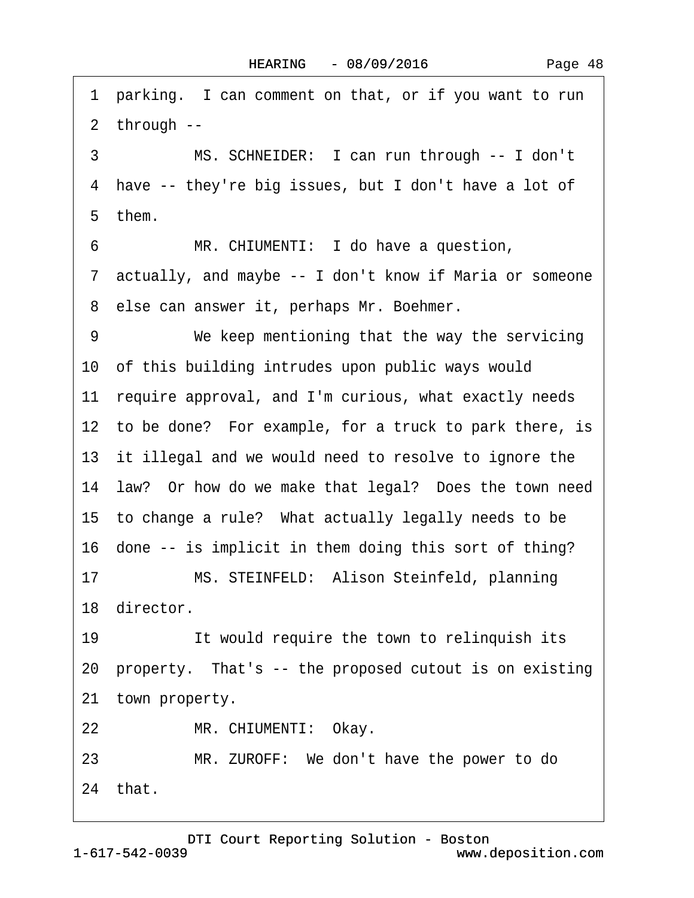1 parking. I can comment on that, or if you want to run
2 through --
3 MS. SCHNEIDER: I can run through -- I don't
4 have -- they're big issues, but I don't have a lot of
5 them.
6 MR. CHIUMENTI: I do have a question,
7 actually, and maybe -- I don't know if Maria or someone
8 else can answer it, perhaps Mr. Boehmer.
9 We keep mentioning that the way the servicing
10 of this building intrudes upon public ways would
11 require approval, and I'm curious, what exactly needs
12 to be done? For example, for a truck to park there, is
13 it illegal and we would need to resolve to ignore the
14 law? Or how do we make that legal? Does the town need
15 to change a rule? What actually legally needs to be
16 done -- is implicit in them doing this sort of thing?
17 MS. STEINFELD: Alison Steinfeld, planning
18 director.
19 It would require the town to relinquish its
20 property. That's -- the proposed cutout is on existing
21 town property.
22 MR. CHIUMENTI: Okay.
23 MR. ZUROFF: We don't have the power to do
24 that.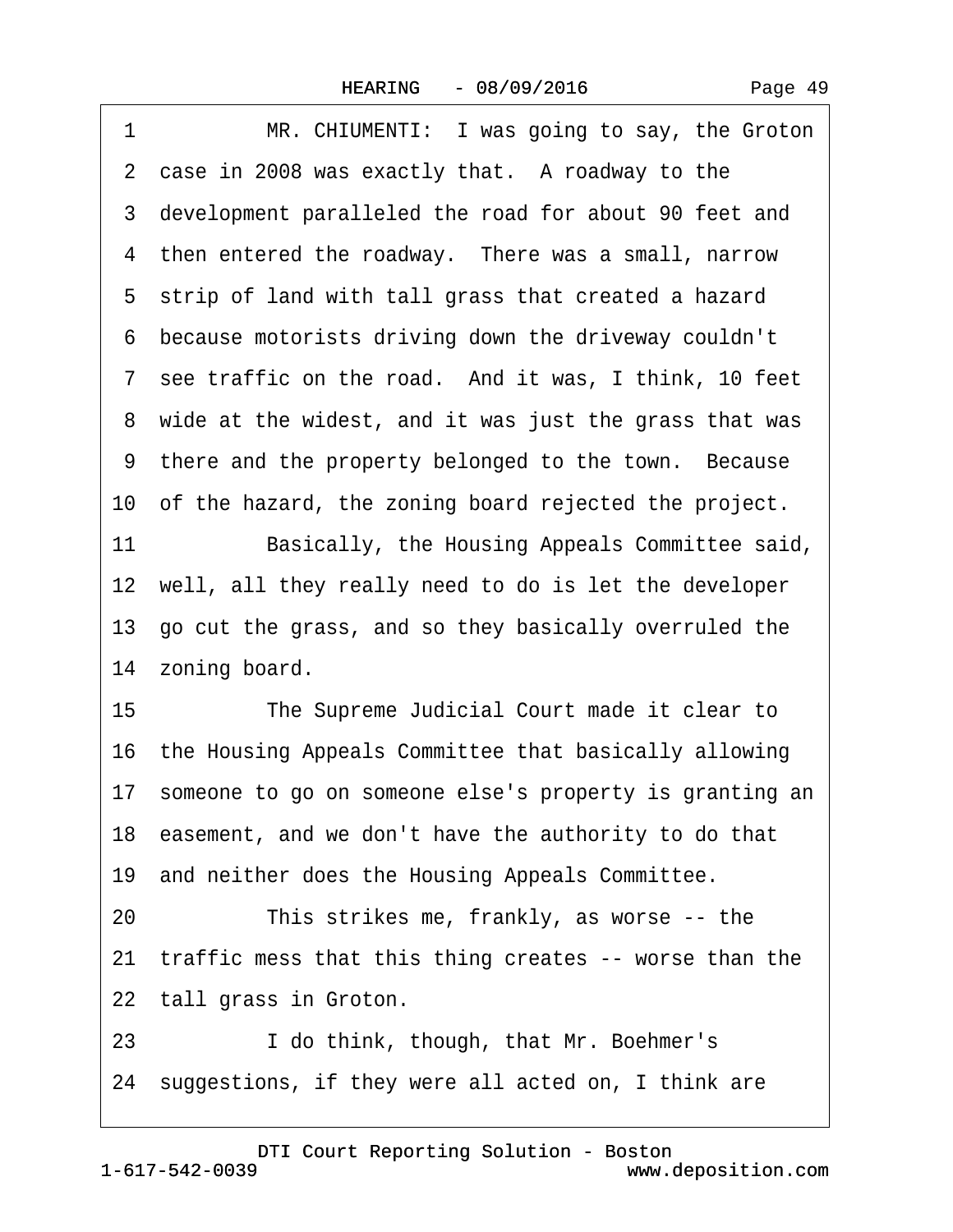1 MR. CHIUMENTI: I was going to say, the Groton
2 case in 2008 was exactly that. A roadway to the
3 development paralleled the road for about 90 feet and
4 then entered the roadway. There was a small, narrow
5 strip of land with tall grass that created a hazard
6 because motorists driving down the driveway couldn't
7 see traffic on the road. And it was, I think, 10 feet
8 wide at the widest, and it was just the grass that was
9 there and the property belonged to the town. Because
10 of the hazard, the zoning board rejected the project.
11 Basically, the Housing Appeals Committee said,
12 well, all they really need to do is let the developer
13 go cut the grass, and so they basically overruled the
14 zoning board.
15 The Supreme Judicial Court made it clear to
16 the Housing Appeals Committee that basically allowing
17 someone to go on someone else's property is granting an
18 easement, and we don't have the authority to do that
19 and neither does the Housing Appeals Committee.
20 This strikes me, frankly, as worse -- the
21 traffic mess that this thing creates -- worse than the
22 tall grass in Groton.
23 I do think, though, that Mr. Boehmer's
24 suggestions, if they were all acted on, I think are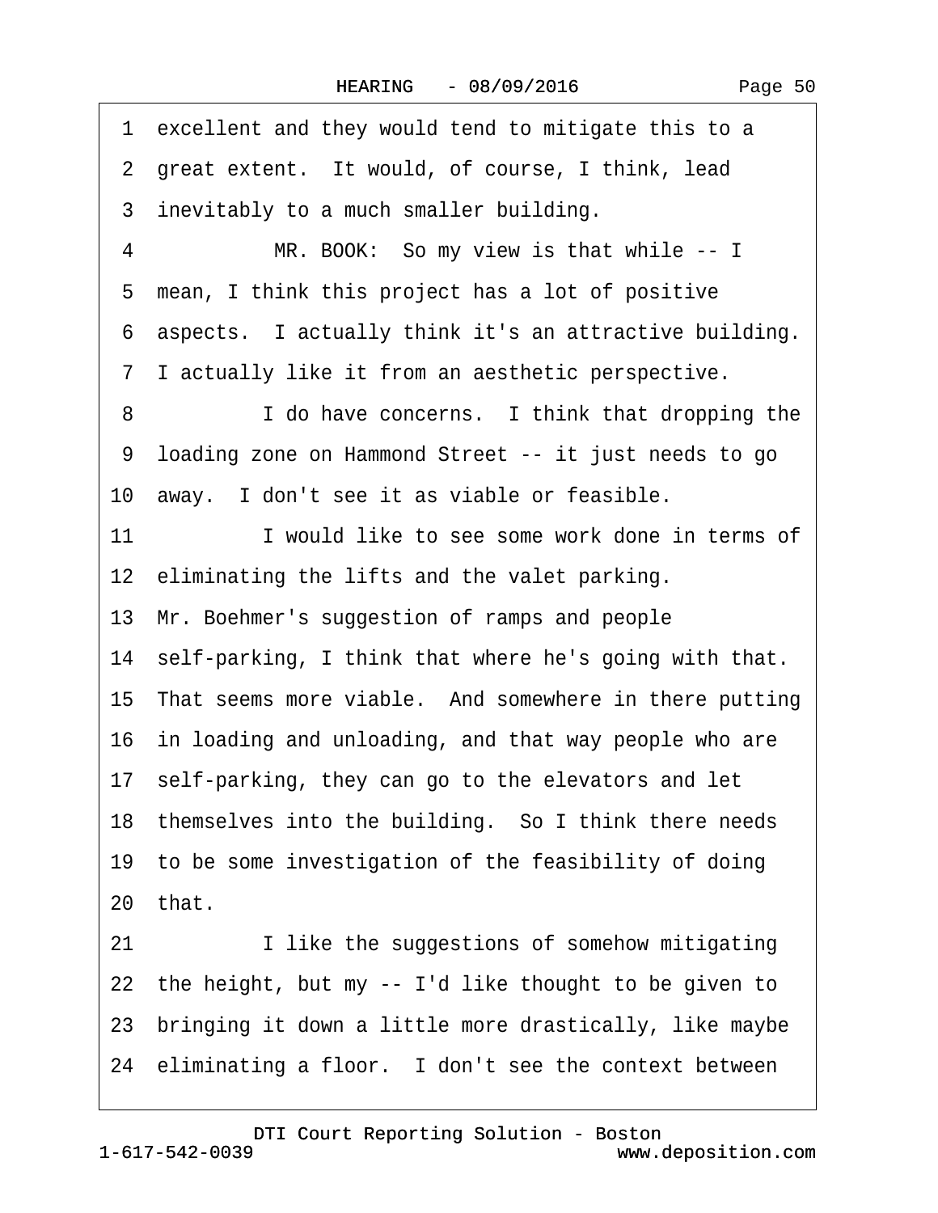1 excellent and they would tend to mitigate this to a
2 great extent. It would, of course, I think, lead
3 inevitably to a much smaller building.
4 MR. BOOK: So my view is that while -- I
5 mean, I think this project has a lot of positive
6 aspects. I actually think it's an attractive building.
7 I actually like it from an aesthetic perspective.
8 I do have concerns. I think that dropping the
9 loading zone on Hammond Street -- it just needs to go
10 away. I don't see it as viable or feasible.
11 I would like to see some work done in terms of
12 eliminating the lifts and the valet parking.
13 Mr. Boehmer's suggestion of ramps and people
14 self-parking, I think that where he's going with that.
15 That seems more viable. And somewhere in there putting
16 in loading and unloading, and that way people who are
17 self-parking, they can go to the elevators and let
18 themselves into the building. So I think there needs
19 to be some investigation of the feasibility of doing
20 that.
21 I like the suggestions of somehow mitigating
22 the height, but my -- I'd like thought to be given to
23 bringing it down a little more drastically, like maybe
24 eliminating a floor. I don't see the context between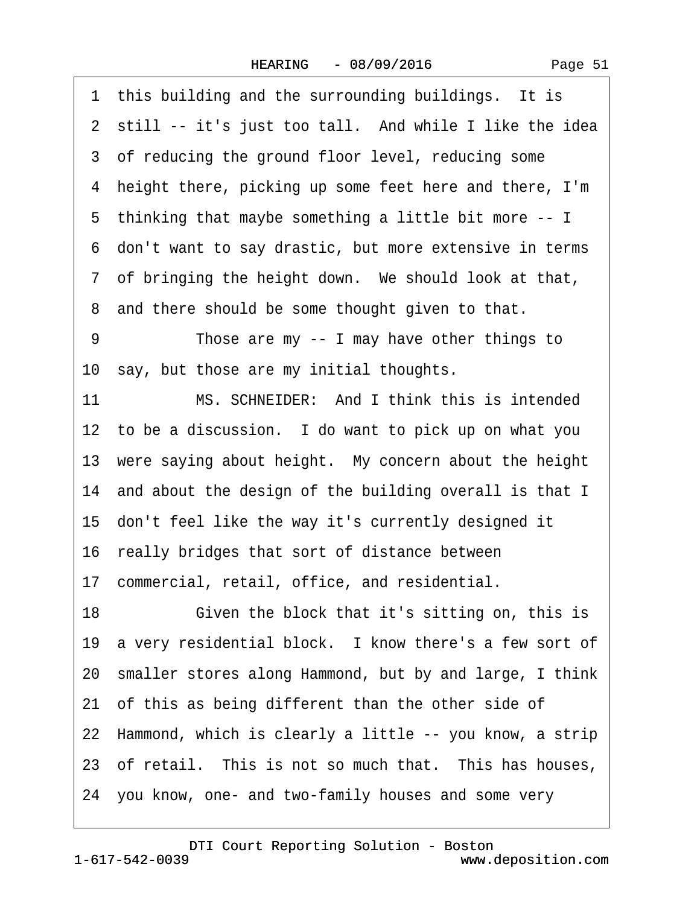1 this building and the surrounding buildings. It is
2 still -- it's just too tall. And while I like the idea
3 of reducing the ground floor level, reducing some
4 height there, picking up some feet here and there, I'm
5 thinking that maybe something a little bit more -- I
6 don't want to say drastic, but more extensive in terms
7 of bringing the height down. We should look at that,
8 and there should be some thought given to that.
9 Those are my -- I may have other things to
10 say, but those are my initial thoughts.
11 MS. SCHNEIDER: And I think this is intended
12 to be a discussion. I do want to pick up on what you
13 were saying about height. My concern about the height
14 and about the design of the building overall is that I
15 don't feel like the way it's currently designed it
16 really bridges that sort of distance between
17 commercial, retail, office, and residential.
18 Given the block that it's sitting on, this is
19 a very residential block. I know there's a few sort of
20 smaller stores along Hammond, but by and large, I think
21 of this as being different than the other side of
22 Hammond, which is clearly a little -- you know, a strip
23 of retail. This is not so much that. This has houses,
24 you know, one- and two-family houses and some very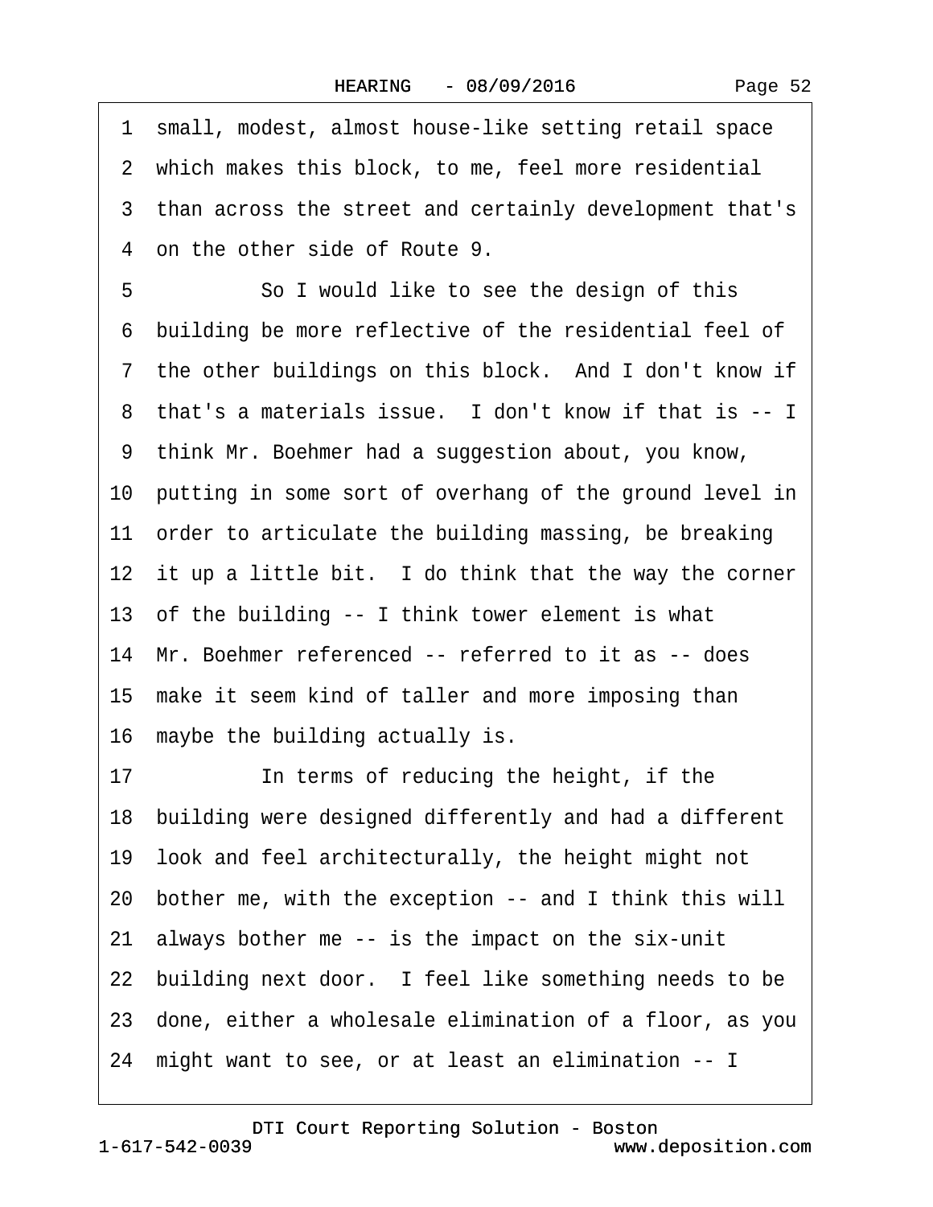1 small, modest, almost house-like setting retail space
2 which makes this block, to me, feel more residential
3 than across the street and certainly development that's
4 on the other side of Route 9.
5 So I would like to see the design of this
6 building be more reflective of the residential feel of
7 the other buildings on this block. And I don't know if
8 that's a materials issue. I don't know if that is -- I
9 think Mr. Boehmer had a suggestion about, you know,
10 putting in some sort of overhang of the ground level in
11 order to articulate the building massing, be breaking
12 it up a little bit. I do think that the way the corner
13 of the building -- I think tower element is what
14 Mr. Boehmer referenced -- referred to it as -- does
15 make it seem kind of taller and more imposing than
16 maybe the building actually is.
17 In terms of reducing the height, if the
18 building were designed differently and had a different
19 look and feel architecturally, the height might not
20 bother me, with the exception -- and I think this will
21 always bother me -- is the impact on the six-unit
22 building next door. I feel like something needs to be
23 done, either a wholesale elimination of a floor, as you
24 might want to see, or at least an elimination -- I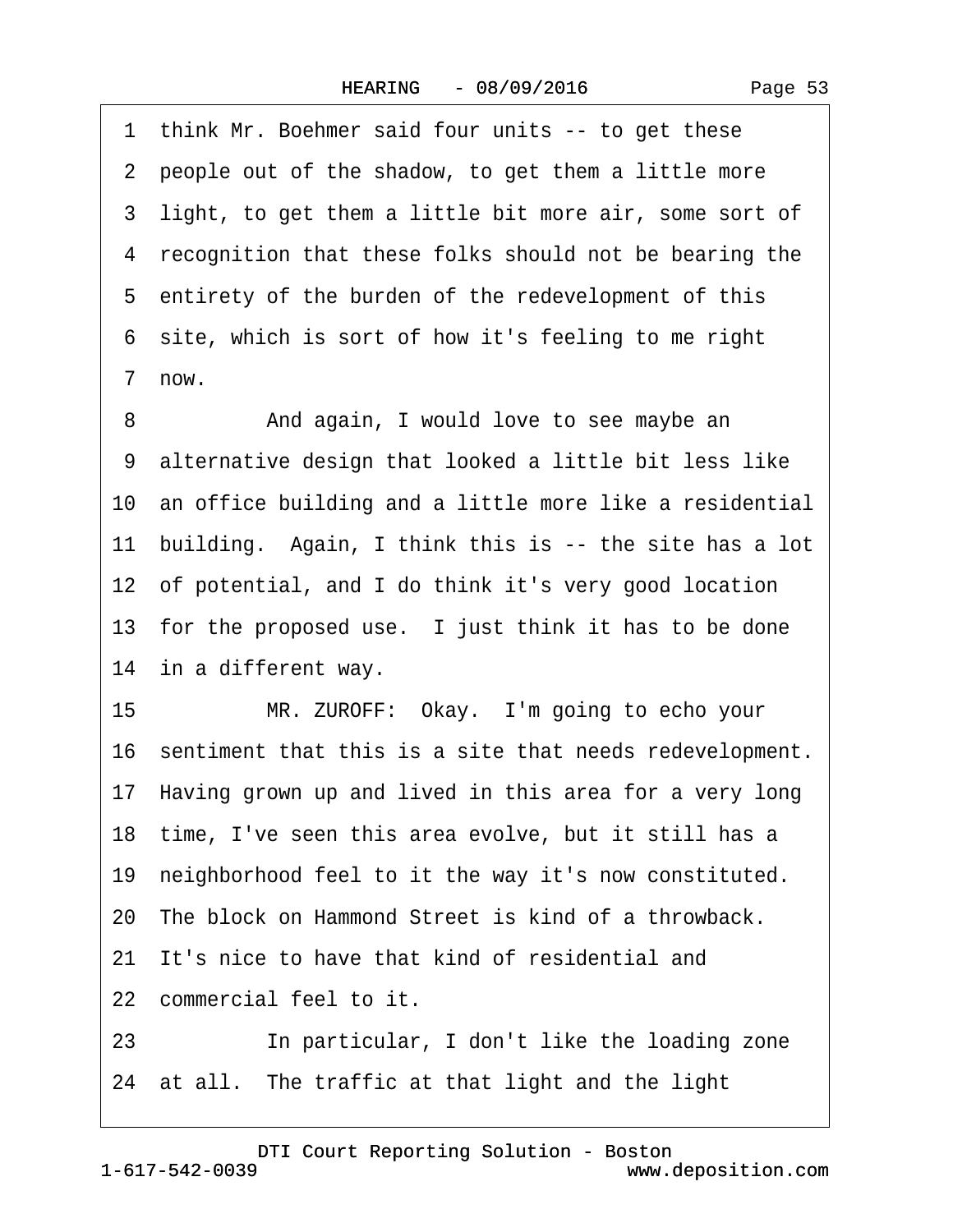1 think Mr. Boehmer said four units -- to get these
2 people out of the shadow, to get them a little more
3 light, to get them a little bit more air, some sort of
4 recognition that these folks should not be bearing the
5 entirety of the burden of the redevelopment of this
6 site, which is sort of how it's feeling to me right
7 now.

8 And again, I would love to see maybe an
9 alternative design that looked a little bit less like
10 an office building and a little more like a residential
11 building. Again, I think this is -- the site has a lot
12 of potential, and I do think it's very good location
13 for the proposed use. I just think it has to be done
14 in a different way.

15 MR. ZUROFF: Okay. I'm going to echo your
16 sentiment that this is a site that needs redevelopment.
17 Having grown up and lived in this area for a very long
18 time, I've seen this area evolve, but it still has a
19 neighborhood feel to it the way it's now constituted.
20 The block on Hammond Street is kind of a throwback.
21 It's nice to have that kind of residential and
22 commercial feel to it.

23 In particular, I don't like the loading zone
24 at all. The traffic at that light and the light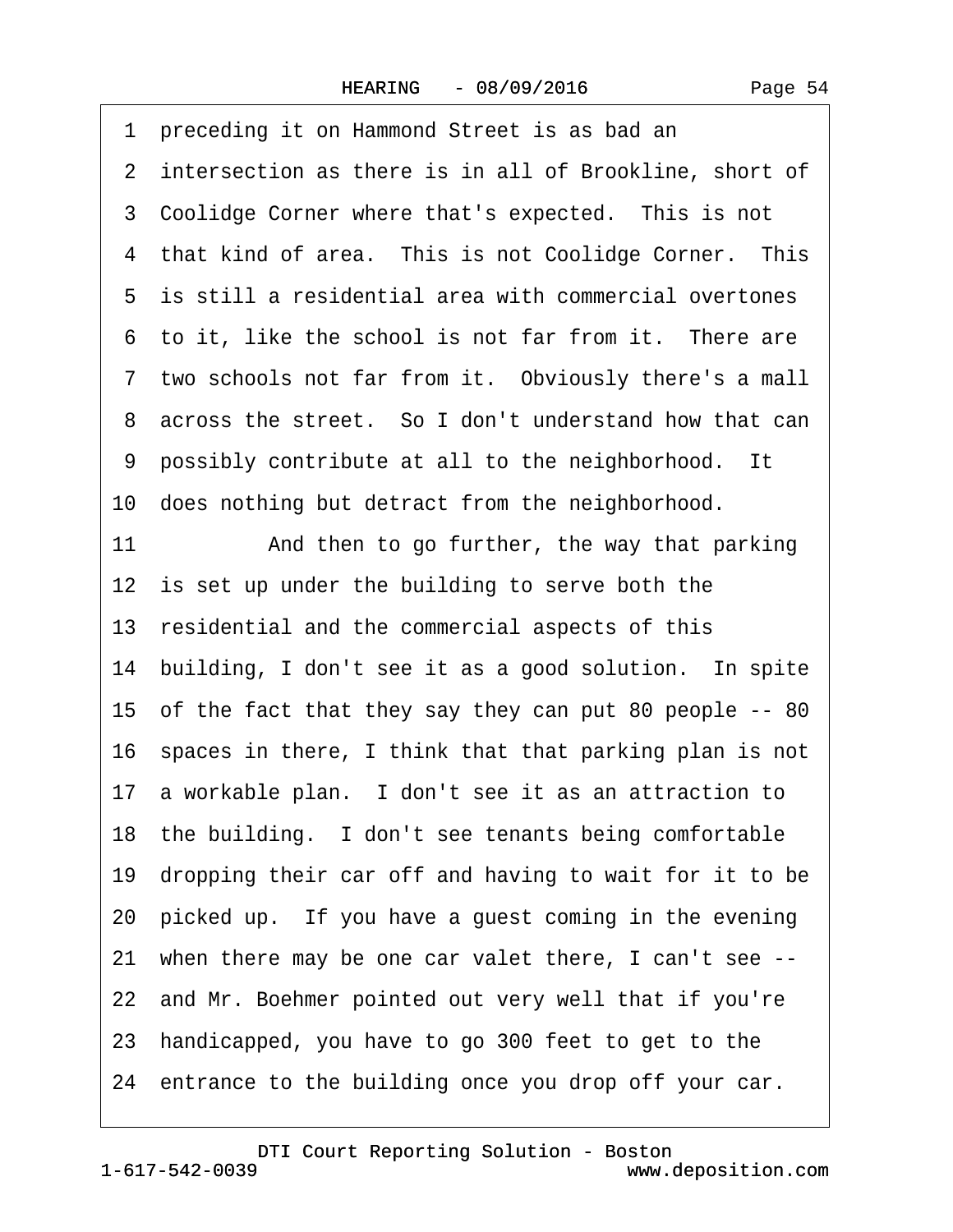1 preceding it on Hammond Street is as bad an
2 intersection as there is in all of Brookline, short of
3 Coolidge Corner where that's expected. This is not
4 that kind of area. This is not Coolidge Corner. This
5 is still a residential area with commercial overtones
6 to it, like the school is not far from it. There are
7 two schools not far from it. Obviously there's a mall
8 across the street. So I don't understand how that can
9 possibly contribute at all to the neighborhood. It
10 does nothing but detract from the neighborhood.
11 And then to go further, the way that parking
12 is set up under the building to serve both the
13 residential and the commercial aspects of this
14 building, I don't see it as a good solution. In spite
15 of the fact that they say they can put 80 people -- 80
16 spaces in there, I think that that parking plan is not
17 a workable plan. I don't see it as an attraction to
18 the building. I don't see tenants being comfortable
19 dropping their car off and having to wait for it to be
20 picked up. If you have a guest coming in the evening
21 when there may be one car valet there, I can't see --
22 and Mr. Boehmer pointed out very well that if you're
23 handicapped, you have to go 300 feet to get to the
24 entrance to the building once you drop off your car.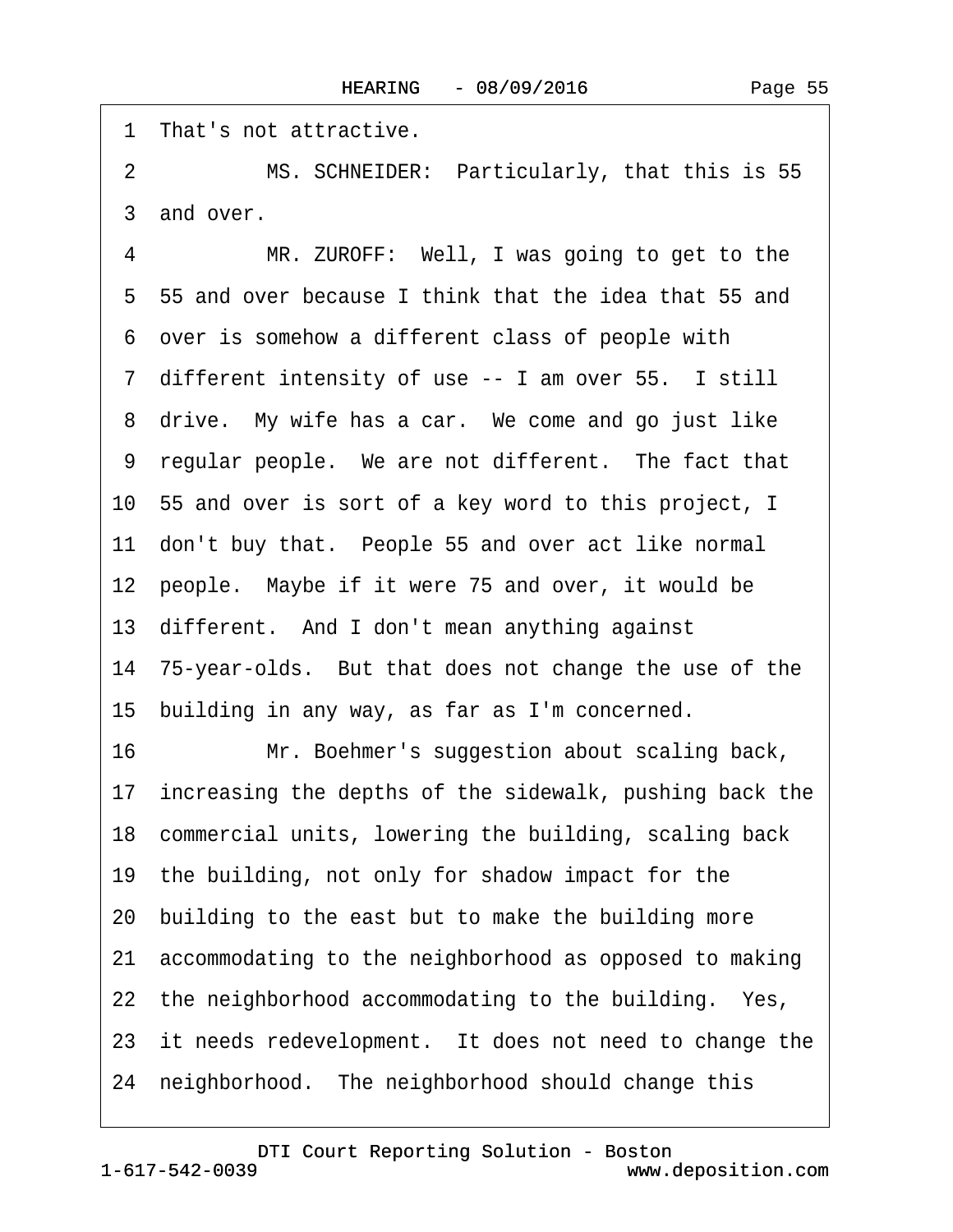1 That's not attractive.

2 MS. SCHNEIDER: Particularly, that this is 55

3 and over.

4 MR. ZUROFF: Well, I was going to get to the

5 55 and over because I think that the idea that 55 and

6 over is somehow a different class of people with

7 different intensity of use -- I am over 55. I still

8 drive. My wife has a car. We come and go just like

9 regular people. We are not different. The fact that

10 55 and over is sort of a key word to this project, I

11 don't buy that. People 55 and over act like normal

12 people. Maybe if it were 75 and over, it would be

13 different. And I don't mean anything against

14 75-year-olds. But that does not change the use of the

15 building in any way, as far as I'm concerned.

16 Mr. Boehmer's suggestion about scaling back,

17 increasing the depths of the sidewalk, pushing back the

18 commercial units, lowering the building, scaling back

19 the building, not only for shadow impact for the

20 building to the east but to make the building more

21 accommodating to the neighborhood as opposed to making

22 the neighborhood accommodating to the building. Yes,

23 it needs redevelopment. It does not need to change the

24 neighborhood. The neighborhood should change this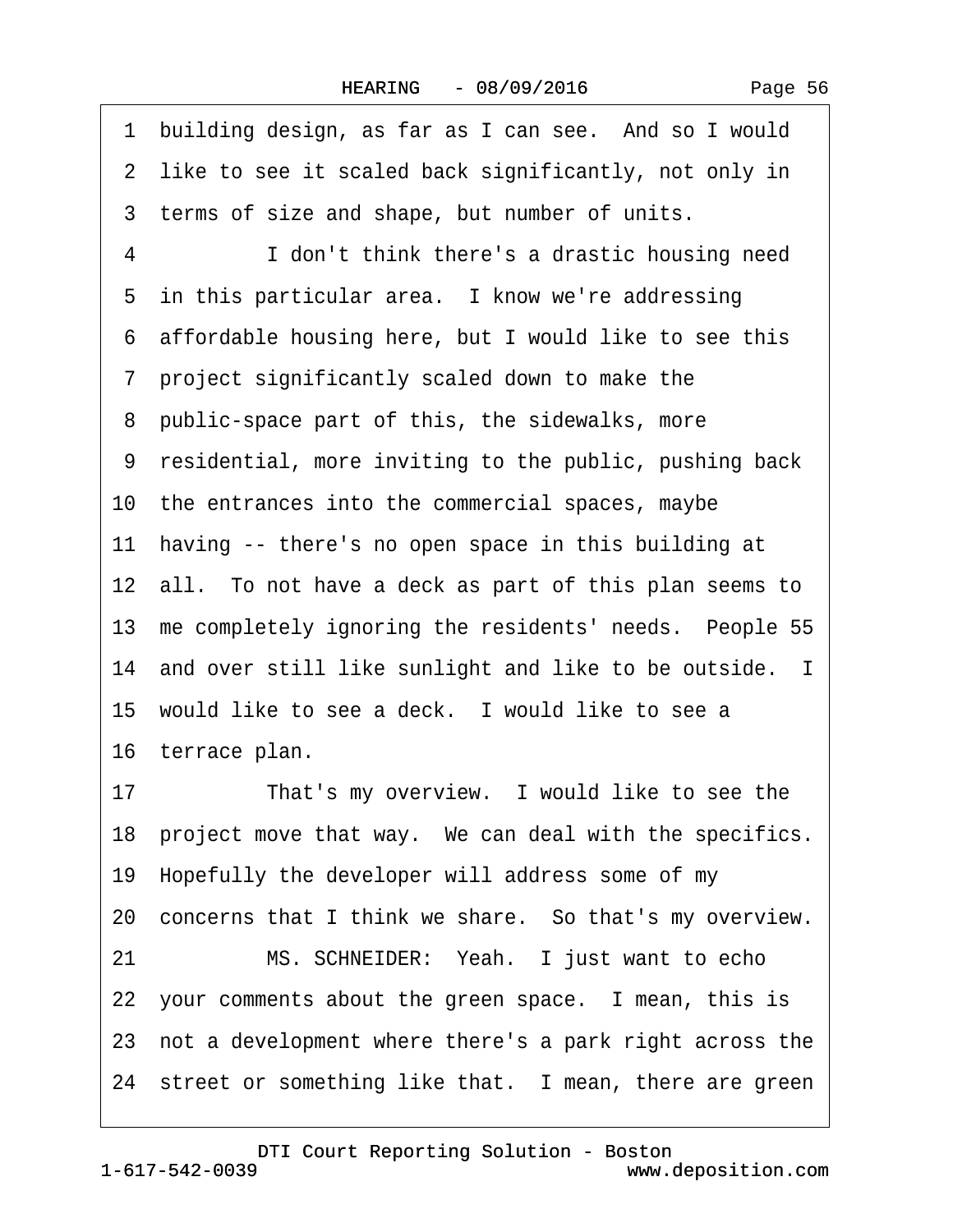1 building design, as far as I can see. And so I would
2 like to see it scaled back significantly, not only in
3 terms of size and shape, but number of units.

4 I don't think there's a drastic housing need
5 in this particular area. I know we're addressing
6 affordable housing here, but I would like to see this
7 project significantly scaled down to make the
8 public-space part of this, the sidewalks, more
9 residential, more inviting to the public, pushing back
10 the entrances into the commercial spaces, maybe
11 having -- there's no open space in this building at
12 all. To not have a deck as part of this plan seems to
13 me completely ignoring the residents' needs. People 55
14 and over still like sunlight and like to be outside. I
15 would like to see a deck. I would like to see a
16 terrace plan.

17 That's my overview. I would like to see the
18 project move that way. We can deal with the specifics.
19 Hopefully the developer will address some of my
20 concerns that I think we share. So that's my overview.

21 MS. SCHNEIDER: Yeah. I just want to echo
22 your comments about the green space. I mean, this is
23 not a development where there's a park right across the
24 street or something like that. I mean, there are green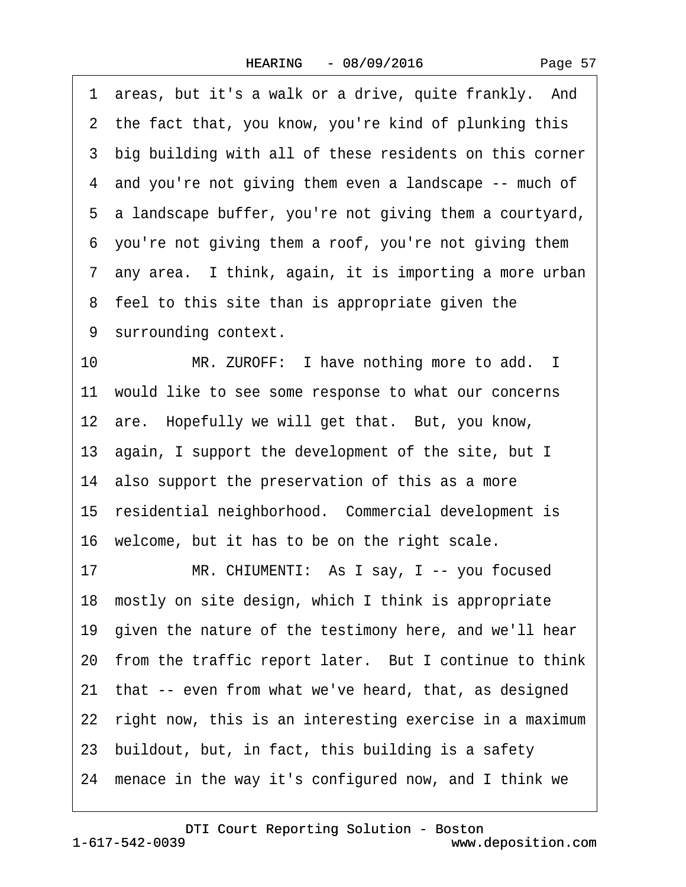1 areas, but it's a walk or a drive, quite frankly. And
2 the fact that, you know, you're kind of plunking this
3 big building with all of these residents on this corner
4 and you're not giving them even a landscape -- much of
5 a landscape buffer, you're not giving them a courtyard,
6 you're not giving them a roof, you're not giving them
7 any area. I think, again, it is importing a more urban
8 feel to this site than is appropriate given the
9 surrounding context.

10 MR. ZUROFF: I have nothing more to add. I
11 would like to see some response to what our concerns
12 are. Hopefully we will get that. But, you know,
13 again, I support the development of the site, but I
14 also support the preservation of this as a more
15 residential neighborhood. Commercial development is
16 welcome, but it has to be on the right scale.

17 MR. CHIUMENTI: As I say, I -- you focused
18 mostly on site design, which I think is appropriate
19 given the nature of the testimony here, and we'll hear
20 from the traffic report later. But I continue to think
21 that -- even from what we've heard, that, as designed
22 right now, this is an interesting exercise in a maximum
23 buildout, but, in fact, this building is a safety
24 menace in the way it's configured now, and I think we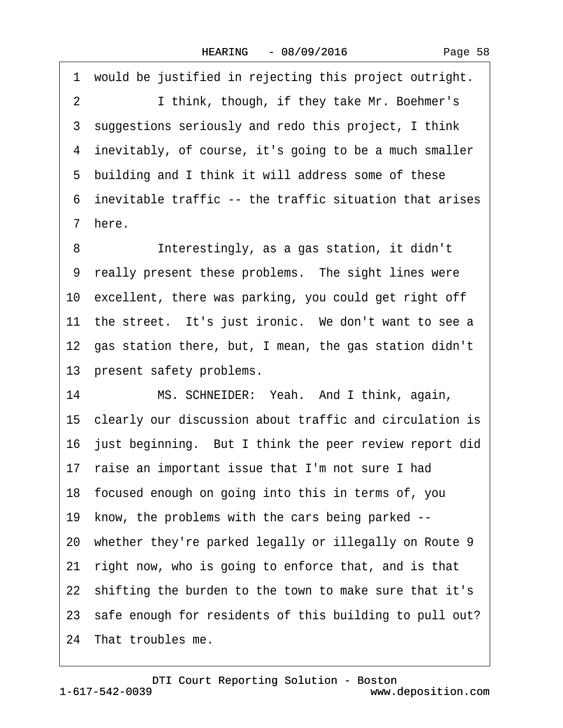1 would be justified in rejecting this project outright.

2 I think, though, if they take Mr. Boehmer's

3 suggestions seriously and redo this project, I think

4 inevitably, of course, it's going to be a much smaller

5 building and I think it will address some of these

6 inevitable traffic -- the traffic situation that arises

7 here.

8 Interestingly, as a gas station, it didn't

9 really present these problems. The sight lines were

10 excellent, there was parking, you could get right off

11 the street. It's just ironic. We don't want to see a

12 gas station there, but, I mean, the gas station didn't

13 present safety problems.

14 MS. SCHNEIDER: Yeah. And I think, again,

15 clearly our discussion about traffic and circulation is

16 just beginning. But I think the peer review report did

17 raise an important issue that I'm not sure I had

18 focused enough on going into this in terms of, you

19 know, the problems with the cars being parked --

20 whether they're parked legally or illegally on Route 9

21 right now, who is going to enforce that, and is that

22 shifting the burden to the town to make sure that it's

23 safe enough for residents of this building to pull out?

24 That troubles me.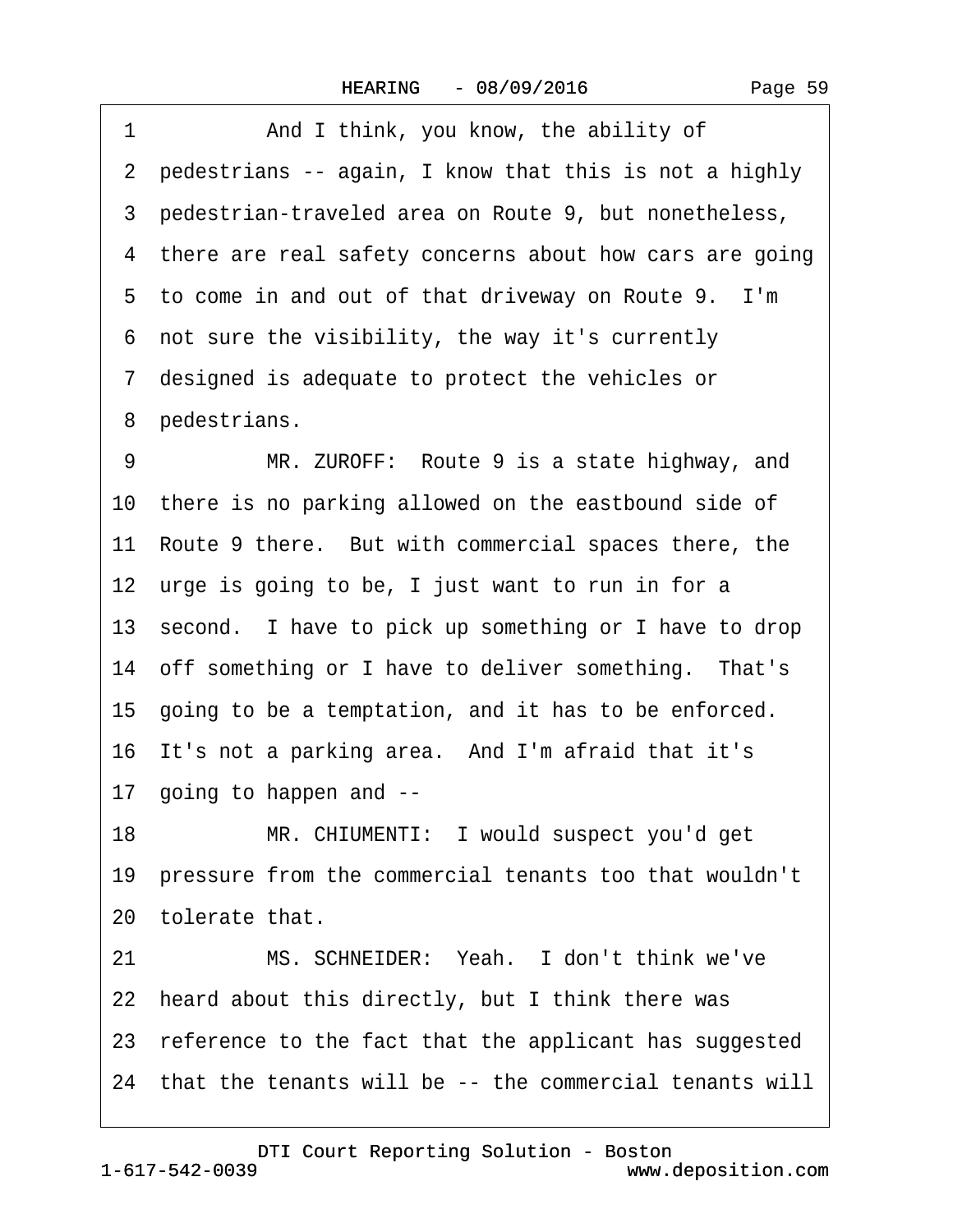1 And I think, you know, the ability of
2 pedestrians -- again, I know that this is not a highly
3 pedestrian-traveled area on Route 9, but nonetheless,
4 there are real safety concerns about how cars are going
5 to come in and out of that driveway on Route 9. I'm
6 not sure the visibility, the way it's currently
7 designed is adequate to protect the vehicles or
8 pedestrians.
9 MR. ZUROFF: Route 9 is a state highway, and
10 there is no parking allowed on the eastbound side of
11 Route 9 there. But with commercial spaces there, the
12 urge is going to be, I just want to run in for a
13 second. I have to pick up something or I have to drop
14 off something or I have to deliver something. That's
15 going to be a temptation, and it has to be enforced.
16 It's not a parking area. And I'm afraid that it's
17 going to happen and --
18 MR. CHIUMENTI: I would suspect you'd get
19 pressure from the commercial tenants too that wouldn't
20 tolerate that.
21 MS. SCHNEIDER: Yeah. I don't think we've
22 heard about this directly, but I think there was
23 reference to the fact that the applicant has suggested
24 that the tenants will be -- the commercial tenants will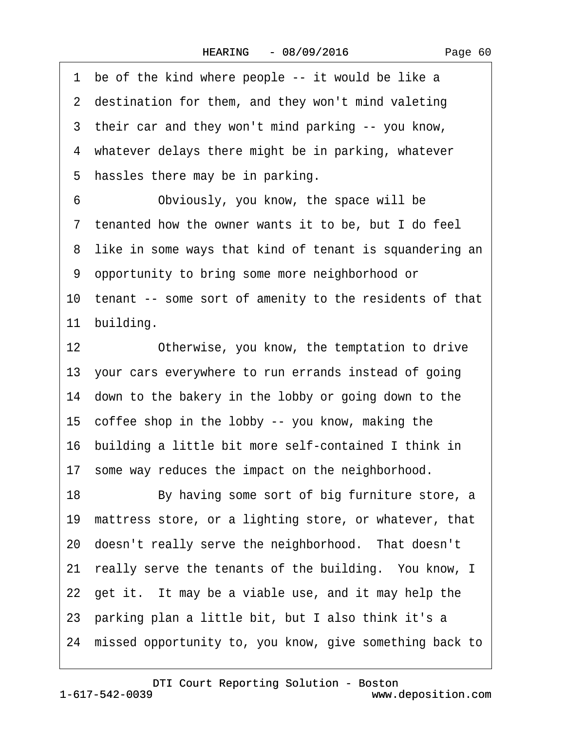1 be of the kind where people -- it would be like a
2 destination for them, and they won't mind valeting
3 their car and they won't mind parking -- you know,
4 whatever delays there might be in parking, whatever
5 hassles there may be in parking.
6 Obviously, you know, the space will be
7 tenanted how the owner wants it to be, but I do feel
8 like in some ways that kind of tenant is squandering an
9 opportunity to bring some more neighborhood or
10 tenant -- some sort of amenity to the residents of that
11 building.
12 Otherwise, you know, the temptation to drive
13 your cars everywhere to run errands instead of going
14 down to the bakery in the lobby or going down to the
15 coffee shop in the lobby -- you know, making the
16 building a little bit more self-contained I think in
17 some way reduces the impact on the neighborhood.
18 By having some sort of big furniture store, a
19 mattress store, or a lighting store, or whatever, that
20 doesn't really serve the neighborhood. That doesn't
21 really serve the tenants of the building. You know, I
22 get it. It may be a viable use, and it may help the
23 parking plan a little bit, but I also think it's a
24 missed opportunity to, you know, give something back to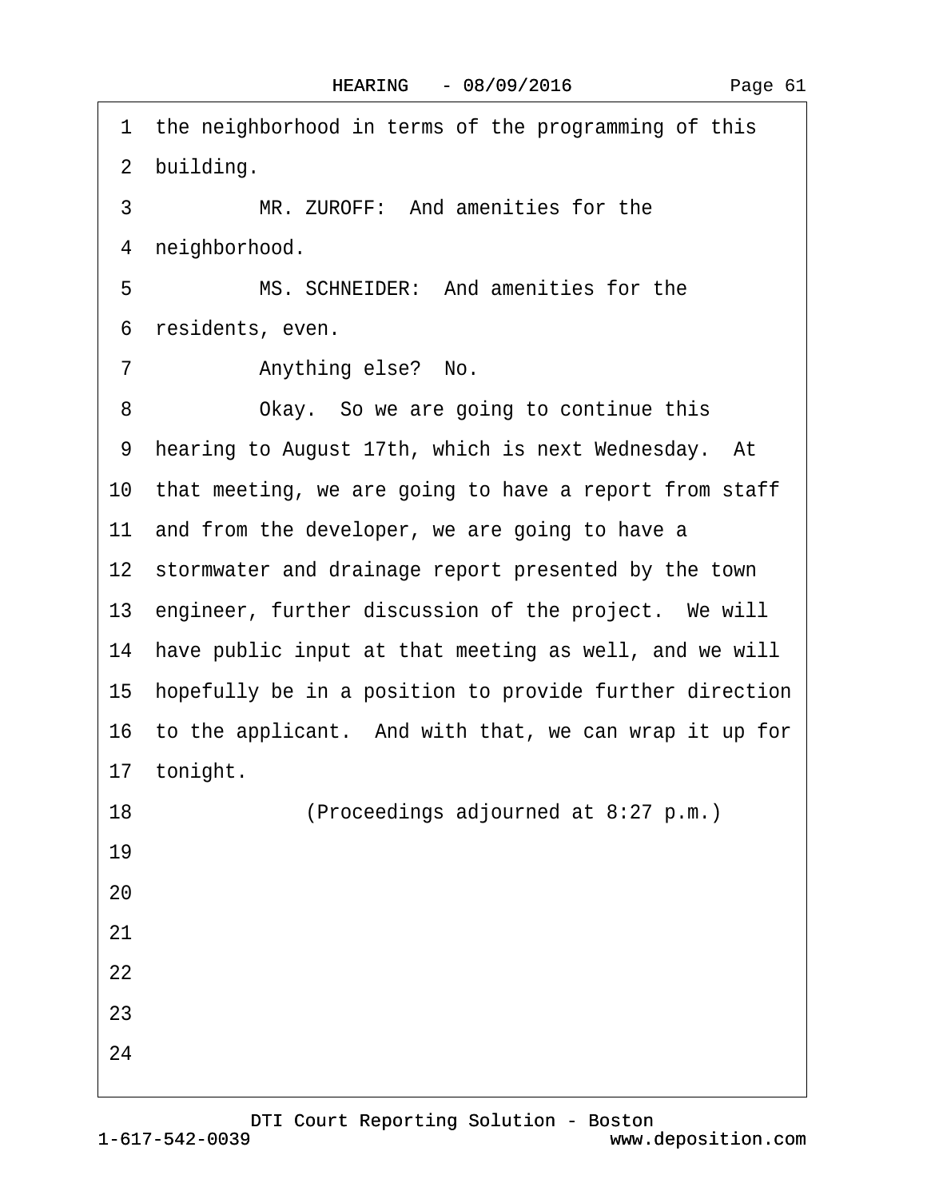1 the neighborhood in terms of the programming of this
2 building.
3 MR. ZUROFF: And amenities for the
4 neighborhood.
5 MS. SCHNEIDER: And amenities for the
6 residents, even.
7 Anything else? No.
8 Okay. So we are going to continue this
9 hearing to August 17th, which is next Wednesday. At
10 that meeting, we are going to have a report from staff
11 and from the developer, we are going to have a
12 stormwater and drainage report presented by the town
13 engineer, further discussion of the project. We will
14 have public input at that meeting as well, and we will
15 hopefully be in a position to provide further direction
16 to the applicant. And with that, we can wrap it up for
17 tonight.
18 (Proceedings adjourned at 8:27 p.m.)
19
20
21
22
23
24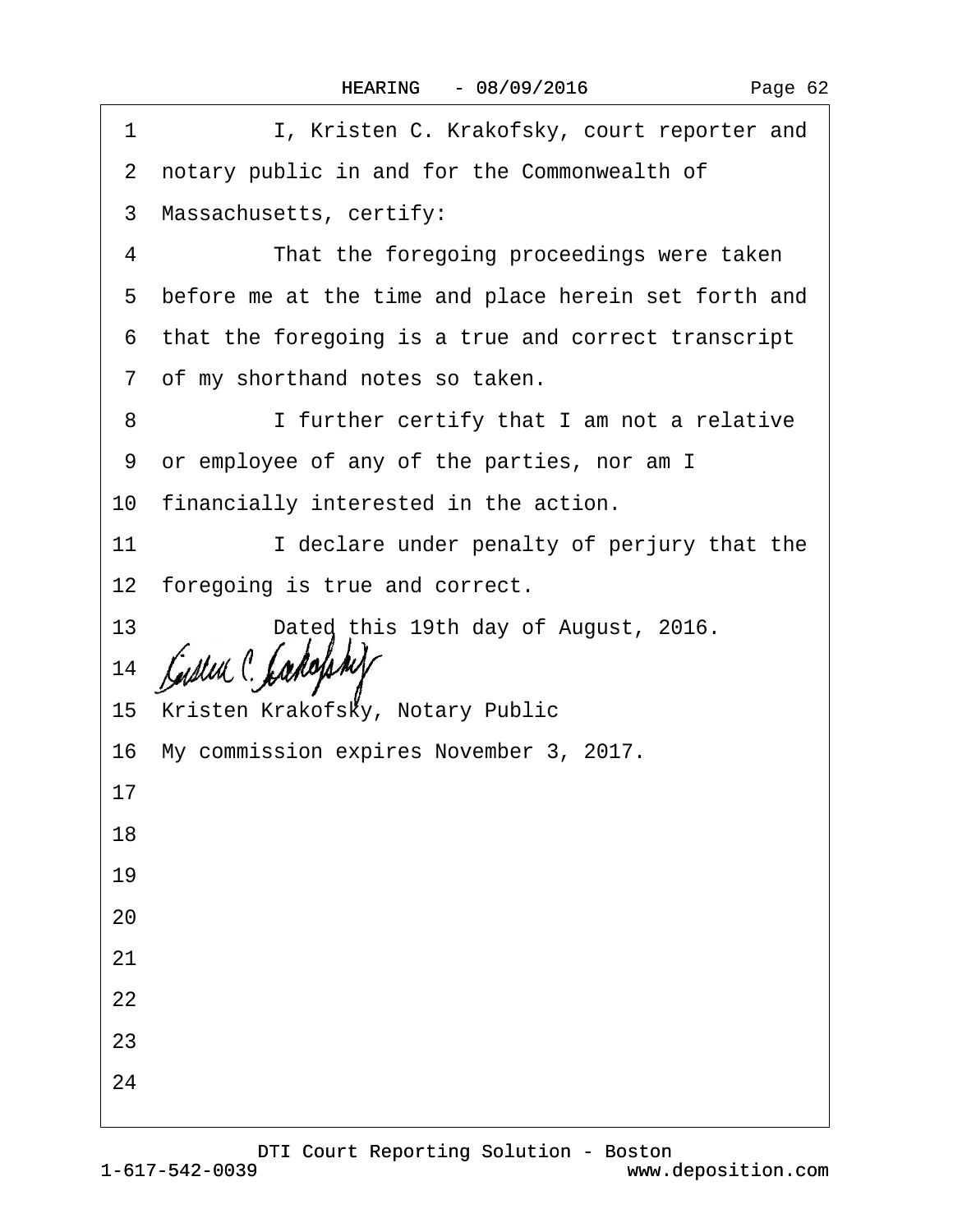1 I, Kristen C. Krakofsky, court reporter and
2 notary public in and for the Commonwealth of
3 Massachusetts, certify:
4 That the foregoing proceedings were taken
5 before me at the time and place herein set forth and
6 that the foregoing is a true and correct transcript
7 of my shorthand notes so taken.
8 I further certify that I am not a relative
9 or employee of any of the parties, nor am I
10 financially interested in the action.
11 I declare under penalty of perjury that the
12 foregoing is true and correct.
13 Dated this 19th day of August, 2016.
14
15 Kristen Krakofsky, Notary Public
16 My commission expires November 3, 2017.
17
18
19
20
21
22
23
24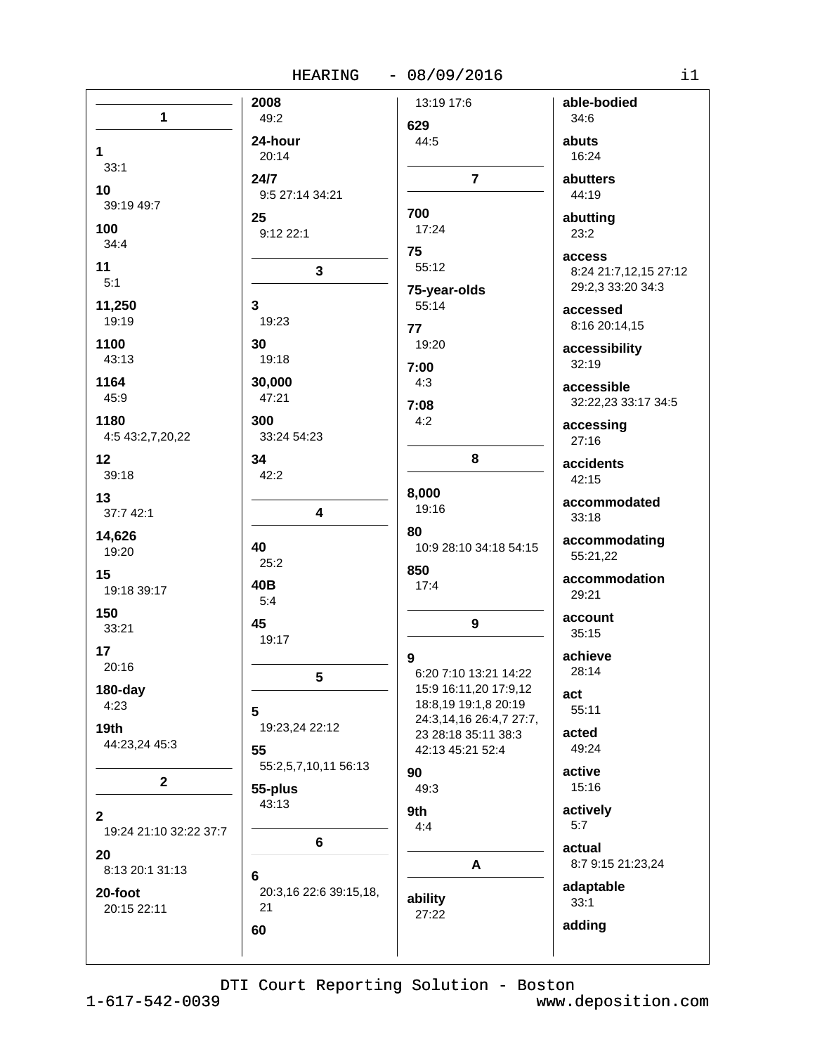## 1

**1**
33:1

**10**
39:19 49:7

**100**
34:4

**11**
5:1

**11,250**
19:19

**1100**
43:13

**1164**
45:9

**1180**
4:5 43:2,7,20,22

**12**
39:18

**13**
37:7 42:1

**14,626**
19:20

**15**
19:18 39:17

**150**
33:21

**17**
20:16

**180-day**
4:23

**19th**
44:23,24 45:3

## 2

**2**
19:24 21:10 32:22 37:7

**20**
8:13 20:1 31:13

**20-foot**
20:15 22:11

**2008**
49:2

**24-hour**
20:14

**24/7**
9:5 27:14 34:21

**25**
9:12 22:1

## 3

**3**
19:23

**30**
19:18

**30,000**
47:21

**300**
33:24 54:23

**34**
42:2

## 4

**40**
25:2

**40B**
5:4

**45**
19:17

## 5

**5**
19:23,24 22:12

**55**
55:2,5,7,10,11 56:13

**55-plus**
43:13

## 6

**6**
20:3,16 22:6 39:15,18, 21

**60**
13:19 17:6

**629**
44:5

## 7

**700**
17:24

**75**
55:12

**75-year-olds**
55:14

**77**
19:20

**7:00**
4:3

**7:08**
4:2

## 8

**8,000**
19:16

**80**
10:9 28:10 34:18 54:15

**850**
17:4

## 9

**9**
6:20 7:10 13:21 14:22 15:9 16:11,20 17:9,12 18:8,19 19:1,8 20:19 24:3,14,16 26:4,7 27:7, 23 28:18 35:11 38:3 42:13 45:21 52:4

**90**
49:3

**9th**
4:4

## A

**ability**
27:22

**able-bodied**
34:6

**abuts**
16:24

**abutters**
44:19

**abutting**
23:2

**access**
8:24 21:7,12,15 27:12 29:2,3 33:20 34:3

**accessed**
8:16 20:14,15

**accessibility**
32:19

**accessible**
32:22,23 33:17 34:5

**accessing**
27:16

**accidents**
42:15

**accommodated**
33:18

**accommodating**
55:21,22

**accommodation**
29:21

**account**
35:15

**achieve**
28:14

**act**
55:11

**acted**
49:24

**active**
15:16

**actively**
5:7

**actual**
8:7 9:15 21:23,24

**adaptable**
33:1

**adding**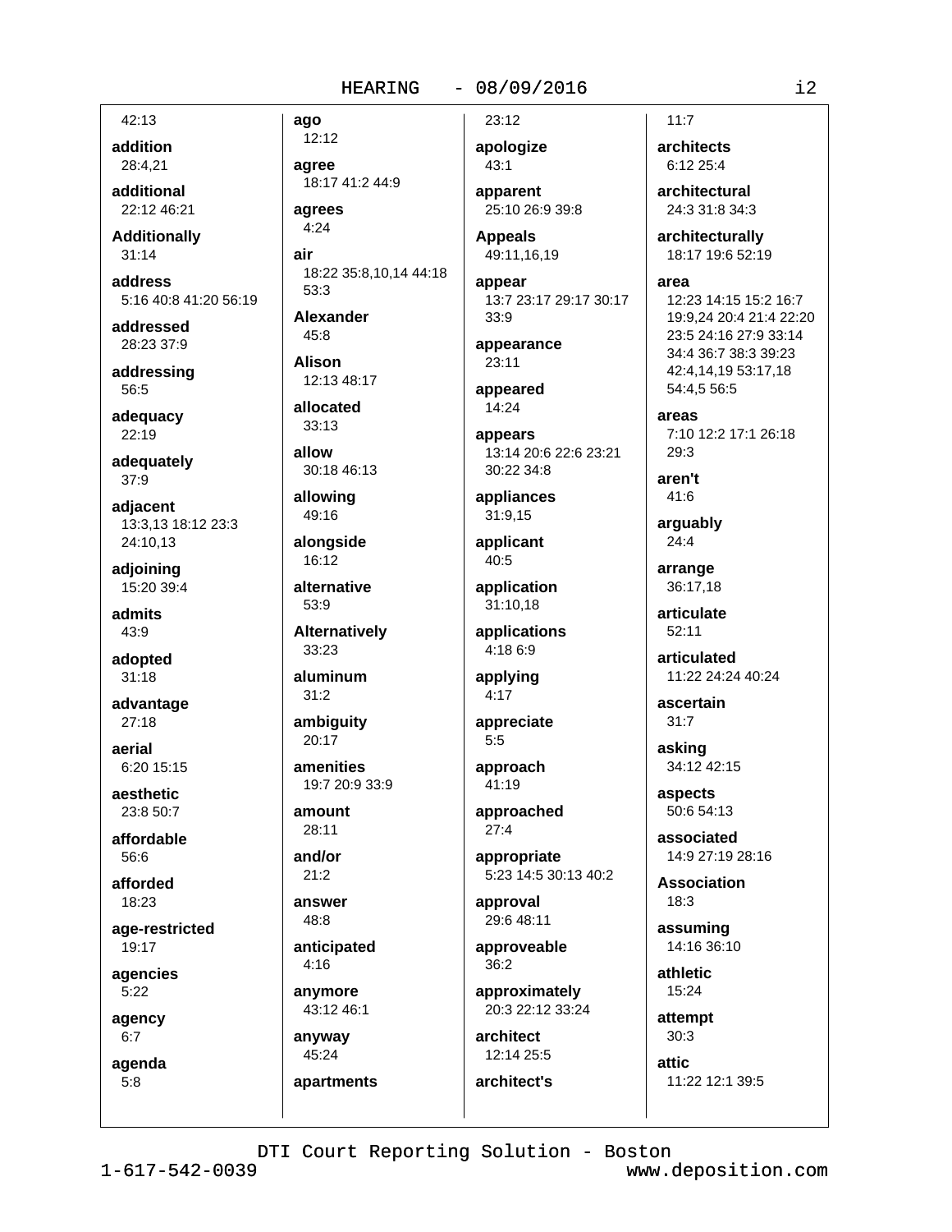42:13

**addition**
28:4,21

**additional**
22:12 46:21

**Additionally**
31:14

**address**
5:16 40:8 41:20 56:19

**addressed**
28:23 37:9

**addressing**
56:5

**adequacy**
22:19

**adequately**
37:9

**adjacent**
13:3,13 18:12 23:3 24:10,13

**adjoining**
15:20 39:4

**admits**
43:9

**adopted**
31:18

**advantage**
27:18

**aerial**
6:20 15:15

**aesthetic**
23:8 50:7

**affordable**
56:6

**afforded**
18:23

**age-restricted**
19:17

**agencies**
5:22

**agency**
6:7

**agenda**
5:8

**ago**
12:12

**agree**
18:17 41:2 44:9

**agrees**
4:24

**air**
18:22 35:8,10,14 44:18 53:3

**Alexander**
45:8

**Alison**
12:13 48:17

**allocated**
33:13

**allow**
30:18 46:13

**allowing**
49:16

**alongside**
16:12

**alternative**
53:9

**Alternatively**
33:23

**aluminum**
31:2

**ambiguity**
20:17

**amenities**
19:7 20:9 33:9

**amount**
28:11

**and/or**
21:2

**answer**
48:8

**anticipated**
4:16

**anymore**
43:12 46:1

**anyway**
45:24

**apartments**
23:12

**apologize**
43:1

**apparent**
25:10 26:9 39:8

**Appeals**
49:11,16,19

**appear**
13:7 23:17 29:17 30:17 33:9

**appearance**
23:11

**appeared**
14:24

**appears**
13:14 20:6 22:6 23:21 30:22 34:8

**appliances**
31:9,15

**applicant**
40:5

**application**
31:10,18

**applications**
4:18 6:9

**applying**
4:17

**appreciate**
5:5

**approach**
41:19

**approached**
27:4

**appropriate**
5:23 14:5 30:13 40:2

**approval**
29:6 48:11

**approveable**
36:2

**approximately**
20:3 22:12 33:24

**architect**
12:14 25:5

**architect's**
11:7

**architects**
6:12 25:4

**architectural**
24:3 31:8 34:3

**architecturally**
18:17 19:6 52:19

**area**
12:23 14:15 15:2 16:7 19:9,24 20:4 21:4 22:20 23:5 24:16 27:9 33:14 34:4 36:7 38:3 39:23 42:4,14,19 53:17,18 54:4,5 56:5

**areas**
7:10 12:2 17:1 26:18 29:3

**aren't**
41:6

**arguably**
24:4

**arrange**
36:17,18

**articulate**
52:11

**articulated**
11:22 24:24 40:24

**ascertain**
31:7

**asking**
34:12 42:15

**aspects**
50:6 54:13

**associated**
14:9 27:19 28:16

**Association**
18:3

**assuming**
14:16 36:10

**athletic**
15:24

**attempt**
30:3

**attic**
11:22 12:1 39:5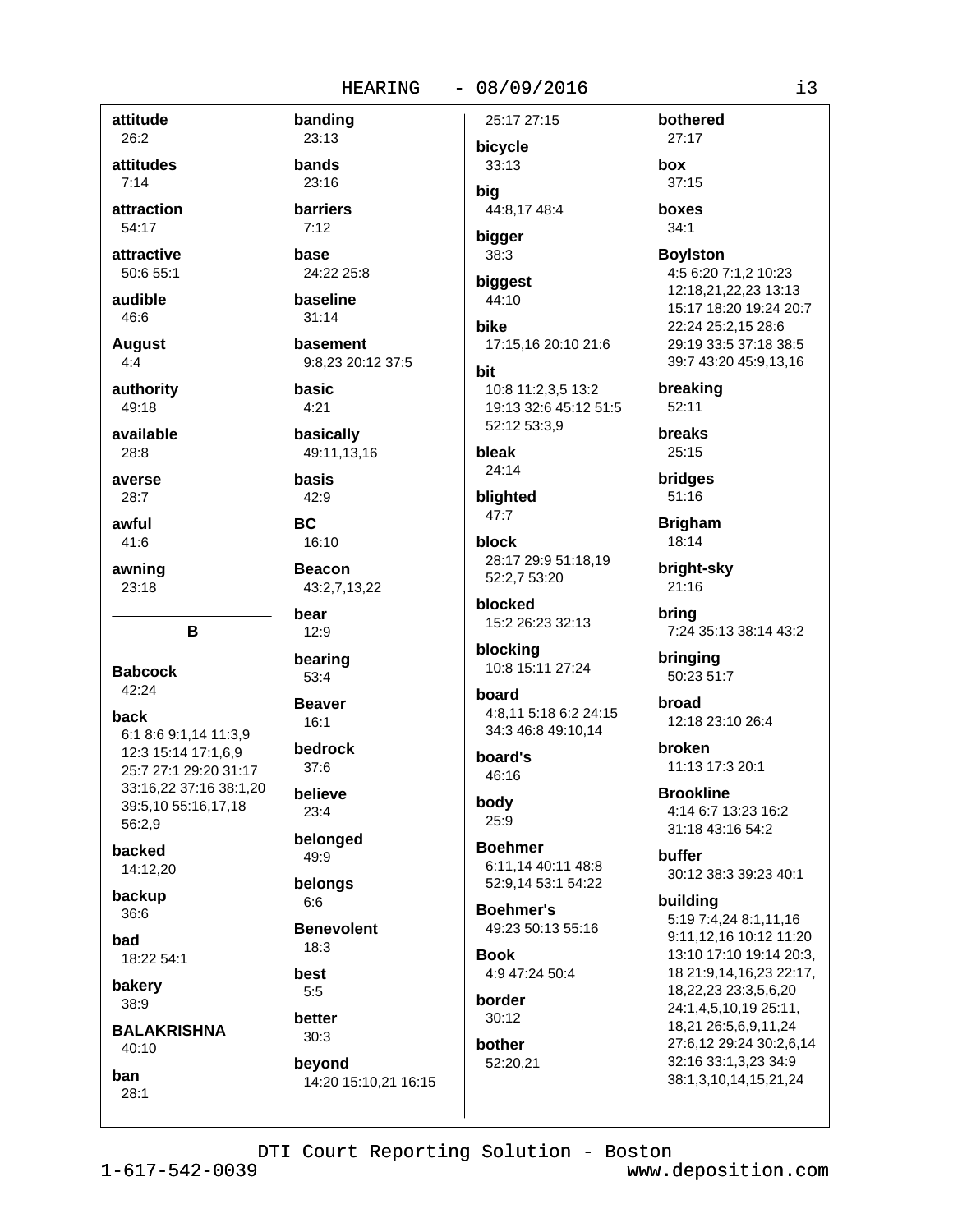**attitude**
26:2

**attitudes**
7:14

**attraction**
54:17

**attractive**
50:6 55:1

**audible**
46:6

**August**
4:4

**authority**
49:18

**available**
28:8

**averse**
28:7

**awful**
41:6

**awning**
23:18

## B

**Babcock**
42:24

**back**
6:1 8:6 9:1,14 11:3,9 12:3 15:14 17:1,6,9 25:7 27:1 29:20 31:17 33:16,22 37:16 38:1,20 39:5,10 55:16,17,18 56:2,9

**backed**
14:12,20

**backup**
36:6

**bad**
18:22 54:1

**bakery**
38:9

**BALAKRISHNA**
40:10

**ban**
28:1

**banding**
23:13

**bands**
23:16

**barriers**
7:12

**base**
24:22 25:8

**baseline**
31:14

**basement**
9:8,23 20:12 37:5

**basic**
4:21

**basically**
49:11,13,16

**basis**
42:9

**BC**
16:10

**Beacon**
43:2,7,13,22

**bear**
12:9

**bearing**
53:4

**Beaver**
16:1

**bedrock**
37:6

**believe**
23:4

**belonged**
49:9

**belongs**
6:6

**Benevolent**
18:3

**best**
5:5

**better**
30:3

**beyond**
14:20 15:10,21 16:15 25:17 27:15

**bicycle**
33:13

**big**
44:8,17 48:4

**bigger**
38:3

**biggest**
44:10

**bike**
17:15,16 20:10 21:6

**bit**
10:8 11:2,3,5 13:2 19:13 32:6 45:12 51:5 52:12 53:3,9

**bleak**
24:14

**blighted**
47:7

**block**
28:17 29:9 51:18,19 52:2,7 53:20

**blocked**
15:2 26:23 32:13

**blocking**
10:8 15:11 27:24

**board**
4:8,11 5:18 6:2 24:15 34:3 46:8 49:10,14

**board's**
46:16

**body**
25:9

**Boehmer**
6:11,14 40:11 48:8 52:9,14 53:1 54:22

**Boehmer's**
49:23 50:13 55:16

**Book**
4:9 47:24 50:4

**border**
30:12

**bother**
52:20,21

**bothered**
27:17

**box**
37:15

**boxes**
34:1

**Boylston**
4:5 6:20 7:1,2 10:23 12:18,21,22,23 13:13 15:17 18:20 19:24 20:7 22:24 25:2,15 28:6 29:19 33:5 37:18 38:5 39:7 43:20 45:9,13,16

**breaking**
52:11

**breaks**
25:15

**bridges**
51:16

**Brigham**
18:14

**bright-sky**
21:16

**bring**
7:24 35:13 38:14 43:2

**bringing**
50:23 51:7

**broad**
12:18 23:10 26:4

**broken**
11:13 17:3 20:1

**Brookline**
4:14 6:7 13:23 16:2 31:18 43:16 54:2

**buffer**
30:12 38:3 39:23 40:1

**building**
5:19 7:4,24 8:1,11,16 9:11,12,16 10:12 11:20 13:10 17:10 19:14 20:3, 18 21:9,14,16,23 22:17, 18,22,23 23:3,5,6,20 24:1,4,5,10,19 25:11, 18,21 26:5,6,9,11,24 27:6,12 29:24 30:2,6,14 32:16 33:1,3,23 34:9 38:1,3,10,14,15,21,24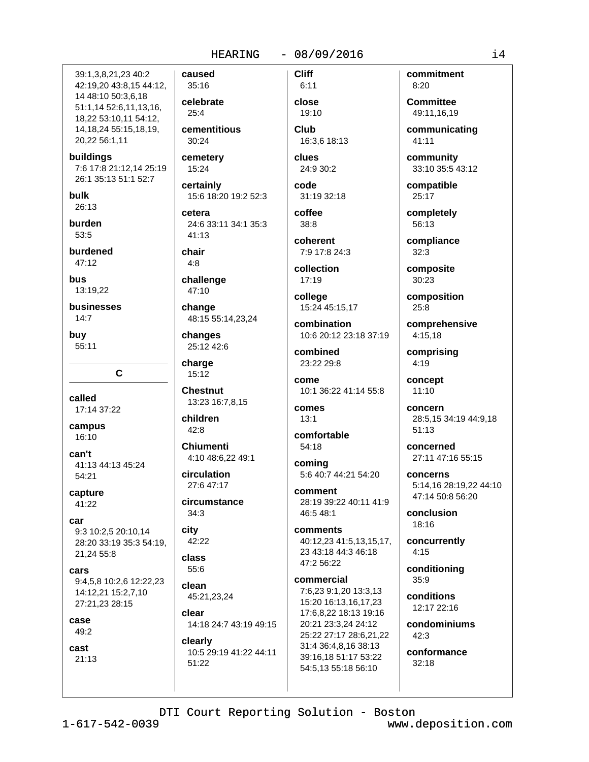39:1,3,8,21,23 40:2 42:19,20 43:8,15 44:12, 14 48:10 50:3,6,18 51:1,14 52:6,11,13,16, 18,22 53:10,11 54:12, 14,18,24 55:15,18,19, 20,22 56:1,11

**buildings**
7:6 17:8 21:12,14 25:19 26:1 35:13 51:1 52:7

**bulk**
26:13

**burden**
53:5

**burdened**
47:12

**bus**
13:19,22

**businesses**
14:7

**buy**
55:11

## C

**called**
17:14 37:22

**campus**
16:10

**can't**
41:13 44:13 45:24 54:21

**capture**
41:22

**car**
9:3 10:2,5 20:10,14 28:20 33:19 35:3 54:19, 21,24 55:8

**cars**
9:4,5,8 10:2,6 12:22,23 14:12,21 15:2,7,10 27:21,23 28:15

**case**
49:2

**cast**
21:13

**caused**
35:16

**celebrate**
25:4

**cementitious**
30:24

**cemetery**
15:24

**certainly**
15:6 18:20 19:2 52:3

**cetera**
24:6 33:11 34:1 35:3 41:13

**chair**
4:8

**challenge**
47:10

**change**
48:15 55:14,23,24

**changes**
25:12 42:6

**charge**
15:12

**Chestnut**
13:23 16:7,8,15

**children**
42:8

**Chiumenti**
4:10 48:6,22 49:1

**circulation**
27:6 47:17

**circumstance**
34:3

**city**
42:22

**class**
55:6

**clean**
45:21,23,24

**clear**
14:18 24:7 43:19 49:15

**clearly**
10:5 29:19 41:22 44:11 51:22

**Cliff**
6:11

**close**
19:10

**Club**
16:3,6 18:13

**clues**
24:9 30:2

**code**
31:19 32:18

**coffee**
38:8

**coherent**
7:9 17:8 24:3

**collection**
17:19

**college**
15:24 45:15,17

**combination**
10:6 20:12 23:18 37:19

**combined**
23:22 29:8

**come**
10:1 36:22 41:14 55:8

**comes**
13:1

**comfortable**
54:18

**coming**
5:6 40:7 44:21 54:20

**comment**
28:19 39:22 40:11 41:9 46:5 48:1

**comments**
40:12,23 41:5,13,15,17, 23 43:18 44:3 46:18 47:2 56:22

**commercial**
7:6,23 9:1,20 13:3,13 15:20 16:13,16,17,23 17:6,8,22 18:13 19:16 20:21 23:3,24 24:12 25:22 27:17 28:6,21,22 31:4 36:4,8,16 38:13 39:16,18 51:17 53:22 54:5,13 55:18 56:10

**commitment**
8:20

**Committee**
49:11,16,19

**communicating**
41:11

**community**
33:10 35:5 43:12

**compatible**
25:17

**completely**
56:13

**compliance**
32:3

**composite**
30:23

**composition**
25:8

**comprehensive**
4:15,18

**comprising**
4:19

**concept**
11:10

**concern**
28:5,15 34:19 44:9,18 51:13

**concerned**
27:11 47:16 55:15

**concerns**
5:14,16 28:19,22 44:10 47:14 50:8 56:20

**conclusion**
18:16

**concurrently**
4:15

**conditioning**
35:9

**conditions**
12:17 22:16

**condominiums**
42:3

**conformance**
32:18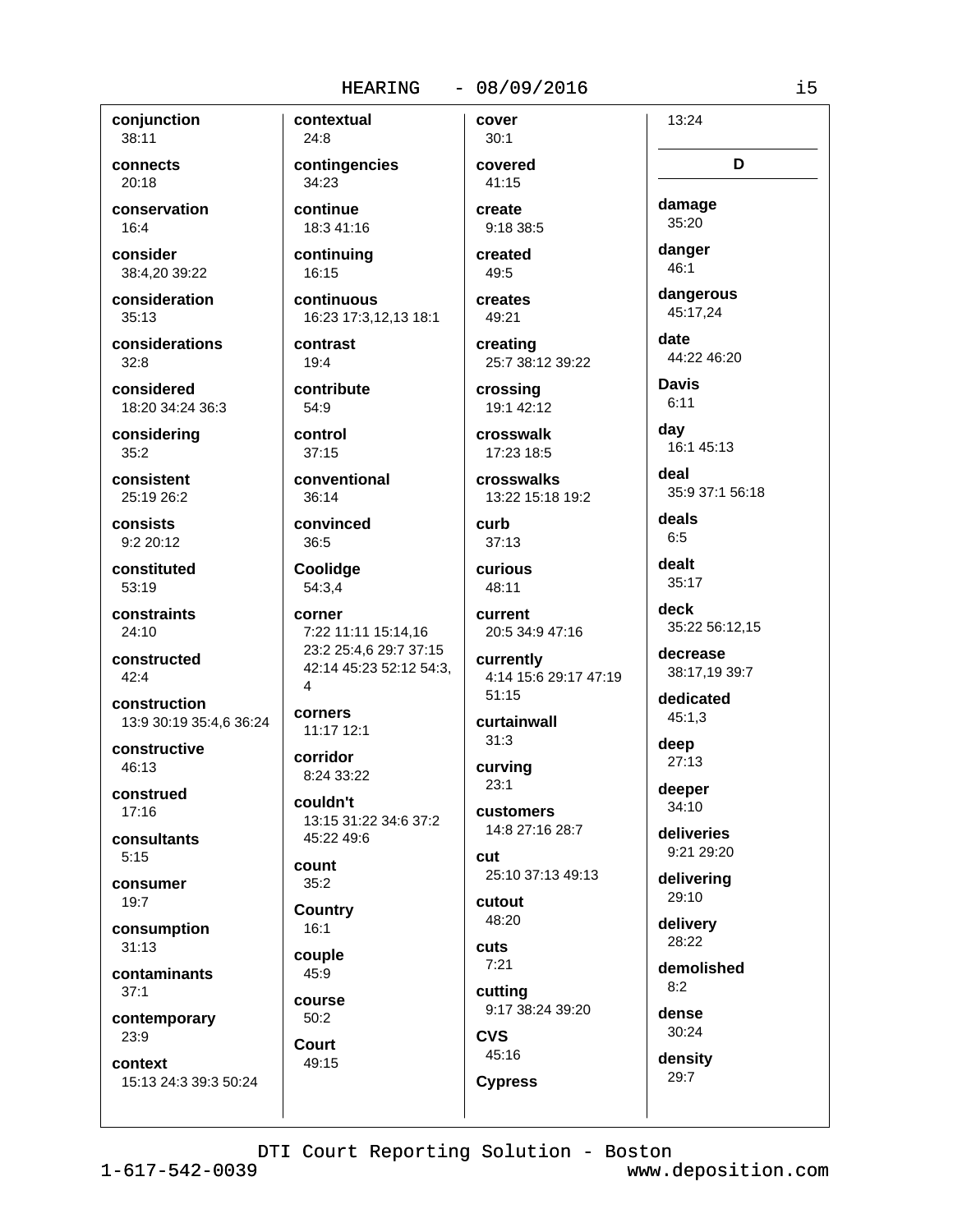**conjunction**
38:11

**connects**
20:18

**conservation**
16:4

**consider**
38:4,20 39:22

**consideration**
35:13

**considerations**
32:8

**considered**
18:20 34:24 36:3

**considering**
35:2

**consistent**
25:19 26:2

**consists**
9:2 20:12

**constituted**
53:19

**constraints**
24:10

**constructed**
42:4

**construction**
13:9 30:19 35:4,6 36:24

**constructive**
46:13

**construed**
17:16

**consultants**
5:15

**consumer**
19:7

**consumption**
31:13

**contaminants**
37:1

**contemporary**
23:9

**context**
15:13 24:3 39:3 50:24

**contextual**
24:8

**contingencies**
34:23

**continue**
18:3 41:16

**continuing**
16:15

**continuous**
16:23 17:3,12,13 18:1

**contrast**
19:4

**contribute**
54:9

**control**
37:15

**conventional**
36:14

**convinced**
36:5

**Coolidge**
54:3,4

**corner**
7:22 11:11 15:14,16 23:2 25:4,6 29:7 37:15 42:14 45:23 52:12 54:3, 4

**corners**
11:17 12:1

**corridor**
8:24 33:22

**couldn't**
13:15 31:22 34:6 37:2 45:22 49:6

**count**
35:2

**Country**
16:1

**couple**
45:9

**course**
50:2

**Court**
49:15

**cover**
30:1

**covered**
41:15

**create**
9:18 38:5

**created**
49:5

**creates**
49:21

**creating**
25:7 38:12 39:22

**crossing**
19:1 42:12

**crosswalk**
17:23 18:5

**crosswalks**
13:22 15:18 19:2

**curb**
37:13

**curious**
48:11

**current**
20:5 34:9 47:16

**currently**
4:14 15:6 29:17 47:19 51:15

**curtainwall**
31:3

**curving**
23:1

**customers**
14:8 27:16 28:7

**cut**
25:10 37:13 49:13

**cutout**
48:20

**cuts**
7:21

**cutting**
9:17 38:24 39:20

**CVS**
45:16

**Cypress**
13:24

## D

**damage**
35:20

**danger**
46:1

**dangerous**
45:17,24

**date**
44:22 46:20

**Davis**
6:11

**day**
16:1 45:13

**deal**
35:9 37:1 56:18

**deals**
6:5

**dealt**
35:17

**deck**
35:22 56:12,15

**decrease**
38:17,19 39:7

**dedicated**
45:1,3

**deep**
27:13

**deeper**
34:10

**deliveries**
9:21 29:20

**delivering**
29:10

**delivery**
28:22

**demolished**
8:2

**dense**
30:24

**density**
29:7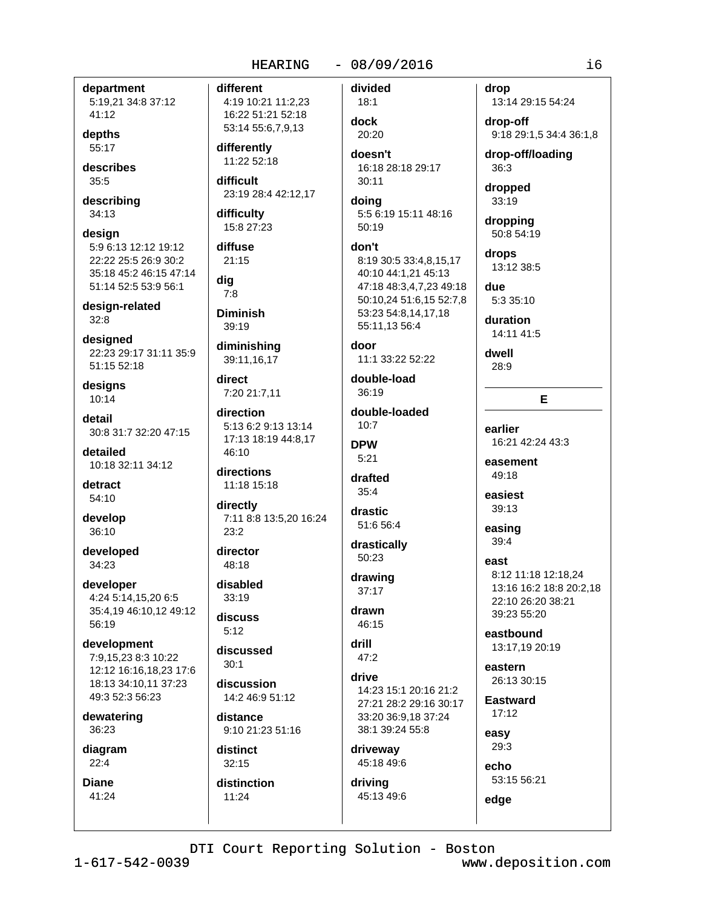**department**
5:19,21 34:8 37:12 41:12

**depths**
55:17

**describes**
35:5

**describing**
34:13

**design**
5:9 6:13 12:12 19:12 22:22 25:5 26:9 30:2 35:18 45:2 46:15 47:14 51:14 52:5 53:9 56:1

**design-related**
32:8

**designed**
22:23 29:17 31:11 35:9 51:15 52:18

**designs**
10:14

**detail**
30:8 31:7 32:20 47:15

**detailed**
10:18 32:11 34:12

**detract**
54:10

**develop**
36:10

**developed**
34:23

**developer**
4:24 5:14,15,20 6:5 35:4,19 46:10,12 49:12 56:19

**development**
7:9,15,23 8:3 10:22 12:12 16:16,18,23 17:6 18:13 34:10,11 37:23 49:3 52:3 56:23

**dewatering**
36:23

**diagram**
22:4

**Diane**
41:24

**different**
4:19 10:21 11:2,23 16:22 51:21 52:18 53:14 55:6,7,9,13

**differently**
11:22 52:18

**difficult**
23:19 28:4 42:12,17

**difficulty**
15:8 27:23

**diffuse**
21:15

**dig**
7:8

**Diminish**
39:19

**diminishing**
39:11,16,17

**direct**
7:20 21:7,11

**direction**
5:13 6:2 9:13 13:14 17:13 18:19 44:8,17 46:10

**directions**
11:18 15:18

**directly**
7:11 8:8 13:5,20 16:24 23:2

**director**
48:18

**disabled**
33:19

**discuss**
5:12

**discussed**
30:1

**discussion**
14:2 46:9 51:12

**distance**
9:10 21:23 51:16

**distinct**
32:15

**distinction**
11:24

**divided**
18:1

**dock**
20:20

**doesn't**
16:18 28:18 29:17 30:11

**doing**
5:5 6:19 15:11 48:16 50:19

**don't**
8:19 30:5 33:4,8,15,17 40:10 44:1,21 45:13 47:18 48:3,4,7,23 49:18 50:10,24 51:6,15 52:7,8 53:23 54:8,14,17,18 55:11,13 56:4

**door**
11:1 33:22 52:22

**double-load**
36:19

**double-loaded**
10:7

**DPW**
5:21

**drafted**
35:4

**drastic**
51:6 56:4

**drastically**
50:23

**drawing**
37:17

**drawn**
46:15

**drill**
47:2

**drive**
14:23 15:1 20:16 21:2 27:21 28:2 29:16 30:17 33:20 36:9,18 37:24 38:1 39:24 55:8

**driveway**
45:18 49:6

**driving**
45:13 49:6

**drop**
13:14 29:15 54:24

**drop-off**
9:18 29:1,5 34:4 36:1,8

**drop-off/loading**
36:3

**dropped**
33:19

**dropping**
50:8 54:19

**drops**
13:12 38:5

**due**
5:3 35:10

**duration**
14:11 41:5

**dwell**
28:9

## E

**earlier**
16:21 42:24 43:3

**easement**
49:18

**easiest**
39:13

**easing**
39:4

**east**
8:12 11:18 12:18,24 13:16 16:2 18:8 20:2,18 22:10 26:20 38:21 39:23 55:20

**eastbound**
13:17,19 20:19

**eastern**
26:13 30:15

**Eastward**
17:12

**easy**
29:3

**echo**
53:15 56:21

**edge**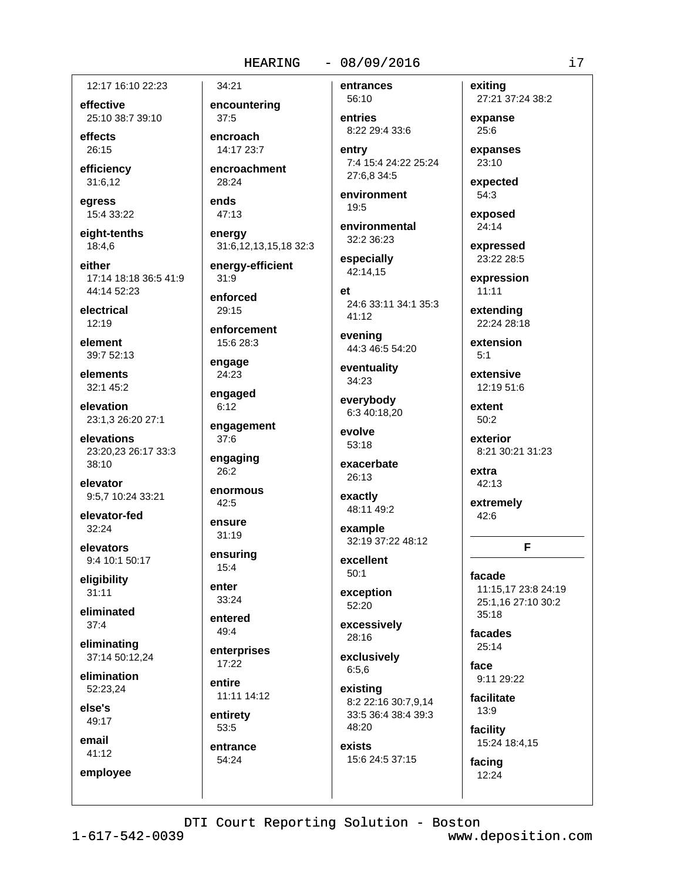12:17 16:10 22:23

**effective**
25:10 38:7 39:10

**effects**
26:15

**efficiency**
31:6,12

**egress**
15:4 33:22

**eight-tenths**
18:4,6

**either**
17:14 18:18 36:5 41:9 44:14 52:23

**electrical**
12:19

**element**
39:7 52:13

**elements**
32:1 45:2

**elevation**
23:1,3 26:20 27:1

**elevations**
23:20,23 26:17 33:3 38:10

**elevator**
9:5,7 10:24 33:21

**elevator-fed**
32:24

**elevators**
9:4 10:1 50:17

**eligibility**
31:11

**eliminated**
37:4

**eliminating**
37:14 50:12,24

**elimination**
52:23,24

**else's**
49:17

**email**
41:12

**employee**
34:21

**encountering**
37:5

**encroach**
14:17 23:7

**encroachment**
28:24

**ends**
47:13

**energy**
31:6,12,13,15,18 32:3

**energy-efficient**
31:9

**enforced**
29:15

**enforcement**
15:6 28:3

**engage**
24:23

**engaged**
6:12

**engagement**
37:6

**engaging**
26:2

**enormous**
42:5

**ensure**
31:19

**ensuring**
15:4

**enter**
33:24

**entered**
49:4

**enterprises**
17:22

**entire**
11:11 14:12

**entirety**
53:5

**entrance**
54:24

**entrances**
56:10

**entries**
8:22 29:4 33:6

**entry**
7:4 15:4 24:22 25:24 27:6,8 34:5

**environment**
19:5

**environmental**
32:2 36:23

**especially**
42:14,15

**et**
24:6 33:11 34:1 35:3 41:12

**evening**
44:3 46:5 54:20

**eventuality**
34:23

**everybody**
6:3 40:18,20

**evolve**
53:18

**exacerbate**
26:13

**exactly**
48:11 49:2

**example**
32:19 37:22 48:12

**excellent**
50:1

**exception**
52:20

**excessively**
28:16

**exclusively**
6:5,6

**existing**
8:2 22:16 30:7,9,14 33:5 36:4 38:4 39:3 48:20

**exists**
15:6 24:5 37:15

**exiting**
27:21 37:24 38:2

**expanse**
25:6

**expanses**
23:10

**expected**
54:3

**exposed**
24:14

**expressed**
23:22 28:5

**expression**
11:11

**extending**
22:24 28:18

**extension**
5:1

**extensive**
12:19 51:6

**extent**
50:2

**exterior**
8:21 30:21 31:23

**extra**
42:13

**extremely**
42:6

## F

**facade**
11:15,17 23:8 24:19 25:1,16 27:10 30:2 35:18

**facades**
25:14

**face**
9:11 29:22

**facilitate**
13:9

**facility**
15:24 18:4,15

**facing**
12:24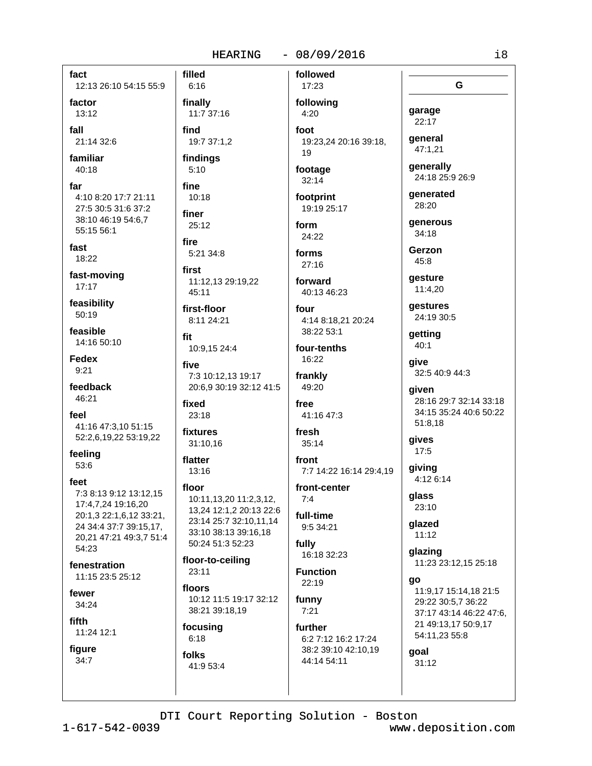**fact**
12:13 26:10 54:15 55:9

**factor**
13:12

**fall**
21:14 32:6

**familiar**
40:18

**far**
4:10 8:20 17:7 21:11 27:5 30:5 31:6 37:2 38:10 46:19 54:6,7 55:15 56:1

**fast**
18:22

**fast-moving**
17:17

**feasibility**
50:19

**feasible**
14:16 50:10

**Fedex**
9:21

**feedback**
46:21

**feel**
41:16 47:3,10 51:15 52:2,6,19,22 53:19,22

**feeling**
53:6

**feet**
7:3 8:13 9:12 13:12,15 17:4,7,24 19:16,20 20:1,3 22:1,6,12 33:21, 24 34:4 37:7 39:15,17, 20,21 47:21 49:3,7 51:4 54:23

**fenestration**
11:15 23:5 25:12

**fewer**
34:24

**fifth**
11:24 12:1

**figure**
34:7

**filled**
6:16

**finally**
11:7 37:16

**find**
19:7 37:1,2

**findings**
5:10

**fine**
10:18

**finer**
25:12

**fire**
5:21 34:8

**first**
11:12,13 29:19,22 45:11

**first-floor**
8:11 24:21

**fit**
10:9,15 24:4

**five**
7:3 10:12,13 19:17 20:6,9 30:19 32:12 41:5

**fixed**
23:18

**fixtures**
31:10,16

**flatter**
13:16

**floor**
10:11,13,20 11:2,3,12, 13,24 12:1,2 20:13 22:6 23:14 25:7 32:10,11,14 33:10 38:13 39:16,18 50:24 51:3 52:23

**floor-to-ceiling**
23:11

**floors**
10:12 11:5 19:17 32:12 38:21 39:18,19

**focusing**
6:18

**folks**
41:9 53:4

**followed**
17:23

**following**
4:20

**foot**
19:23,24 20:16 39:18, 19

**footage**
32:14

**footprint**
19:19 25:17

**form**
24:22

**forms**
27:16

**forward**
40:13 46:23

**four**
4:14 8:18,21 20:24 38:22 53:1

**four-tenths**
16:22

**frankly**
49:20

**free**
41:16 47:3

**fresh**
35:14

**front**
7:7 14:22 16:14 29:4,19

**front-center**
7:4

**full-time**
9:5 34:21

**fully**
16:18 32:23

**Function**
22:19

**funny**
7:21

**further**
6:2 7:12 16:2 17:24 38:2 39:10 42:10,19 44:14 54:11

## G

**garage**
22:17

**general**
47:1,21

**generally**
24:18 25:9 26:9

**generated**
28:20

**generous**
34:18

**Gerzon**
45:8

**gesture**
11:4,20

**gestures**
24:19 30:5

**getting**
40:1

**give**
32:5 40:9 44:3

**given**
28:16 29:7 32:14 33:18 34:15 35:24 40:6 50:22 51:8,18

**gives**
17:5

**giving**
4:12 6:14

**glass**
23:10

**glazed**
11:12

**glazing**
11:23 23:12,15 25:18

**go**
11:9,17 15:14,18 21:5 29:22 30:5,7 36:22 37:17 43:14 46:22 47:6, 21 49:13,17 50:9,17 54:11,23 55:8

**goal**
31:12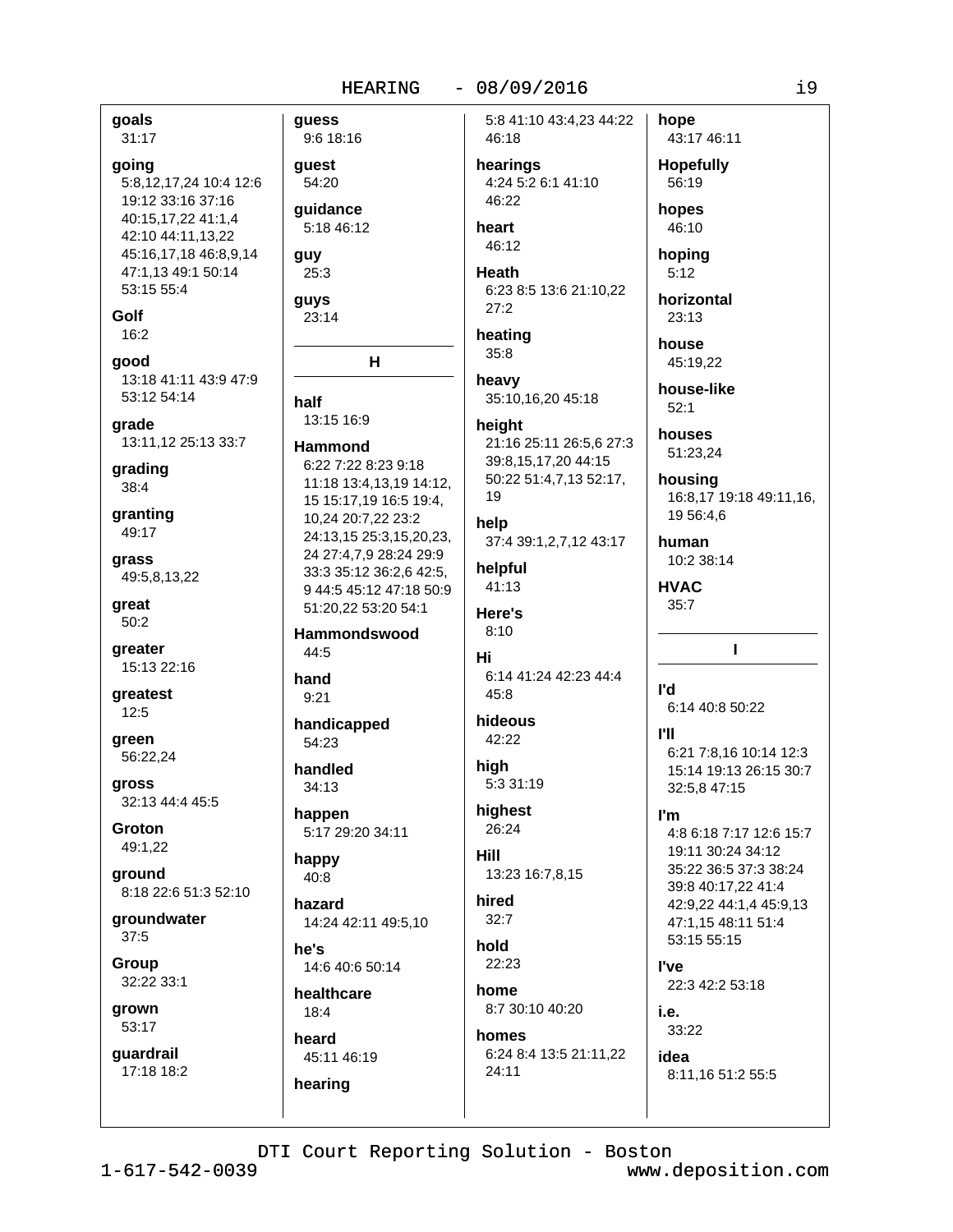**goals**
31:17

**going**
5:8,12,17,24 10:4 12:6 19:12 33:16 37:16 40:15,17,22 41:1,4 42:10 44:11,13,22 45:16,17,18 46:8,9,14 47:1,13 49:1 50:14 53:15 55:4

**Golf**
16:2

**good**
13:18 41:11 43:9 47:9 53:12 54:14

**grade**
13:11,12 25:13 33:7

**grading**
38:4

**granting**
49:17

**grass**
49:5,8,13,22

**great**
50:2

**greater**
15:13 22:16

**greatest**
12:5

**green**
56:22,24

**gross**
32:13 44:4 45:5

**Groton**
49:1,22

**ground**
8:18 22:6 51:3 52:10

**groundwater**
37:5

**Group**
32:22 33:1

**grown**
53:17

**guardrail**
17:18 18:2

**guess**
9:6 18:16

**guest**
54:20

**guidance**
5:18 46:12

**guy**
25:3

**guys**
23:14

## H

**half**
13:15 16:9

**Hammond**
6:22 7:22 8:23 9:18 11:18 13:4,13,19 14:12, 15 15:17,19 16:5 19:4, 10,24 20:7,22 23:2 24:13,15 25:3,15,20,23, 24 27:4,7,9 28:24 29:9 33:3 35:12 36:2,6 42:5, 9 44:5 45:12 47:18 50:9 51:20,22 53:20 54:1

**Hammondswood**
44:5

**hand**
9:21

**handicapped**
54:23

**handled**
34:13

**happen**
5:17 29:20 34:11

**happy**
40:8

**hazard**
14:24 42:11 49:5,10

**he's**
14:6 40:6 50:14

**healthcare**
18:4

**heard**
45:11 46:19

**hearing**
5:8 41:10 43:4,23 44:22 46:18

**hearings**
4:24 5:2 6:1 41:10 46:22

**heart**
46:12

**Heath**
6:23 8:5 13:6 21:10,22 27:2

**heating**
35:8

**heavy**
35:10,16,20 45:18

**height**
21:16 25:11 26:5,6 27:3 39:8,15,17,20 44:15 50:22 51:4,7,13 52:17, 19

**help**
37:4 39:1,2,7,12 43:17

**helpful**
41:13

**Here's**
8:10

**Hi**
6:14 41:24 42:23 44:4 45:8

**hideous**
42:22

**high**
5:3 31:19

**highest**
26:24

**Hill**
13:23 16:7,8,15

**hired**
32:7

**hold**
22:23

**home**
8:7 30:10 40:20

**homes**
6:24 8:4 13:5 21:11,22 24:11

**hope**
43:17 46:11

**Hopefully**
56:19

**hopes**
46:10

**hoping**
5:12

**horizontal**
23:13

**house**
45:19,22

**house-like**
52:1

**houses**
51:23,24

**housing**
16:8,17 19:18 49:11,16, 19 56:4,6

**human**
10:2 38:14

**HVAC**
35:7

## I

**I'd**
6:14 40:8 50:22

**I'll**
6:21 7:8,16 10:14 12:3 15:14 19:13 26:15 30:7 32:5,8 47:15

**I'm**
4:8 6:18 7:17 12:6 15:7 19:11 30:24 34:12 35:22 36:5 37:3 38:24 39:8 40:17,22 41:4 42:9,22 44:1,4 45:9,13 47:1,15 48:11 51:4 53:15 55:15

**I've**
22:3 42:2 53:18

**i.e.**
33:22

**idea**
8:11,16 51:2 55:5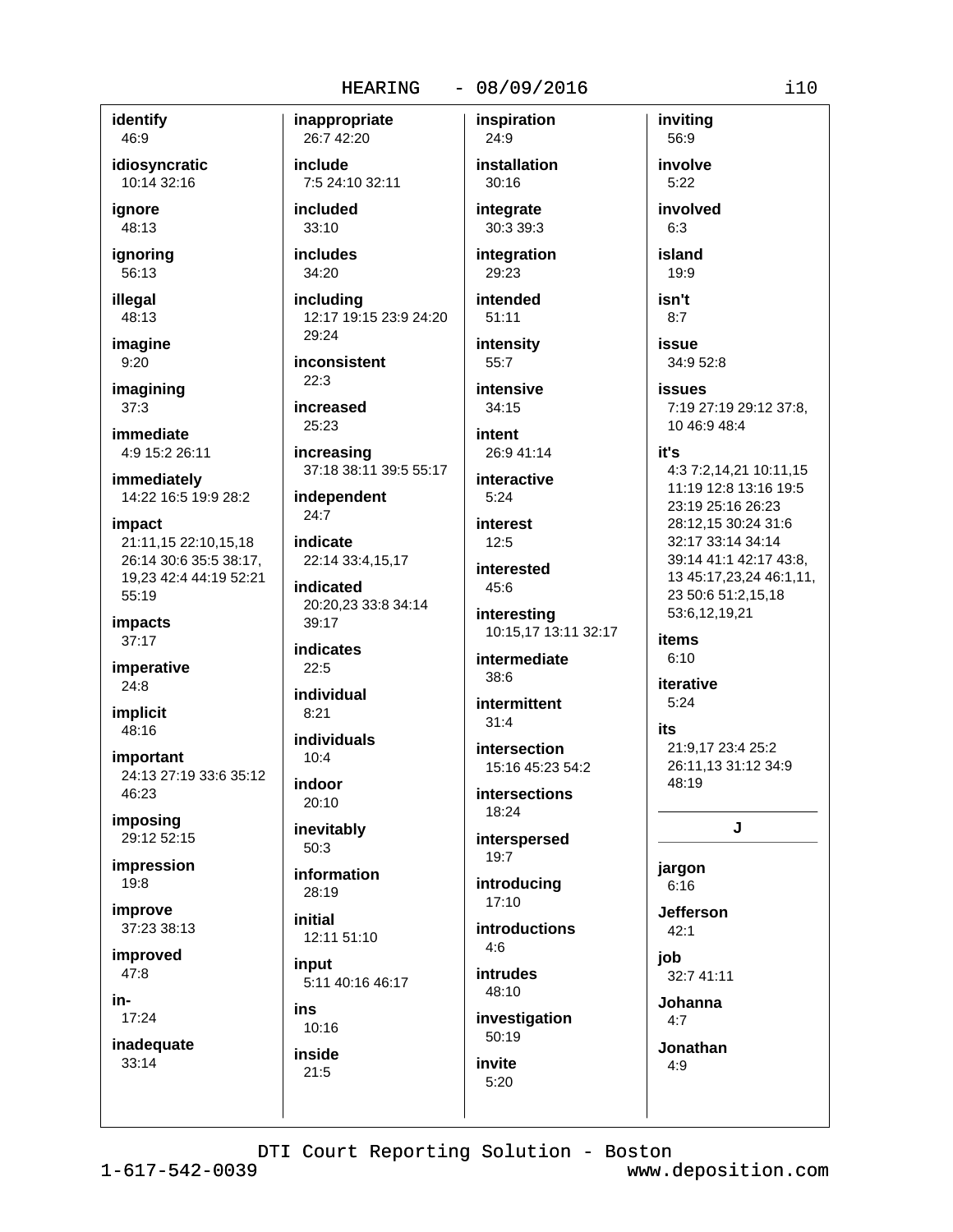**identify**
46:9

**idiosyncratic**
10:14 32:16

**ignore**
48:13

**ignoring**
56:13

**illegal**
48:13

**imagine**
9:20

**imagining**
37:3

**immediate**
4:9 15:2 26:11

**immediately**
14:22 16:5 19:9 28:2

**impact**
21:11,15 22:10,15,18 26:14 30:6 35:5 38:17, 19,23 42:4 44:19 52:21 55:19

**impacts**
37:17

**imperative**
24:8

**implicit**
48:16

**important**
24:13 27:19 33:6 35:12 46:23

**imposing**
29:12 52:15

**impression**
19:8

**improve**
37:23 38:13

**improved**
47:8

**in-**
17:24

**inadequate**
33:14

**inappropriate**
26:7 42:20

**include**
7:5 24:10 32:11

**included**
33:10

**includes**
34:20

**including**
12:17 19:15 23:9 24:20 29:24

**inconsistent**
22:3

**increased**
25:23

**increasing**
37:18 38:11 39:5 55:17

**independent**
24:7

**indicate**
22:14 33:4,15,17

**indicated**
20:20,23 33:8 34:14 39:17

**indicates**
22:5

**individual**
8:21

**individuals**
10:4

**indoor**
20:10

**inevitably**
50:3

**information**
28:19

**initial**
12:11 51:10

**input**
5:11 40:16 46:17

**ins**
10:16

**inside**
21:5

**inspiration**
24:9

**installation**
30:16

**integrate**
30:3 39:3

**integration**
29:23

**intended**
51:11

**intensity**
55:7

**intensive**
34:15

**intent**
26:9 41:14

**interactive**
5:24

**interest**
12:5

**interested**
45:6

**interesting**
10:15,17 13:11 32:17

**intermediate**
38:6

**intermittent**
31:4

**intersection**
15:16 45:23 54:2

**intersections**
18:24

**interspersed**
19:7

**introducing**
17:10

**introductions**
4:6

**intrudes**
48:10

**investigation**
50:19

**invite**
5:20

**inviting**
56:9

**involve**
5:22

**involved**
6:3

**island**
19:9

**isn't**
8:7

**issue**
34:9 52:8

**issues**
7:19 27:19 29:12 37:8, 10 46:9 48:4

**it's**
4:3 7:2,14,21 10:11,15 11:19 12:8 13:16 19:5 23:19 25:16 26:23 28:12,15 30:24 31:6 32:17 33:14 34:14 39:14 41:1 42:17 43:8, 13 45:17,23,24 46:1,11, 23 50:6 51:2,15,18 53:6,12,19,21

**items**
6:10

**iterative**
5:24

**its**
21:9,17 23:4 25:2 26:11,13 31:12 34:9 48:19

## J

**jargon**
6:16

**Jefferson**
42:1

**job**
32:7 41:11

**Johanna**
4:7

**Jonathan**
4:9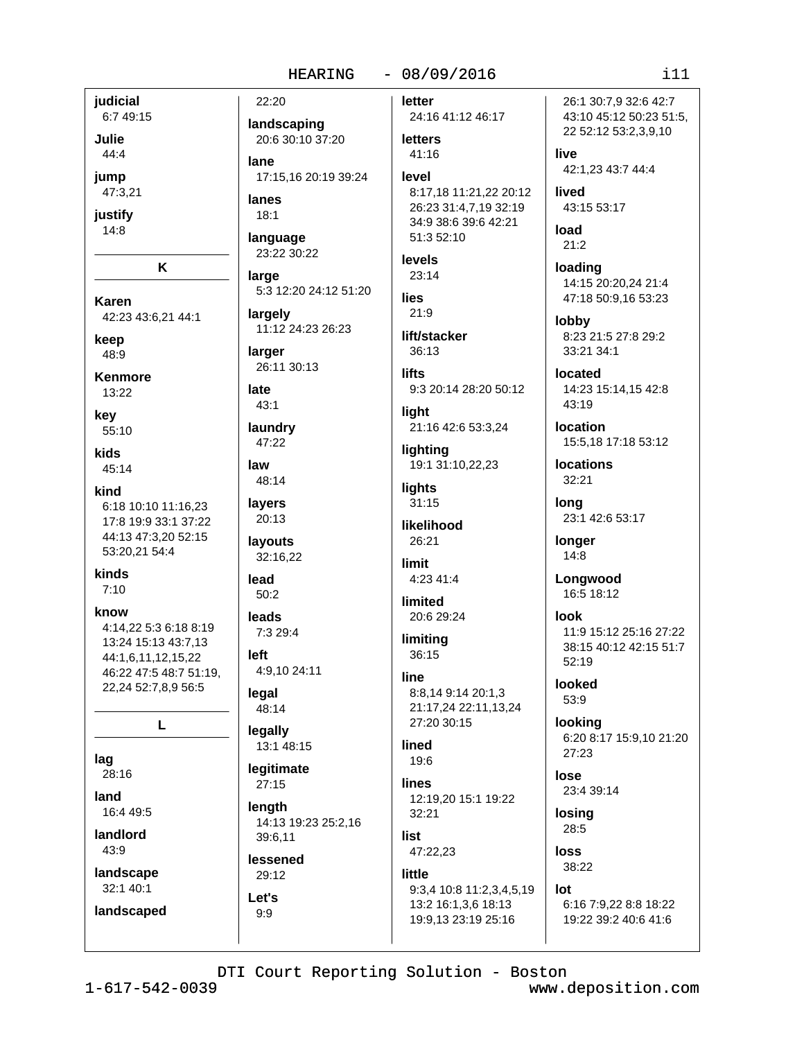**judicial**
6:7 49:15

**Julie**
44:4

**jump**
47:3,21

**justify**
14:8

### K

**Karen**
42:23 43:6,21 44:1

**keep**
48:9

**Kenmore**
13:22

**key**
55:10

**kids**
45:14

**kind**
6:18 10:10 11:16,23 17:8 19:9 33:1 37:22 44:13 47:3,20 52:15 53:20,21 54:4

**kinds**
7:10

**know**
4:14,22 5:3 6:18 8:19 13:24 15:13 43:7,13 44:1,6,11,12,15,22 46:22 47:5 48:7 51:19, 22,24 52:7,8,9 56:5

### L

**lag**
28:16

**land**
16:4 49:5

**landlord**
43:9

**landscape**
32:1 40:1

**landscaped**
22:20

**landscaping**
20:6 30:10 37:20

**lane**
17:15,16 20:19 39:24

**lanes**
18:1

**language**
23:22 30:22

**large**
5:3 12:20 24:12 51:20

**largely**
11:12 24:23 26:23

**larger**
26:11 30:13

**late**
43:1

**laundry**
47:22

**law**
48:14

**layers**
20:13

**layouts**
32:16,22

**lead**
50:2

**leads**
7:3 29:4

**left**
4:9,10 24:11

**legal**
48:14

**legally**
13:1 48:15

**legitimate**
27:15

**length**
14:13 19:23 25:2,16 39:6,11

**lessened**
29:12

**Let's**
9:9

**letter**
24:16 41:12 46:17

**letters**
41:16

**level**
8:17,18 11:21,22 20:12 26:23 31:4,7,19 32:19 34:9 38:6 39:6 42:21 51:3 52:10

**levels**
23:14

**lies**
21:9

**lift/stacker**
36:13

**lifts**
9:3 20:14 28:20 50:12

**light**
21:16 42:6 53:3,24

**lighting**
19:1 31:10,22,23

**lights**
31:15

**likelihood**
26:21

**limit**
4:23 41:4

**limited**
20:6 29:24

**limiting**
36:15

**line**
8:8,14 9:14 20:1,3 21:17,24 22:11,13,24 27:20 30:15

**lined**
19:6

**lines**
12:19,20 15:1 19:22 32:21

**list**
47:22,23

**little**
9:3,4 10:8 11:2,3,4,5,19 13:2 16:1,3,6 18:13 19:9,13 23:19 25:16 26:1 30:7,9 32:6 42:7 43:10 45:12 50:23 51:5, 22 52:12 53:2,3,9,10

**live**
42:1,23 43:7 44:4

**lived**
43:15 53:17

**load**
21:2

**loading**
14:15 20:20,24 21:4 47:18 50:9,16 53:23

**lobby**
8:23 21:5 27:8 29:2 33:21 34:1

**located**
14:23 15:14,15 42:8 43:19

**location**
15:5,18 17:18 53:12

**locations**
32:21

**long**
23:1 42:6 53:17

**longer**
14:8

**Longwood**
16:5 18:12

**look**
11:9 15:12 25:16 27:22 38:15 40:12 42:15 51:7 52:19

**looked**
53:9

**looking**
6:20 8:17 15:9,10 21:20 27:23

**lose**
23:4 39:14

**losing**
28:5

**loss**
38:22

**lot**
6:16 7:9,22 8:8 18:22 19:22 39:2 40:6 41:6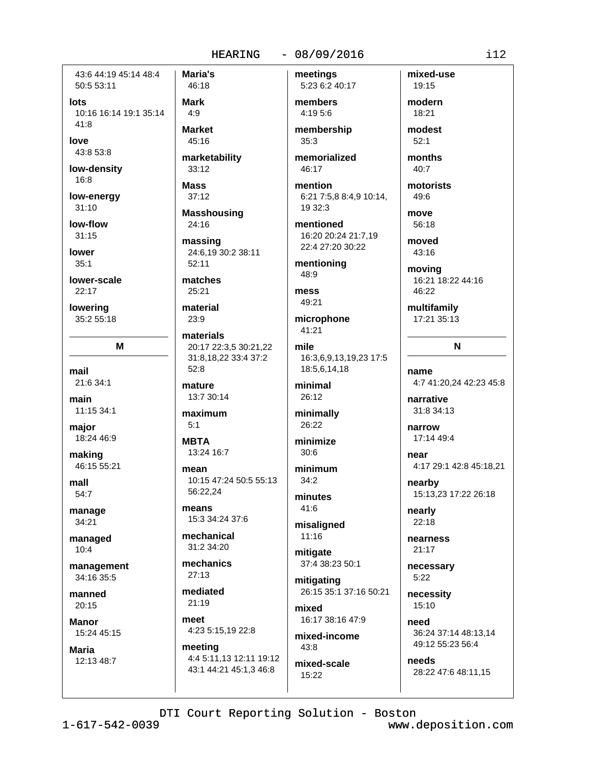43:6 44:19 45:14 48:4 50:5 53:11

**lots**
10:16 16:14 19:1 35:14 41:8

**love**
43:8 53:8

**low-density**
16:8

**low-energy**
31:10

**low-flow**
31:15

**lower**
35:1

**lower-scale**
22:17

**lowering**
35:2 55:18

## M

**mail**
21:6 34:1

**main**
11:15 34:1

**major**
18:24 46:9

**making**
46:15 55:21

**mall**
54:7

**manage**
34:21

**managed**
10:4

**management**
34:16 35:5

**manned**
20:15

**Manor**
15:24 45:15

**Maria**
12:13 48:7

**Maria's**
46:18

**Mark**
4:9

**Market**
45:16

**marketability**
33:12

**Mass**
37:12

**Masshousing**
24:16

**massing**
24:6,19 30:2 38:11 52:11

**matches**
25:21

**material**
23:9

**materials**
20:17 22:3,5 30:21,22 31:8,18,22 33:4 37:2 52:8

**mature**
13:7 30:14

**maximum**
5:1

**MBTA**
13:24 16:7

**mean**
10:15 47:24 50:5 55:13 56:22,24

**means**
15:3 34:24 37:6

**mechanical**
31:2 34:20

**mechanics**
27:13

**mediated**
21:19

**meet**
4:23 5:15,19 22:8

**meeting**
4:4 5:11,13 12:11 19:12 43:1 44:21 45:1,3 46:8

**meetings**
5:23 6:2 40:17

**members**
4:19 5:6

**membership**
35:3

**memorialized**
46:17

**mention**
6:21 7:5,8 8:4,9 10:14, 19 32:3

**mentioned**
16:20 20:24 21:7,19 22:4 27:20 30:22

**mentioning**
48:9

**mess**
49:21

**microphone**
41:21

**mile**
16:3,6,9,13,19,23 17:5 18:5,6,14,18

**minimal**
26:12

**minimally**
26:22

**minimize**
30:6

**minimum**
34:2

**minutes**
41:6

**misaligned**
11:16

**mitigate**
37:4 38:23 50:1

**mitigating**
26:15 35:1 37:16 50:21

**mixed**
16:17 38:16 47:9

**mixed-income**
43:8

**mixed-scale**
15:22

**mixed-use**
19:15

**modern**
18:21

**modest**
52:1

**months**
40:7

**motorists**
49:6

**move**
56:18

**moved**
43:16

**moving**
16:21 18:22 44:16 46:22

**multifamily**
17:21 35:13

## N

**name**
4:7 41:20,24 42:23 45:8

**narrative**
31:8 34:13

**narrow**
17:14 49:4

**near**
4:17 29:1 42:8 45:18,21

**nearby**
15:13,23 17:22 26:18

**nearly**
22:18

**nearness**
21:17

**necessary**
5:22

**necessity**
15:10

**need**
36:24 37:14 48:13,14 49:12 55:23 56:4

**needs**
28:22 47:6 48:11,15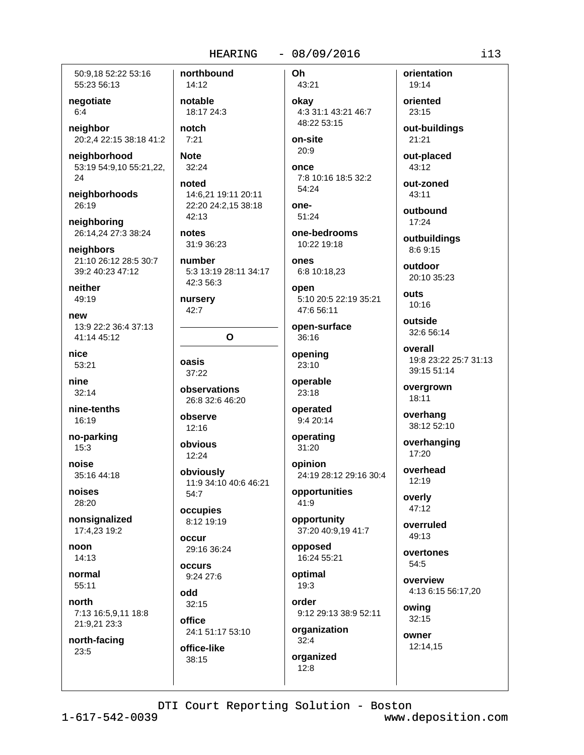50:9,18 52:22 53:16 55:23 56:13

**negotiate**
6:4

**neighbor**
20:2,4 22:15 38:18 41:2

**neighborhood**
53:19 54:9,10 55:21,22, 24

**neighborhoods**
26:19

**neighboring**
26:14,24 27:3 38:24

**neighbors**
21:10 26:12 28:5 30:7 39:2 40:23 47:12

**neither**
49:19

**new**
13:9 22:2 36:4 37:13 41:14 45:12

**nice**
53:21

**nine**
32:14

**nine-tenths**
16:19

**no-parking**
15:3

**noise**
35:16 44:18

**noises**
28:20

**nonsignalized**
17:4,23 19:2

**noon**
14:13

**normal**
55:11

**north**
7:13 16:5,9,11 18:8 21:9,21 23:3

**north-facing**
23:5

**northbound**
14:12

**notable**
18:17 24:3

**notch**
7:21

**Note**
32:24

**noted**
14:6,21 19:11 20:11 22:20 24:2,15 38:18 42:13

**notes**
31:9 36:23

**number**
5:3 13:19 28:11 34:17 42:3 56:3

**nursery**
42:7

## O

**oasis**
37:22

**observations**
26:8 32:6 46:20

**observe**
12:16

**obvious**
12:24

**obviously**
11:9 34:10 40:6 46:21 54:7

**occupies**
8:12 19:19

**occur**
29:16 36:24

**occurs**
9:24 27:6

**odd**
32:15

**office**
24:1 51:17 53:10

**office-like**
38:15

**Oh**
43:21

**okay**
4:3 31:1 43:21 46:7 48:22 53:15

**on-site**
20:9

**once**
7:8 10:16 18:5 32:2 54:24

**one-**
51:24

**one-bedrooms**
10:22 19:18

**ones**
6:8 10:18,23

**open**
5:10 20:5 22:19 35:21 47:6 56:11

**open-surface**
36:16

**opening**
23:10

**operable**
23:18

**operated**
9:4 20:14

**operating**
31:20

**opinion**
24:19 28:12 29:16 30:4

**opportunities**
41:9

**opportunity**
37:20 40:9,19 41:7

**opposed**
16:24 55:21

**optimal**
19:3

**order**
9:12 29:13 38:9 52:11

**organization**
32:4

**organized**
12:8

**orientation**
19:14

**oriented**
23:15

**out-buildings**
21:21

**out-placed**
43:12

**out-zoned**
43:11

**outbound**
17:24

**outbuildings**
8:6 9:15

**outdoor**
20:10 35:23

**outs**
10:16

**outside**
32:6 56:14

**overall**
19:8 23:22 25:7 31:13 39:15 51:14

**overgrown**
18:11

**overhang**
38:12 52:10

**overhanging**
17:20

**overhead**
12:19

**overly**
47:12

**overruled**
49:13

**overtones**
54:5

**overview**
4:13 6:15 56:17,20

**owing**
32:15

**owner**
12:14,15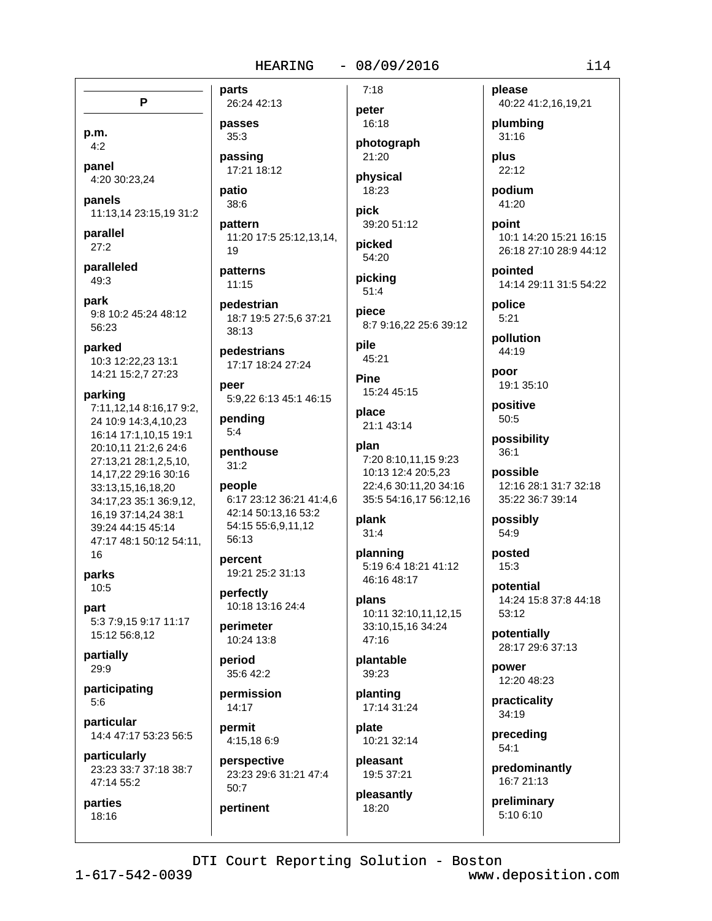## P

**p.m.**
4:2

**panel**
4:20 30:23,24

**panels**
11:13,14 23:15,19 31:2

**parallel**
27:2

**paralleled**
49:3

**park**
9:8 10:2 45:24 48:12 56:23

**parked**
10:3 12:22,23 13:1 14:21 15:2,7 27:23

**parking**
7:11,12,14 8:16,17 9:2, 24 10:9 14:3,4,10,23 16:14 17:1,10,15 19:1 20:10,11 21:2,6 24:6 27:13,21 28:1,2,5,10, 14,17,22 29:16 30:16 33:13,15,16,18,20 34:17,23 35:1 36:9,12, 16,19 37:14,24 38:1 39:24 44:15 45:14 47:17 48:1 50:12 54:11, 16

**parks**
10:5

**part**
5:3 7:9,15 9:17 11:17 15:12 56:8,12

**partially**
29:9

**participating**
5:6

**particular**
14:4 47:17 53:23 56:5

**particularly**
23:23 33:7 37:18 38:7 47:14 55:2

**parties**
18:16

**parts**
26:24 42:13

**passes**
35:3

**passing**
17:21 18:12

**patio**
38:6

**pattern**
11:20 17:5 25:12,13,14, 19

**patterns**
11:15

**pedestrian**
18:7 19:5 27:5,6 37:21 38:13

**pedestrians**
17:17 18:24 27:24

**peer**
5:9,22 6:13 45:1 46:15

**pending**
5:4

**penthouse**
31:2

**people**
6:17 23:12 36:21 41:4,6 42:14 50:13,16 53:2 54:15 55:6,9,11,12 56:13

**percent**
19:21 25:2 31:13

**perfectly**
10:18 13:16 24:4

**perimeter**
10:24 13:8

**period**
35:6 42:2

**permission**
14:17

**permit**
4:15,18 6:9

**perspective**
23:23 29:6 31:21 47:4 50:7

**pertinent**
7:18

**peter**
16:18

**photograph**
21:20

**physical**
18:23

**pick**
39:20 51:12

**picked**
54:20

**picking**
51:4

**piece**
8:7 9:16,22 25:6 39:12

**pile**
45:21

**Pine**
15:24 45:15

**place**
21:1 43:14

**plan**
7:20 8:10,11,15 9:23 10:13 12:4 20:5,23 22:4,6 30:11,20 34:16 35:5 54:16,17 56:12,16

**plank**
31:4

**planning**
5:19 6:4 18:21 41:12 46:16 48:17

**plans**
10:11 32:10,11,12,15 33:10,15,16 34:24 47:16

**plantable**
39:23

**planting**
17:14 31:24

**plate**
10:21 32:14

**pleasant**
19:5 37:21

**pleasantly**
18:20

**please**
40:22 41:2,16,19,21

**plumbing**
31:16

**plus**
22:12

**podium**
41:20

**point**
10:1 14:20 15:21 16:15 26:18 27:10 28:9 44:12

**pointed**
14:14 29:11 31:5 54:22

**police**
5:21

**pollution**
44:19

**poor**
19:1 35:10

**positive**
50:5

**possibility**
36:1

**possible**
12:16 28:1 31:7 32:18 35:22 36:7 39:14

**possibly**
54:9

**posted**
15:3

**potential**
14:24 15:8 37:8 44:18 53:12

**potentially**
28:17 29:6 37:13

**power**
12:20 48:23

**practicality**
34:19

**preceding**
54:1

**predominantly**
16:7 21:13

**preliminary**
5:10 6:10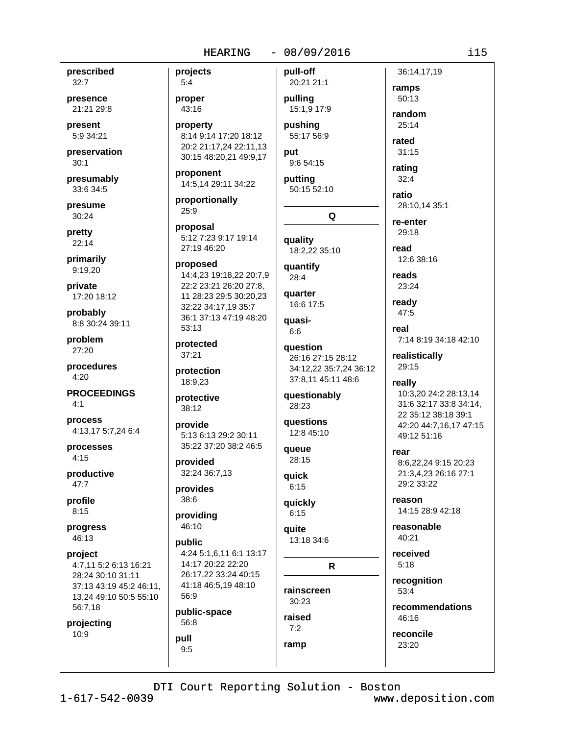**prescribed**
32:7

**presence**
21:21 29:8

**present**
5:9 34:21

**preservation**
30:1

**presumably**
33:6 34:5

**presume**
30:24

**pretty**
22:14

**primarily**
9:19,20

**private**
17:20 18:12

**probably**
8:8 30:24 39:11

**problem**
27:20

**procedures**
4:20

**PROCEEDINGS**
4:1

**process**
4:13,17 5:7,24 6:4

**processes**
4:15

**productive**
47:7

**profile**
8:15

**progress**
46:13

**project**
4:7,11 5:2 6:13 16:21 28:24 30:10 31:11 37:13 43:19 45:2 46:11, 13,24 49:10 50:5 55:10 56:7,18

**projecting**
10:9

**projects**
5:4

**proper**
43:16

**property**
8:14 9:14 17:20 18:12 20:2 21:17,24 22:11,13 30:15 48:20,21 49:9,17

**proponent**
14:5,14 29:11 34:22

**proportionally**
25:9

**proposal**
5:12 7:23 9:17 19:14 27:19 46:20

**proposed**
14:4,23 19:18,22 20:7,9 22:2 23:21 26:20 27:8, 11 28:23 29:5 30:20,23 32:22 34:17,19 35:7 36:1 37:13 47:19 48:20 53:13

**protected**
37:21

**protection**
18:9,23

**protective**
38:12

**provide**
5:13 6:13 29:2 30:11 35:22 37:20 38:2 46:5

**provided**
32:24 36:7,13

**provides**
38:6

**providing**
46:10

**public**
4:24 5:1,6,11 6:1 13:17 14:17 20:22 22:20 26:17,22 33:24 40:15 41:18 46:5,19 48:10 56:9

**public-space**
56:8

**pull**
9:5

**pull-off**
20:21 21:1

**pulling**
15:1,9 17:9

**pushing**
55:17 56:9

**put**
9:6 54:15

**putting**
50:15 52:10

## Q

**quality**
18:2,22 35:10

**quantify**
28:4

**quarter**
16:6 17:5

**quasi-**
6:6

**question**
26:16 27:15 28:12 34:12,22 35:7,24 36:12 37:8,11 45:11 48:6

**questionably**
28:23

**questions**
12:8 45:10

**queue**
28:15

**quick**
6:15

**quickly**
6:15

**quite**
13:18 34:6

## R

**rainscreen**
30:23

**raised**
7:2

**ramp**
36:14,17,19

**ramps**
50:13

**random**
25:14

**rated**
31:15

**rating**
32:4

**ratio**
28:10,14 35:1

**re-enter**
29:18

**read**
12:6 38:16

**reads**
23:24

**ready**
47:5

**real**
7:14 8:19 34:18 42:10

**realistically**
29:15

**really**
10:3,20 24:2 28:13,14 31:6 32:17 33:8 34:14, 22 35:12 38:18 39:1 42:20 44:7,16,17 47:15 49:12 51:16

**rear**
8:6,22,24 9:15 20:23 21:3,4,23 26:16 27:1 29:2 33:22

**reason**
14:15 28:9 42:18

**reasonable**
40:21

**received**
5:18

**recognition**
53:4

**recommendations**
46:16

**reconcile**
23:20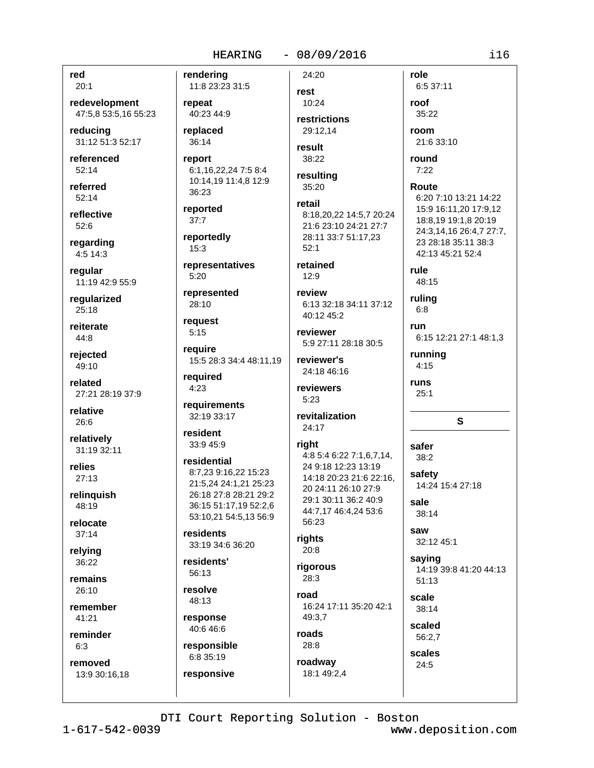**red**
20:1

**redevelopment**
47:5,8 53:5,16 55:23

**reducing**
31:12 51:3 52:17

**referenced**
52:14

**referred**
52:14

**reflective**
52:6

**regarding**
4:5 14:3

**regular**
11:19 42:9 55:9

**regularized**
25:18

**reiterate**
44:8

**rejected**
49:10

**related**
27:21 28:19 37:9

**relative**
26:6

**relatively**
31:19 32:11

**relies**
27:13

**relinquish**
48:19

**relocate**
37:14

**relying**
36:22

**remains**
26:10

**remember**
41:21

**reminder**
6:3

**removed**
13:9 30:16,18

**rendering**
11:8 23:23 31:5

**repeat**
40:23 44:9

**replaced**
36:14

**report**
6:1,16,22,24 7:5 8:4 10:14,19 11:4,8 12:9 36:23

**reported**
37:7

**reportedly**
15:3

**representatives**
5:20

**represented**
28:10

**request**
5:15

**require**
15:5 28:3 34:4 48:11,19

**required**
4:23

**requirements**
32:19 33:17

**resident**
33:9 45:9

**residential**
8:7,23 9:16,22 15:23 21:5,24 24:1,21 25:23 26:18 27:8 28:21 29:2 36:15 51:17,19 52:2,6 53:10,21 54:5,13 56:9

**residents**
33:19 34:6 36:20

**residents'**
56:13

**resolve**
48:13

**response**
40:6 46:6

**responsible**
6:8 35:19

**responsive**
24:20

**rest**
10:24

**restrictions**
29:12,14

**result**
38:22

**resulting**
35:20

**retail**
8:18,20,22 14:5,7 20:24 21:6 23:10 24:21 27:7 28:11 33:7 51:17,23 52:1

**retained**
12:9

**review**
6:13 32:18 34:11 37:12 40:12 45:2

**reviewer**
5:9 27:11 28:18 30:5

**reviewer's**
24:18 46:16

**reviewers**
5:23

**revitalization**
24:17

**right**
4:8 5:4 6:22 7:1,6,7,14, 24 9:18 12:23 13:19 14:18 20:23 21:6 22:16, 20 24:11 26:10 27:9 29:1 30:11 36:2 40:9 44:7,17 46:4,24 53:6 56:23

**rights**
20:8

**rigorous**
28:3

**road**
16:24 17:11 35:20 42:1 49:3,7

**roads**
28:8

**roadway**
18:1 49:2,4

**role**
6:5 37:11

**roof**
35:22

**room**
21:6 33:10

**round**
7:22

**Route**
6:20 7:10 13:21 14:22 15:9 16:11,20 17:9,12 18:8,19 19:1,8 20:19 24:3,14,16 26:4,7 27:7, 23 28:18 35:11 38:3 42:13 45:21 52:4

**rule**
48:15

**ruling**
6:8

**run**
6:15 12:21 27:1 48:1,3

**running**
4:15

**runs**
25:1

## S

**safer**
38:2

**safety**
14:24 15:4 27:18

**sale**
38:14

**saw**
32:12 45:1

**saying**
14:19 39:8 41:20 44:13 51:13

**scale**
38:14

**scaled**
56:2,7

**scales**
24:5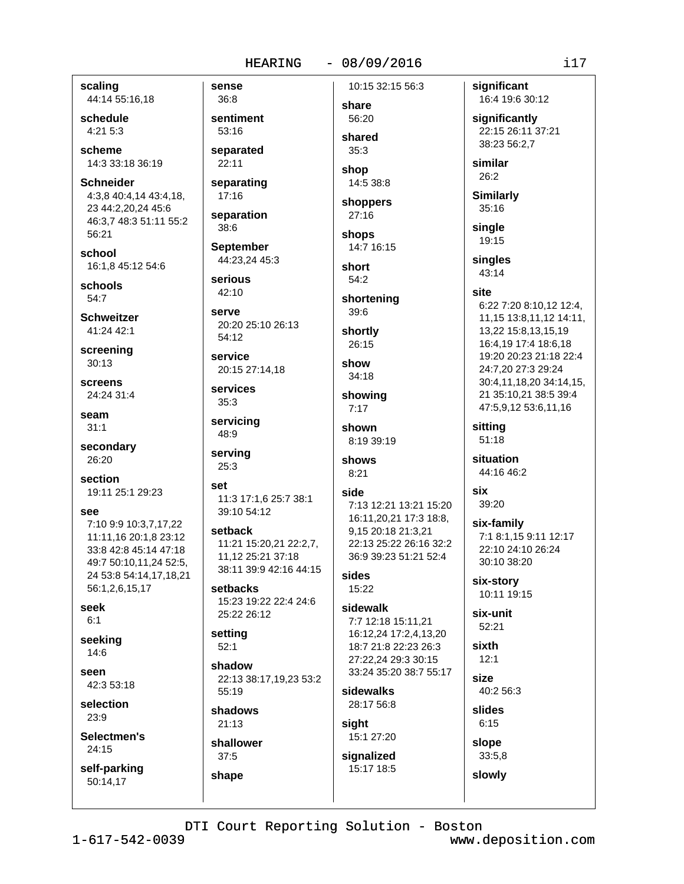**scaling**
44:14 55:16,18

**schedule**
4:21 5:3

**scheme**
14:3 33:18 36:19

**Schneider**
4:3,8 40:4,14 43:4,18, 23 44:2,20,24 45:6 46:3,7 48:3 51:11 55:2 56:21

**school**
16:1,8 45:12 54:6

**schools**
54:7

**Schweitzer**
41:24 42:1

**screening**
30:13

**screens**
24:24 31:4

**seam**
31:1

**secondary**
26:20

**section**
19:11 25:1 29:23

**see**
7:10 9:9 10:3,7,17,22 11:11,16 20:1,8 23:12 33:8 42:8 45:14 47:18 49:7 50:10,11,24 52:5, 24 53:8 54:14,17,18,21 56:1,2,6,15,17

**seek**
6:1

**seeking**
14:6

**seen**
42:3 53:18

**selection**
23:9

**Selectmen's**
24:15

**self-parking**
50:14,17

**sense**
36:8

**sentiment**
53:16

**separated**
22:11

**separating**
17:16

**separation**
38:6

**September**
44:23,24 45:3

**serious**
42:10

**serve**
20:20 25:10 26:13 54:12

**service**
20:15 27:14,18

**services**
35:3

**servicing**
48:9

**serving**
25:3

**set**
11:3 17:1,6 25:7 38:1 39:10 54:12

**setback**
11:21 15:20,21 22:2,7, 11,12 25:21 37:18 38:11 39:9 42:16 44:15

**setbacks**
15:23 19:22 22:4 24:6 25:22 26:12

**setting**
52:1

**shadow**
22:13 38:17,19,23 53:2 55:19

**shadows**
21:13

**shallower**
37:5

**shape**
10:15 32:15 56:3

**share**
56:20

**shared**
35:3

**shop**
14:5 38:8

**shoppers**
27:16

**shops**
14:7 16:15

**short**
54:2

**shortening**
39:6

**shortly**
26:15

**show**
34:18

**showing**
7:17

**shown**
8:19 39:19

**shows**
8:21

**side**
7:13 12:21 13:21 15:20 16:11,20,21 17:3 18:8, 9,15 20:18 21:3,21 22:13 25:22 26:16 32:2 36:9 39:23 51:21 52:4

**sides**
15:22

**sidewalk**
7:7 12:18 15:11,21 16:12,24 17:2,4,13,20 18:7 21:8 22:23 26:3 27:22,24 29:3 30:15 33:24 35:20 38:7 55:17

**sidewalks**
28:17 56:8

**sight**
15:1 27:20

**signalized**
15:17 18:5

**significant**
16:4 19:6 30:12

**significantly**
22:15 26:11 37:21 38:23 56:2,7

**similar**
26:2

**Similarly**
35:16

**single**
19:15

**singles**
43:14

**site**
6:22 7:20 8:10,12 12:4, 11,15 13:8,11,12 14:11, 13,22 15:8,13,15,19 16:4,19 17:4 18:6,18 19:20 20:23 21:18 22:4 24:7,20 27:3 29:24 30:4,11,18,20 34:14,15, 21 35:10,21 38:5 39:4 47:5,9,12 53:6,11,16

**sitting**
51:18

**situation**
44:16 46:2

**six**
39:20

**six-family**
7:1 8:1,15 9:11 12:17 22:10 24:10 26:24 30:10 38:20

**six-story**
10:11 19:15

**six-unit**
52:21

**sixth**
12:1

**size**
40:2 56:3

**slides**
6:15

**slope**
33:5,8

**slowly**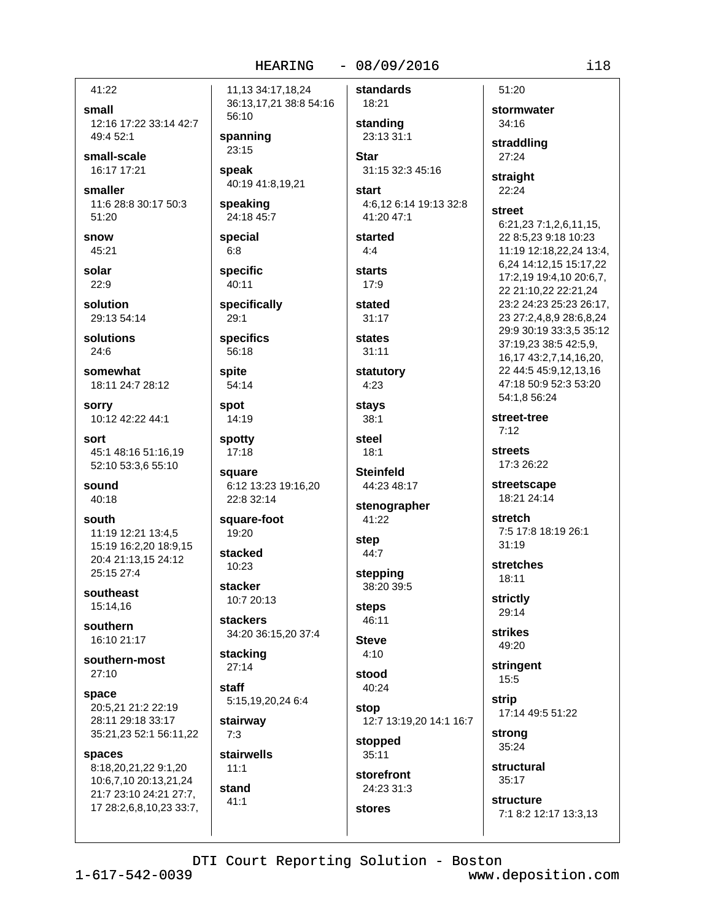41:22

**small**
12:16 17:22 33:14 42:7 49:4 52:1

**small-scale**
16:17 17:21

**smaller**
11:6 28:8 30:17 50:3 51:20

**snow**
45:21

**solar**
22:9

**solution**
29:13 54:14

**solutions**
24:6

**somewhat**
18:11 24:7 28:12

**sorry**
10:12 42:22 44:1

**sort**
45:1 48:16 51:16,19 52:10 53:3,6 55:10

**sound**
40:18

**south**
11:19 12:21 13:4,5 15:19 16:2,20 18:9,15 20:4 21:13,15 24:12 25:15 27:4

**southeast**
15:14,16

**southern**
16:10 21:17

**southern-most**
27:10

**space**
20:5,21 21:2 22:19 28:11 29:18 33:17 35:21,23 52:1 56:11,22

**spaces**
8:18,20,21,22 9:1,20 10:6,7,10 20:13,21,24 21:7 23:10 24:21 27:7, 17 28:2,6,8,10,23 33:7, 11,13 34:17,18,24 36:13,17,21 38:8 54:16 56:10

**spanning**
23:15

**speak**
40:19 41:8,19,21

**speaking**
24:18 45:7

**special**
6:8

**specific**
40:11

**specifically**
29:1

**specifics**
56:18

**spite**
54:14

**spot**
14:19

**spotty**
17:18

**square**
6:12 13:23 19:16,20 22:8 32:14

**square-foot**
19:20

**stacked**
10:23

**stacker**
10:7 20:13

**stackers**
34:20 36:15,20 37:4

**stacking**
27:14

**staff**
5:15,19,20,24 6:4

**stairway**
7:3

**stairwells**
11:1

**stand**
41:1

**standards**
18:21

**standing**
23:13 31:1

**Star**
31:15 32:3 45:16

**start**
4:6,12 6:14 19:13 32:8 41:20 47:1

**started**
4:4

**starts**
17:9

**stated**
31:17

**states**
31:11

**statutory**
4:23

**stays**
38:1

**steel**
18:1

**Steinfeld**
44:23 48:17

**stenographer**
41:22

**step**
44:7

**stepping**
38:20 39:5

**steps**
46:11

**Steve**
4:10

**stood**
40:24

**stop**
12:7 13:19,20 14:1 16:7

**stopped**
35:11

**storefront**
24:23 31:3

**stores**
51:20

**stormwater**
34:16

**straddling**
27:24

**straight**
22:24

**street**
6:21,23 7:1,2,6,11,15, 22 8:5,23 9:18 10:23 11:19 12:18,22,24 13:4, 6,24 14:12,15 15:17,22 17:2,19 19:4,10 20:6,7, 22 21:10,22 22:21,24 23:2 24:23 25:23 26:17, 23 27:2,4,8,9 28:6,8,24 29:9 30:19 33:3,5 35:12 37:19,23 38:5 42:5,9, 16,17 43:2,7,14,16,20, 22 44:5 45:9,12,13,16 47:18 50:9 52:3 53:20 54:1,8 56:24

**street-tree**
7:12

**streets**
17:3 26:22

**streetscape**
18:21 24:14

**stretch**
7:5 17:8 18:19 26:1 31:19

**stretches**
18:11

**strictly**
29:14

**strikes**
49:20

**stringent**
15:5

**strip**
17:14 49:5 51:22

**strong**
35:24

**structural**
35:17

**structure**
7:1 8:2 12:17 13:3,13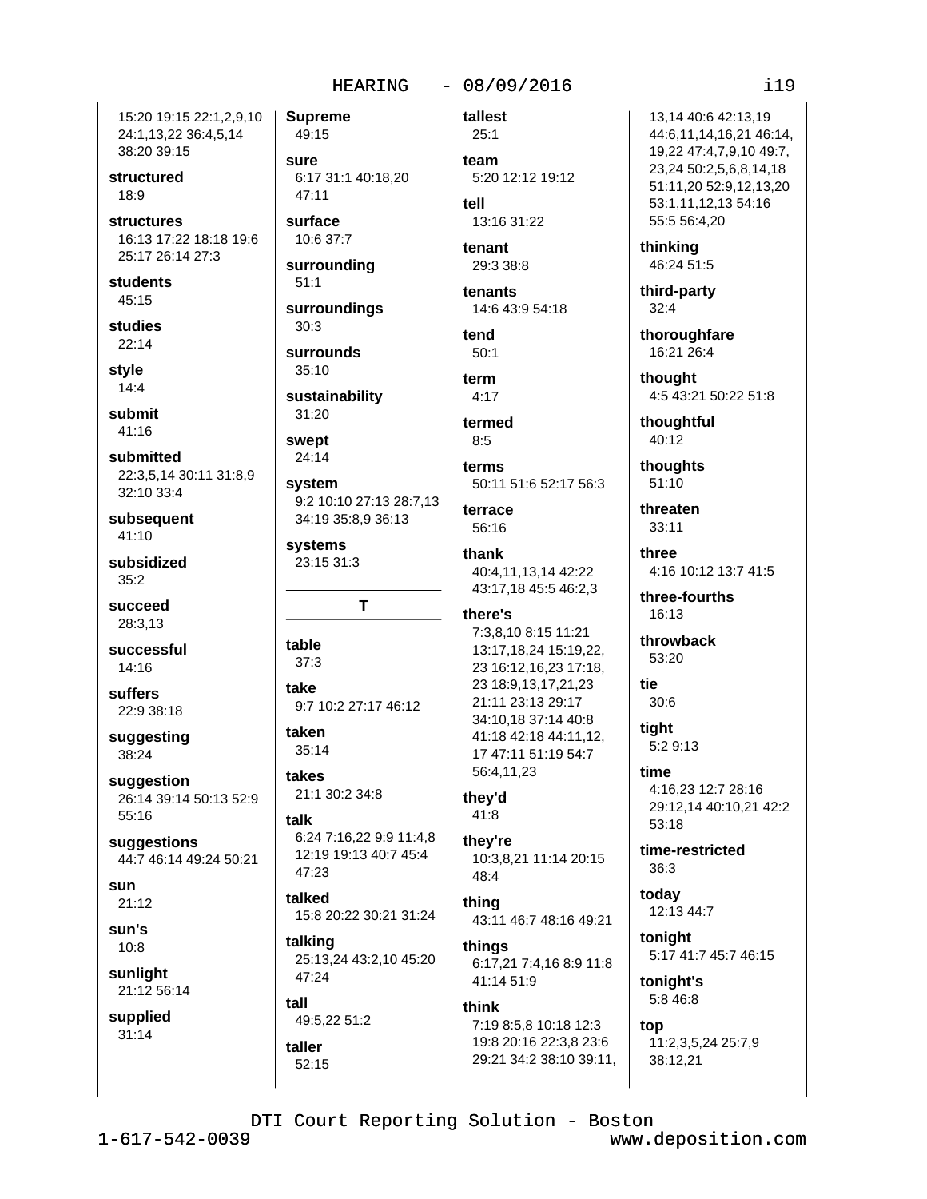15:20 19:15 22:1,2,9,10 24:1,13,22 36:4,5,14 38:20 39:15

**structured**
18:9

**structures**
16:13 17:22 18:18 19:6 25:17 26:14 27:3

**students**
45:15

**studies**
22:14

**style**
14:4

**submit**
41:16

**submitted**
22:3,5,14 30:11 31:8,9 32:10 33:4

**subsequent**
41:10

**subsidized**
35:2

**succeed**
28:3,13

**successful**
14:16

**suffers**
22:9 38:18

**suggesting**
38:24

**suggestion**
26:14 39:14 50:13 52:9 55:16

**suggestions**
44:7 46:14 49:24 50:21

**sun**
21:12

**sun's**
10:8

**sunlight**
21:12 56:14

**supplied**
31:14

**Supreme**
49:15

**sure**
6:17 31:1 40:18,20 47:11

**surface**
10:6 37:7

**surrounding**
51:1

**surroundings**
30:3

**surrounds**
35:10

**sustainability**
31:20

**swept**
24:14

**system**
9:2 10:10 27:13 28:7,13 34:19 35:8,9 36:13

**systems**
23:15 31:3

## T

**table**
37:3

**take**
9:7 10:2 27:17 46:12

**taken**
35:14

**takes**
21:1 30:2 34:8

**talk**
6:24 7:16,22 9:9 11:4,8 12:19 19:13 40:7 45:4 47:23

**talked**
15:8 20:22 30:21 31:24

**talking**
25:13,24 43:2,10 45:20 47:24

**tall**
49:5,22 51:2

**taller**
52:15

**tallest**
25:1

**team**
5:20 12:12 19:12

**tell**
13:16 31:22

**tenant**
29:3 38:8

**tenants**
14:6 43:9 54:18

**tend**
50:1

**term**
4:17

**termed**
8:5

**terms**
50:11 51:6 52:17 56:3

**terrace**
56:16

**thank**
40:4,11,13,14 42:22 43:17,18 45:5 46:2,3

**there's**
7:3,8,10 8:15 11:21 13:17,18,24 15:19,22, 23 16:12,16,23 17:18, 23 18:9,13,17,21,23 21:11 23:13 29:17 34:10,18 37:14 40:8 41:18 42:18 44:11,12, 17 47:11 51:19 54:7 56:4,11,23

**they'd**
41:8

**they're**
10:3,8,21 11:14 20:15 48:4

**thing**
43:11 46:7 48:16 49:21

**things**
6:17,21 7:4,16 8:9 11:8 41:14 51:9

**think**
7:19 8:5,8 10:18 12:3 19:8 20:16 22:3,8 23:6 29:21 34:2 38:10 39:11, 13,14 40:6 42:13,19 44:6,11,14,16,21 46:14, 19,22 47:4,7,9,10 49:7, 23,24 50:2,5,6,8,14,18 51:11,20 52:9,12,13,20 53:1,11,12,13 54:16 55:5 56:4,20

**thinking**
46:24 51:5

**third-party**
32:4

**thoroughfare**
16:21 26:4

**thought**
4:5 43:21 50:22 51:8

**thoughtful**
40:12

**thoughts**
51:10

**threaten**
33:11

**three**
4:16 10:12 13:7 41:5

**three-fourths**
16:13

**throwback**
53:20

**tie**
30:6

**tight**
5:2 9:13

**time**
4:16,23 12:7 28:16 29:12,14 40:10,21 42:2 53:18

**time-restricted**
36:3

**today**
12:13 44:7

**tonight**
5:17 41:7 45:7 46:15

**tonight's**
5:8 46:8

**top**
11:2,3,5,24 25:7,9 38:12,21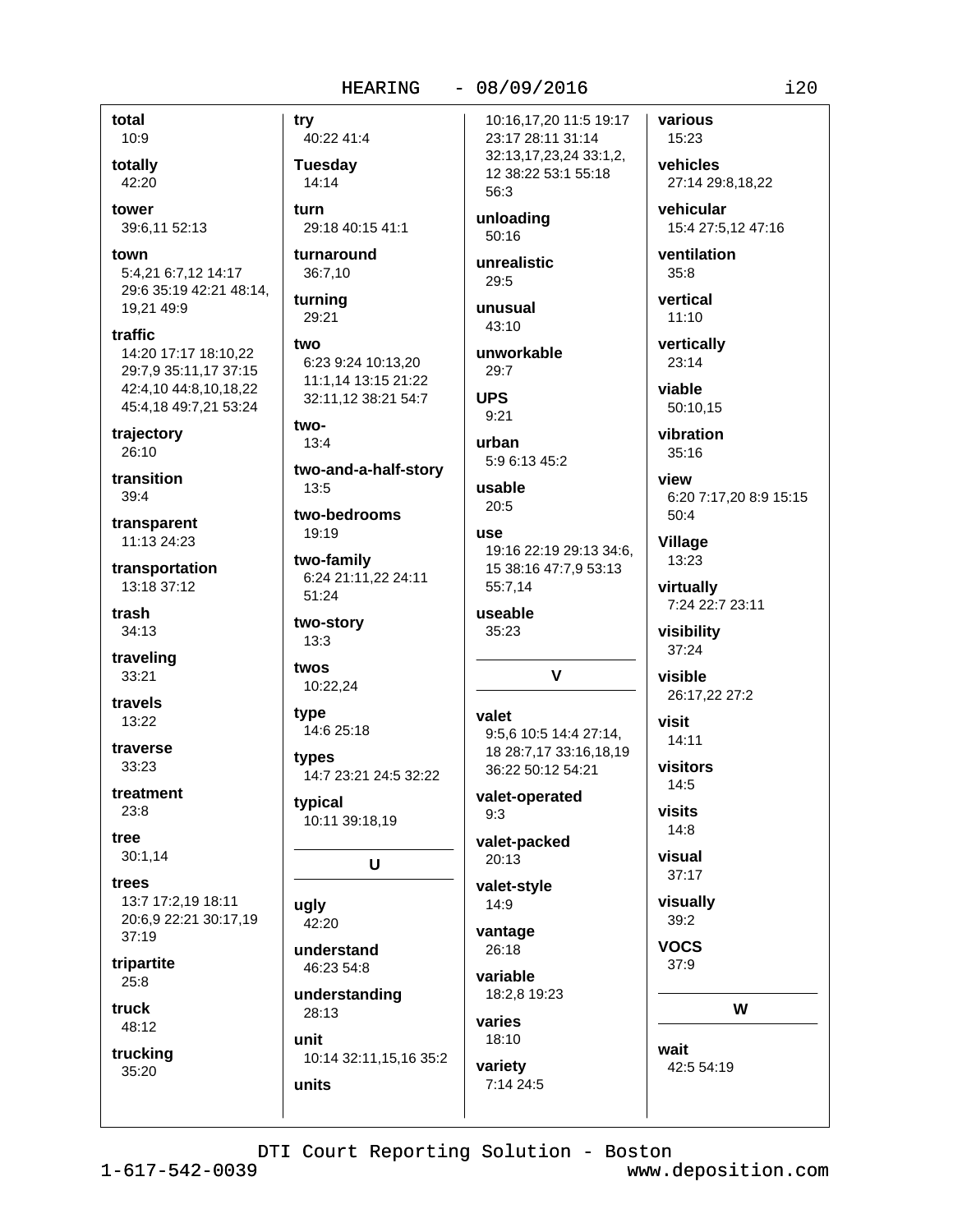**total**
10:9

**totally**
42:20

**tower**
39:6,11 52:13

**town**
5:4,21 6:7,12 14:17 29:6 35:19 42:21 48:14, 19,21 49:9

**traffic**
14:20 17:17 18:10,22 29:7,9 35:11,17 37:15 42:4,10 44:8,10,18,22 45:4,18 49:7,21 53:24

**trajectory**
26:10

**transition**
39:4

**transparent**
11:13 24:23

**transportation**
13:18 37:12

**trash**
34:13

**traveling**
33:21

**travels**
13:22

**traverse**
33:23

**treatment**
23:8

**tree**
30:1,14

**trees**
13:7 17:2,19 18:11 20:6,9 22:21 30:17,19 37:19

**tripartite**
25:8

**truck**
48:12

**trucking**
35:20

**try**
40:22 41:4

**Tuesday**
14:14

**turn**
29:18 40:15 41:1

**turnaround**
36:7,10

**turning**
29:21

**two**
6:23 9:24 10:13,20 11:1,14 13:15 21:22 32:11,12 38:21 54:7

**two-**
13:4

**two-and-a-half-story**
13:5

**two-bedrooms**
19:19

**two-family**
6:24 21:11,22 24:11 51:24

**two-story**
13:3

**twos**
10:22,24

**type**
14:6 25:18

**types**
14:7 23:21 24:5 32:22

**typical**
10:11 39:18,19

## U

**ugly**
42:20

**understand**
46:23 54:8

**understanding**
28:13

**unit**
10:14 32:11,15,16 35:2

**units**
10:16,17,20 11:5 19:17 23:17 28:11 31:14 32:13,17,23,24 33:1,2, 12 38:22 53:1 55:18 56:3

**unloading**
50:16

**unrealistic**
29:5

**unusual**
43:10

**unworkable**
29:7

**UPS**
9:21

**urban**
5:9 6:13 45:2

**usable**
20:5

**use**
19:16 22:19 29:13 34:6, 15 38:16 47:7,9 53:13 55:7,14

**useable**
35:23

## V

**valet**
9:5,6 10:5 14:4 27:14, 18 28:7,17 33:16,18,19 36:22 50:12 54:21

**valet-operated**
9:3

**valet-packed**
20:13

**valet-style**
14:9

**vantage**
26:18

**variable**
18:2,8 19:23

**varies**
18:10

**variety**
7:14 24:5

**various**
15:23

**vehicles**
27:14 29:8,18,22

**vehicular**
15:4 27:5,12 47:16

**ventilation**
35:8

**vertical**
11:10

**vertically**
23:14

**viable**
50:10,15

**vibration**
35:16

**view**
6:20 7:17,20 8:9 15:15 50:4

**Village**
13:23

**virtually**
7:24 22:7 23:11

**visibility**
37:24

**visible**
26:17,22 27:2

**visit**
14:11

**visitors**
14:5

**visits**
14:8

**visual**
37:17

**visually**
39:2

**VOCS**
37:9

## W

**wait**
42:5 54:19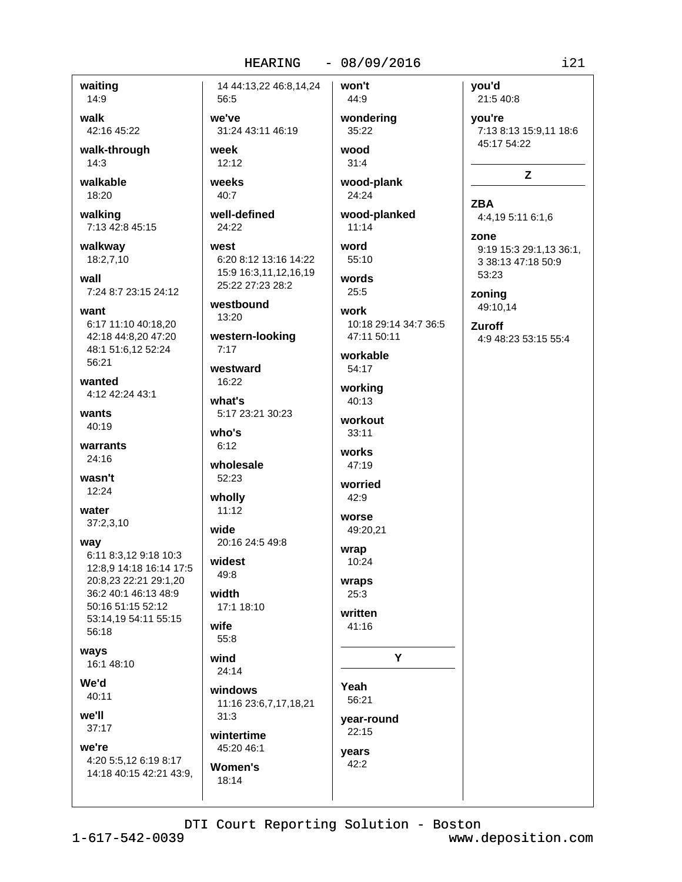**waiting**
14:9

**walk**
42:16 45:22

**walk-through**
14:3

**walkable**
18:20

**walking**
7:13 42:8 45:15

**walkway**
18:2,7,10

**wall**
7:24 8:7 23:15 24:12

**want**
6:17 11:10 40:18,20 42:18 44:8,20 47:20 48:1 51:6,12 52:24 56:21

**wanted**
4:12 42:24 43:1

**wants**
40:19

**warrants**
24:16

**wasn't**
12:24

**water**
37:2,3,10

**way**
6:11 8:3,12 9:18 10:3 12:8,9 14:18 16:14 17:5 20:8,23 22:21 29:1,20 36:2 40:1 46:13 48:9 50:16 51:15 52:12 53:14,19 54:11 55:15 56:18

**ways**
16:1 48:10

**We'd**
40:11

**we'll**
37:17

**we're**
4:20 5:5,12 6:19 8:17 14:18 40:15 42:21 43:9, 14 44:13,22 46:8,14,24 56:5

**we've**
31:24 43:11 46:19

**week**
12:12

**weeks**
40:7

**well-defined**
24:22

**west**
6:20 8:12 13:16 14:22 15:9 16:3,11,12,16,19 25:22 27:23 28:2

**westbound**
13:20

**western-looking**
7:17

**westward**
16:22

**what's**
5:17 23:21 30:23

**who's**
6:12

**wholesale**
52:23

**wholly**
11:12

**wide**
20:16 24:5 49:8

**widest**
49:8

**width**
17:1 18:10

**wife**
55:8

**wind**
24:14

**windows**
11:16 23:6,7,17,18,21 31:3

**wintertime**
45:20 46:1

**Women's**
18:14

**won't**
44:9

**wondering**
35:22

**wood**
31:4

**wood-plank**
24:24

**wood-planked**
11:14

**word**
55:10

**words**
25:5

**work**
10:18 29:14 34:7 36:5 47:11 50:11

**workable**
54:17

**working**
40:13

**workout**
33:11

**works**
47:19

**worried**
42:9

**worse**
49:20,21

**wrap**
10:24

**wraps**
25:3

**written**
41:16

## Y

**Yeah**
56:21

**year-round**
22:15

**years**
42:2

**you'd**
21:5 40:8

**you're**
7:13 8:13 15:9,11 18:6 45:17 54:22

## Z

**ZBA**
4:4,19 5:11 6:1,6

**zone**
9:19 15:3 29:1,13 36:1,3 38:13 47:18 50:9 53:23

**zoning**
49:10,14

**Zuroff**
4:9 48:23 53:15 55:4